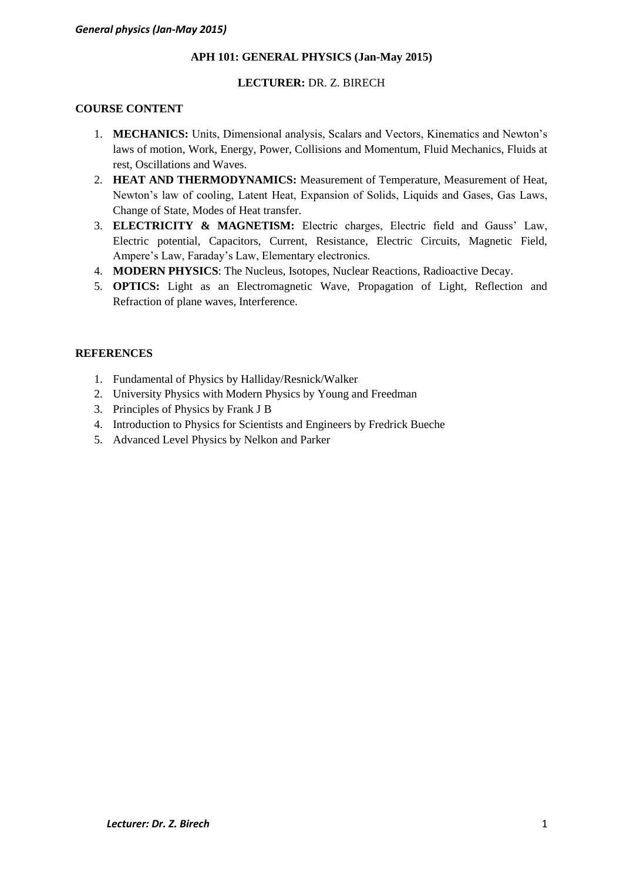# APH 101: GENERAL PHYSICS (Jan-May 2015)

**LECTURER:** DR. Z. BIRECH

## COURSE CONTENT

1. **MECHANICS:** Units, Dimensional analysis, Scalars and Vectors, Kinematics and Newton's laws of motion, Work, Energy, Power, Collisions and Momentum, Fluid Mechanics, Fluids at rest, Oscillations and Waves.
2. **HEAT AND THERMODYNAMICS:** Measurement of Temperature, Measurement of Heat, Newton's law of cooling, Latent Heat, Expansion of Solids, Liquids and Gases, Gas Laws, Change of State, Modes of Heat transfer.
3. **ELECTRICITY & MAGNETISM:** Electric charges, Electric field and Gauss' Law, Electric potential, Capacitors, Current, Resistance, Electric Circuits, Magnetic Field, Ampere's Law, Faraday's Law, Elementary electronics.
4. **MODERN PHYSICS**: The Nucleus, Isotopes, Nuclear Reactions, Radioactive Decay.
5. **OPTICS:** Light as an Electromagnetic Wave, Propagation of Light, Reflection and Refraction of plane waves, Interference.

## REFERENCES

1. Fundamental of Physics by Halliday/Resnick/Walker
2. University Physics with Modern Physics by Young and Freedman
3. Principles of Physics by Frank J B
4. Introduction to Physics for Scientists and Engineers by Fredrick Bueche
5. Advanced Level Physics by Nelkon and Parker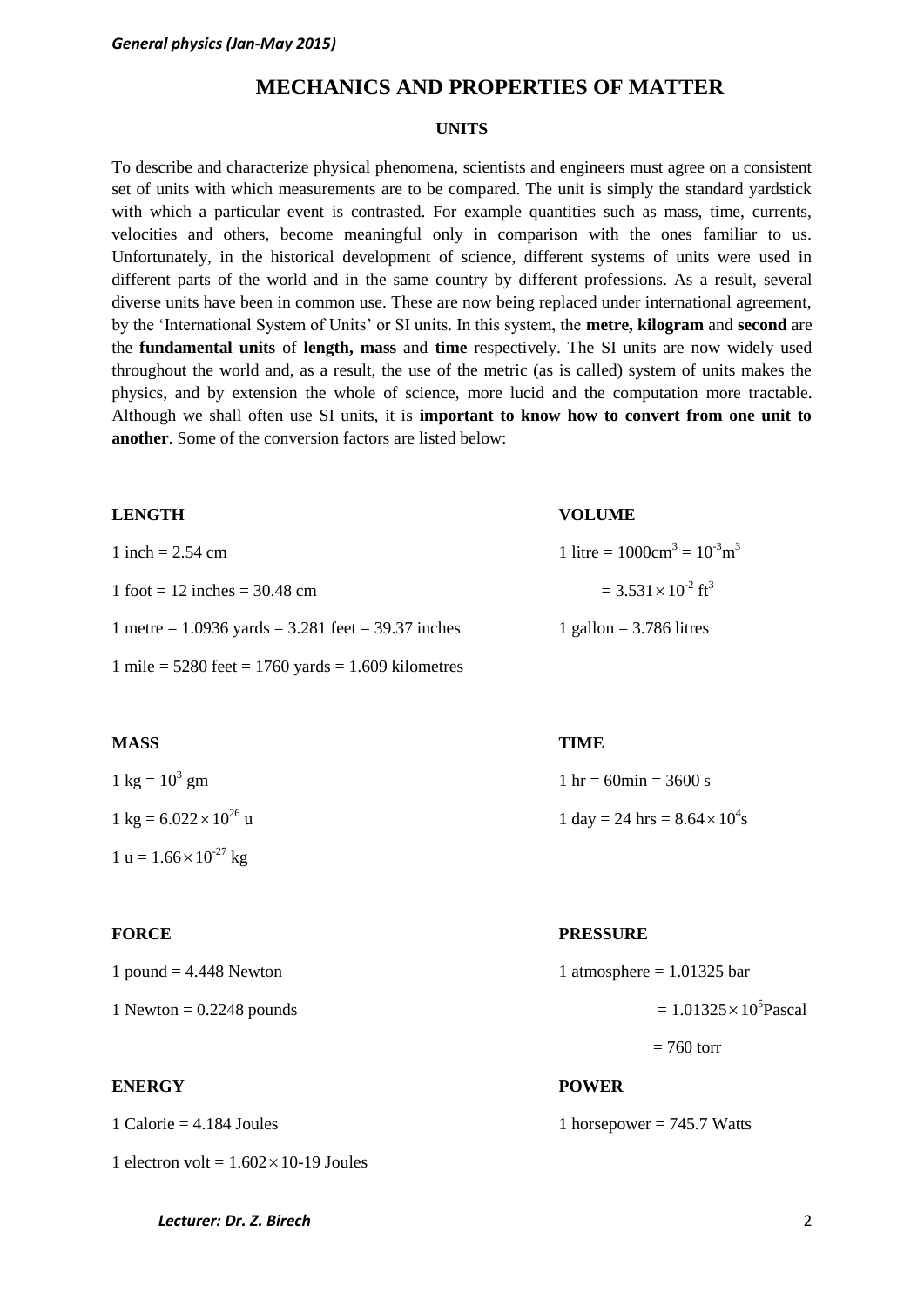# MECHANICS AND PROPERTIES OF MATTER

## UNITS

To describe and characterize physical phenomena, scientists and engineers must agree on a consistent set of units with which measurements are to be compared. The unit is simply the standard yardstick with which a particular event is contrasted. For example quantities such as mass, time, currents, velocities and others, become meaningful only in comparison with the ones familiar to us. Unfortunately, in the historical development of science, different systems of units were used in different parts of the world and in the same country by different professions. As a result, several diverse units have been in common use. These are now being replaced under international agreement, by the 'International System of Units' or SI units. In this system, the **metre, kilogram** and **second** are the **fundamental units** of **length, mass** and **time** respectively. The SI units are now widely used throughout the world and, as a result, the use of the metric (as is called) system of units makes the physics, and by extension the whole of science, more lucid and the computation more tractable. Although we shall often use SI units, it is **important to know how to convert from one unit to another**. Some of the conversion factors are listed below:

**LENGTH**

1 inch = 2.54 cm

1 foot = 12 inches = 30.48 cm

1 metre = 1.0936 yards = 3.281 feet = 39.37 inches

1 mile = 5280 feet = 1760 yards = 1.609 kilometres

**VOLUME**

1 litre = $1000\text{cm}^3 = 10^{-3}\text{m}^3$

$= 3.531\times10^{-2}\ \text{ft}^3$

1 gallon = 3.786 litres

**MASS**

1 kg = $10^3$ gm

1 kg = $6.022\times10^{26}$ u

1 u = $1.66\times10^{-27}$ kg

**TIME**

1 hr = 60min = 3600 s

1 day = 24 hrs = $8.64\times10^4$s

**FORCE**

1 pound = 4.448 Newton

1 Newton = 0.2248 pounds

**PRESSURE**

1 atmosphere = 1.01325 bar

$= 1.01325\times10^5$Pascal

= 760 torr

**ENERGY**

1 Calorie = 4.184 Joules

1 electron volt = $1.602\times$10-19 Joules

**POWER**

1 horsepower = 745.7 Watts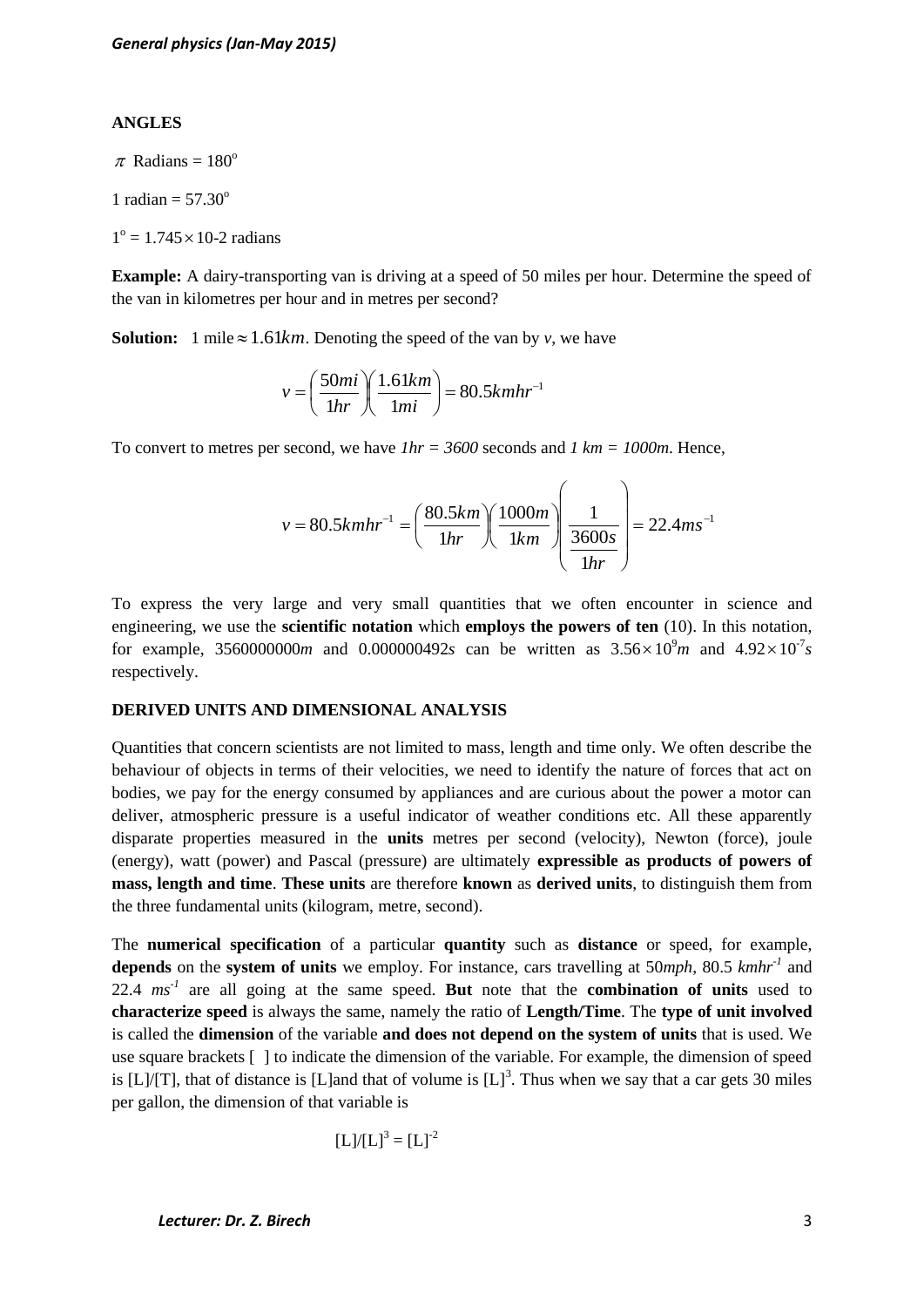**ANGLES**

$\pi$ Radians = $180^o$

1 radian = $57.30^o$

$1^o = 1.745 \times 10\text{-}2$ radians

**Example:** A dairy-transporting van is driving at a speed of 50 miles per hour. Determine the speed of the van in kilometres per hour and in metres per second?

**Solution:** 1 mile $\approx 1.61km$. Denoting the speed of the van by *v*, we have

$$v = \left(\frac{50mi}{1hr}\right)\left(\frac{1.61km}{1mi}\right) = 80.5kmhr^{-1}$$

To convert to metres per second, we have *1hr = 3600* seconds and *1 km = 1000m*. Hence,

$$v = 80.5kmhr^{-1} = \left(\frac{80.5km}{1hr}\right)\left(\frac{1000m}{1km}\right)\left(\frac{1}{\frac{3600s}{1hr}}\right) = 22.4ms^{-1}$$

To express the very large and very small quantities that we often encounter in science and engineering, we use the **scientific notation** which **employs the powers of ten** (10). In this notation, for example, 3560000000*m* and 0.000000492*s* can be written as $3.56 \times 10^9 m$ and $4.92 \times 10^{-7} s$ respectively.

**DERIVED UNITS AND DIMENSIONAL ANALYSIS**

Quantities that concern scientists are not limited to mass, length and time only. We often describe the behaviour of objects in terms of their velocities, we need to identify the nature of forces that act on bodies, we pay for the energy consumed by appliances and are curious about the power a motor can deliver, atmospheric pressure is a useful indicator of weather conditions etc. All these apparently disparate properties measured in the **units** metres per second (velocity), Newton (force), joule (energy), watt (power) and Pascal (pressure) are ultimately **expressible as products of powers of mass, length and time**. **These units** are therefore **known** as **derived units**, to distinguish them from the three fundamental units (kilogram, metre, second).

The **numerical specification** of a particular **quantity** such as **distance** or speed, for example, **depends** on the **system of units** we employ. For instance, cars travelling at 50*mph*, 80.5 $kmhr^{-1}$ and 22.4 $ms^{-1}$ are all going at the same speed. **But** note that the **combination of units** used to **characterize speed** is always the same, namely the ratio of **Length/Time**. The **type of unit involved** is called the **dimension** of the variable **and does not depend on the system of units** that is used. We use square brackets [ ] to indicate the dimension of the variable. For example, the dimension of speed is [L]/[T], that of distance is [L]and that of volume is $[L]^3$. Thus when we say that a car gets 30 miles per gallon, the dimension of that variable is

$$[L]/[L]^3 = [L]^{-2}$$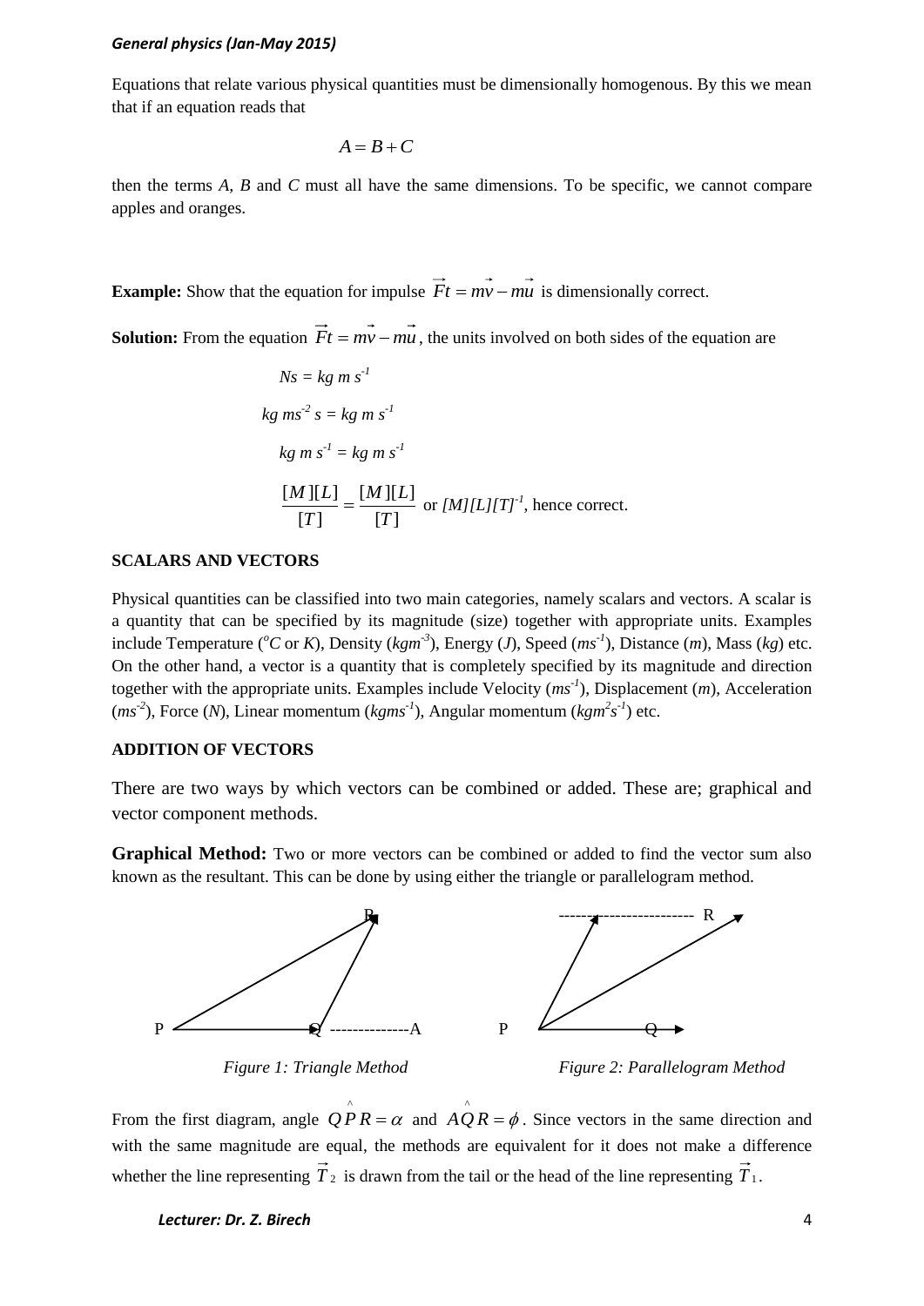Equations that relate various physical quantities must be dimensionally homogenous. By this we mean that if an equation reads that

$$A = B + C$$

then the terms *A*, *B* and *C* must all have the same dimensions. To be specific, we cannot compare apples and oranges.

**Example:** Show that the equation for impulse $\vec{F}t = m\vec{v} - m\vec{u}$ is dimensionally correct.

**Solution:** From the equation $\vec{F}t = m\vec{v} - m\vec{u}$, the units involved on both sides of the equation are

$$Ns = kg\ m\ s^{-1}$$

$$kg\ ms^{-2}\ s = kg\ m\ s^{-1}$$

$$kg\ m\ s^{-1} = kg\ m\ s^{-1}$$

$$\frac{[M][L]}{[T]} = \frac{[M][L]}{[T]}$$ or $[M][L][T]^{-1}$, hence correct.

## SCALARS AND VECTORS

Physical quantities can be classified into two main categories, namely scalars and vectors. A scalar is a quantity that can be specified by its magnitude (size) together with appropriate units. Examples include Temperature ($^oC$ or *K*), Density ($kgm^{-3}$), Energy (*J*), Speed ($ms^{-1}$), Distance (*m*), Mass (*kg*) etc. On the other hand, a vector is a quantity that is completely specified by its magnitude and direction together with the appropriate units. Examples include Velocity ($ms^{-1}$), Displacement (*m*), Acceleration ($ms^{-2}$), Force (*N*), Linear momentum ($kgms^{-1}$), Angular momentum ($kgm^2s^{-1}$) etc.

## ADDITION OF VECTORS

There are two ways by which vectors can be combined or added. These are; graphical and vector component methods.

**Graphical Method:** Two or more vectors can be combined or added to find the vector sum also known as the resultant. This can be done by using either the triangle or parallelogram method.

*Figure 1: Triangle Method*

*Figure 2: Parallelogram Method*

From the first diagram, angle $Q\hat{P}R = \alpha$ and $A\hat{Q}R = \phi$. Since vectors in the same direction and with the same magnitude are equal, the methods are equivalent for it does not make a difference whether the line representing $\vec{T}_2$ is drawn from the tail or the head of the line representing $\vec{T}_1$.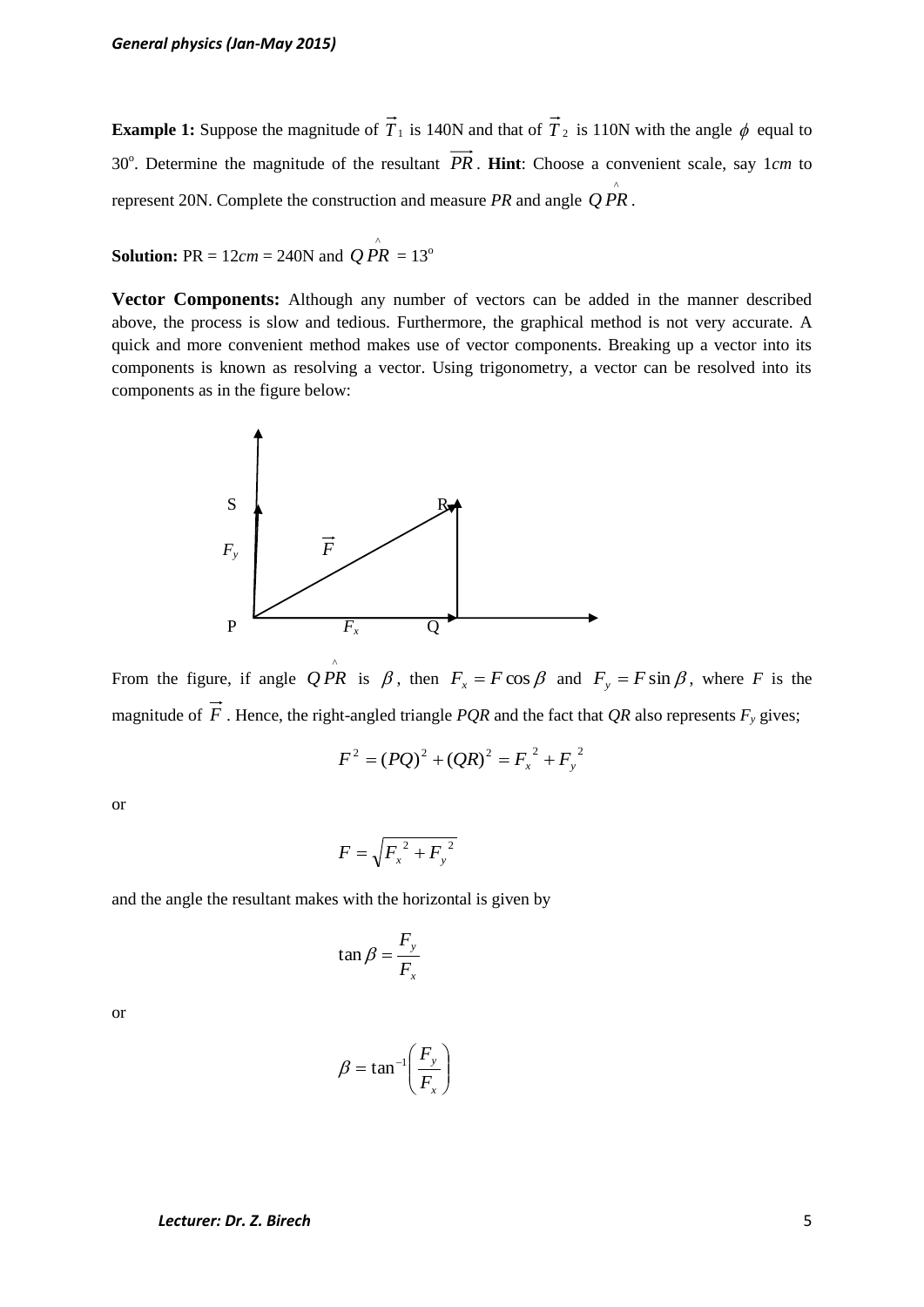**Example 1:** Suppose the magnitude of $\vec{T}_1$ is 140N and that of $\vec{T}_2$ is 110N with the angle $\phi$ equal to 30°. Determine the magnitude of the resultant $\overrightarrow{PR}$. **Hint**: Choose a convenient scale, say 1*cm* to represent 20N. Complete the construction and measure *PR* and angle $Q\hat{P}R$.

**Solution:** PR = 12*cm* = 240N and $Q\hat{P}R$ = 13°

**Vector Components:** Although any number of vectors can be added in the manner described above, the process is slow and tedious. Furthermore, the graphical method is not very accurate. A quick and more convenient method makes use of vector components. Breaking up a vector into its components is known as resolving a vector. Using trigonometry, a vector can be resolved into its components as in the figure below:

From the figure, if angle $Q\hat{P}R$ is $\beta$, then $F_x = F\cos\beta$ and $F_y = F\sin\beta$, where $F$ is the magnitude of $\vec{F}$. Hence, the right-angled triangle *PQR* and the fact that *QR* also represents $F_y$ gives;

$$F^2 = (PQ)^2 + (QR)^2 = F_x^{\ 2} + F_y^{\ 2}$$

or

$$F = \sqrt{F_x^{\ 2} + F_y^{\ 2}}$$

and the angle the resultant makes with the horizontal is given by

$$\tan\beta = \frac{F_y}{F_x}$$

or

$$\beta = \tan^{-1}\left(\frac{F_y}{F_x}\right)$$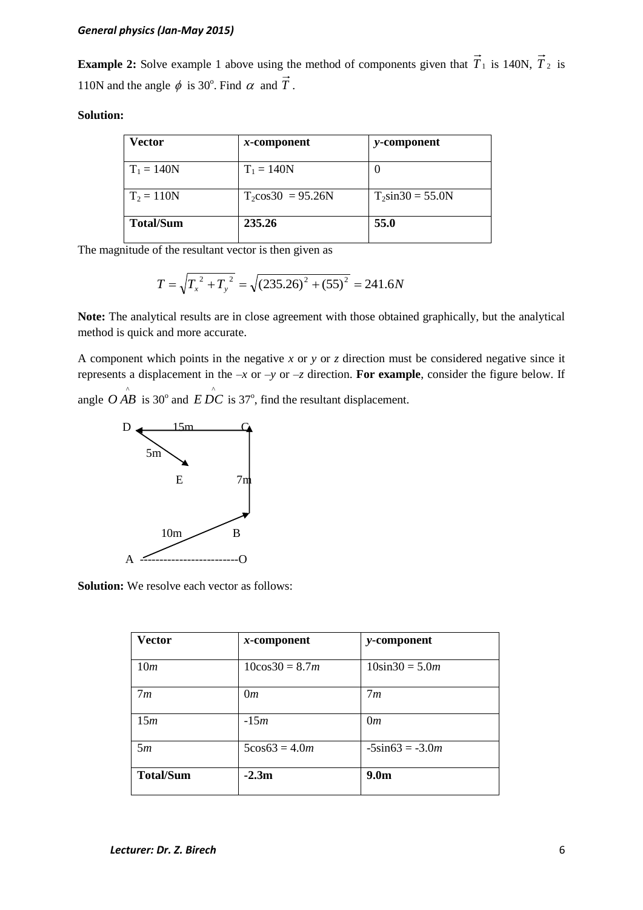**Example 2:** Solve example 1 above using the method of components given that $\vec{T}_1$ is 140N, $\vec{T}_2$ is 110N and the angle $\phi$ is 30°. Find $\alpha$ and $\vec{T}$.

**Solution:**

| **Vector** | ***x*-component** | ***y*-component** |
|---|---|---|
| $T_1$ = 140N | $T_1$ = 140N | 0 |
| $T_2$ = 110N | $T_2$cos30 = 95.26N | $T_2$sin30 = 55.0N |
| **Total/Sum** | **235.26** | **55.0** |

The magnitude of the resultant vector is then given as

$$T = \sqrt{T_x^{\ 2} + T_y^{\ 2}} = \sqrt{(235.26)^2 + (55)^2} = 241.6N$$

**Note:** The analytical results are in close agreement with those obtained graphically, but the analytical method is quick and more accurate.

A component which points in the negative *x* or *y* or *z* direction must be considered negative since it represents a displacement in the –*x* or –*y* or –*z* direction. **For example**, consider the figure below. If angle $O\hat{A}B$ is 30° and $E\hat{D}C$ is 37°, find the resultant displacement.

D 15m C

5m

E 7m

10m B

A -------------------------O

**Solution:** We resolve each vector as follows:

| **Vector** | ***x*-component** | ***y*-component** |
|---|---|---|
| 10*m* | 10cos30 = 8.7*m* | 10sin30 = 5.0*m* |
| 7*m* | 0*m* | 7*m* |
| 15*m* | -15*m* | 0*m* |
| 5*m* | 5cos63 = 4.0*m* | -5sin63 = -3.0*m* |
| **Total/Sum** | **-2.3m** | **9.0m** |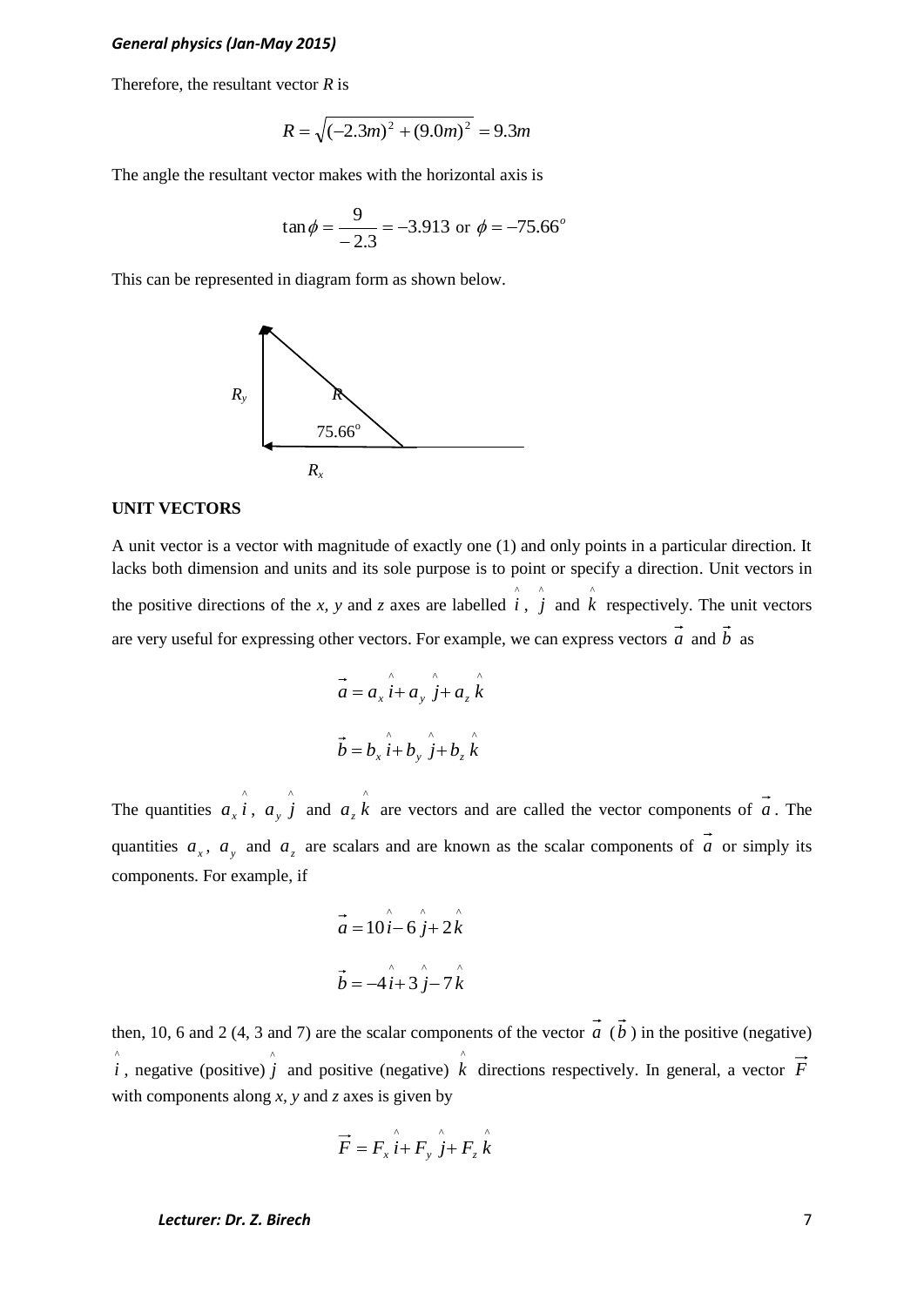Therefore, the resultant vector $R$ is

$$R = \sqrt{(-2.3m)^2 + (9.0m)^2} = 9.3m$$

The angle the resultant vector makes with the horizontal axis is

$$\tan\phi = \frac{9}{-2.3} = -3.913 \text{ or } \phi = -75.66^o$$

This can be represented in diagram form as shown below.

$R_y$ $R$ $75.66^o$ $R_x$

**UNIT VECTORS**

A unit vector is a vector with magnitude of exactly one (1) and only points in a particular direction. It lacks both dimension and units and its sole purpose is to point or specify a direction. Unit vectors in the positive directions of the $x$, $y$ and $z$ axes are labelled $\hat{i}$, $\hat{j}$ and $\hat{k}$ respectively. The unit vectors are very useful for expressing other vectors. For example, we can express vectors $\vec{a}$ and $\vec{b}$ as

$$\vec{a} = a_x \hat{i} + a_y \hat{j} + a_z \hat{k}$$

$$\vec{b} = b_x \hat{i} + b_y \hat{j} + b_z \hat{k}$$

The quantities $a_x \hat{i}$, $a_y \hat{j}$ and $a_z \hat{k}$ are vectors and are called the vector components of $\vec{a}$. The quantities $a_x$, $a_y$ and $a_z$ are scalars and are known as the scalar components of $\vec{a}$ or simply its components. For example, if

$$\vec{a} = 10\hat{i} - 6\hat{j} + 2\hat{k}$$

$$\vec{b} = -4\hat{i} + 3\hat{j} - 7\hat{k}$$

then, 10, 6 and 2 (4, 3 and 7) are the scalar components of the vector $\vec{a}$ ($\vec{b}$) in the positive (negative) $\hat{i}$, negative (positive) $\hat{j}$ and positive (negative) $\hat{k}$ directions respectively. In general, a vector $\vec{F}$ with components along $x$, $y$ and $z$ axes is given by

$$\vec{F} = F_x \hat{i} + F_y \hat{j} + F_z \hat{k}$$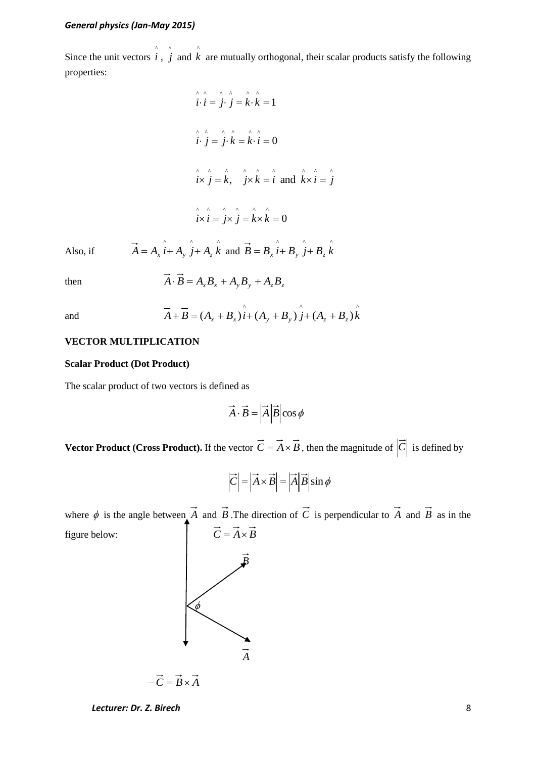Since the unit vectors $\hat{i}$, $\hat{j}$ and $\hat{k}$ are mutually orthogonal, their scalar products satisfy the following properties:

$$\hat{i}\cdot\hat{i} = \hat{j}\cdot\hat{j} = \hat{k}\cdot\hat{k} = 1$$

$$\hat{i}\cdot\hat{j} = \hat{j}\cdot\hat{k} = \hat{k}\cdot\hat{i} = 0$$

$$\hat{i}\times\hat{j} = \hat{k}, \quad \hat{j}\times\hat{k} = \hat{i} \text{ and } \hat{k}\times\hat{i} = \hat{j}$$

$$\hat{i}\times\hat{i} = \hat{j}\times\hat{j} = \hat{k}\times\hat{k} = 0$$

Also, if $\vec{A} = A_x\hat{i} + A_y\hat{j} + A_z\hat{k}$ and $\vec{B} = B_x\hat{i} + B_y\hat{j} + B_z\hat{k}$

then $$\vec{A}\cdot\vec{B} = A_xB_x + A_yB_y + A_zB_z$$

and $$\vec{A}+\vec{B} = (A_x + B_x)\hat{i} + (A_y + B_y)\hat{j} + (A_z + B_z)\hat{k}$$

**VECTOR MULTIPLICATION**

**Scalar Product (Dot Product)**

The scalar product of two vectors is defined as

$$\vec{A}\cdot\vec{B} = \left|\vec{A}\right|\left|\vec{B}\right|\cos\phi$$

**Vector Product (Cross Product).** If the vector $\vec{C} = \vec{A}\times\vec{B}$, then the magnitude of $\left|\vec{C}\right|$ is defined by

$$\left|\vec{C}\right| = \left|\vec{A}\times\vec{B}\right| = \left|\vec{A}\right|\left|\vec{B}\right|\sin\phi$$

where $\phi$ is the angle between $\vec{A}$ and $\vec{B}$. The direction of $\vec{C}$ is perpendicular to $\vec{A}$ and $\vec{B}$ as in the figure below:

$\vec{C} = \vec{A}\times\vec{B}$

$\vec{B}$

$\phi$

$\vec{A}$

$-\vec{C} = \vec{B}\times\vec{A}$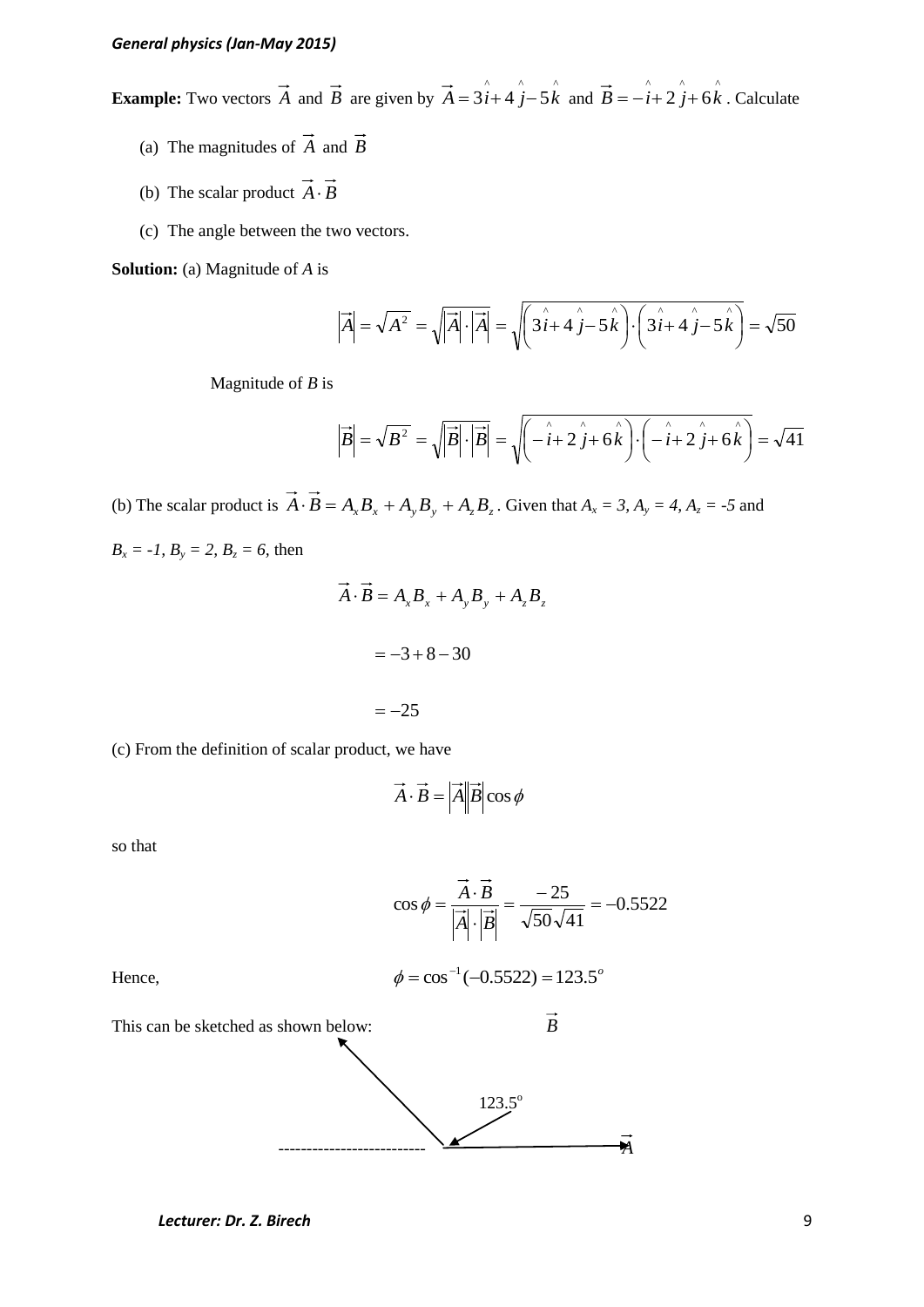**Example:** Two vectors $\vec{A}$ and $\vec{B}$ are given by $\vec{A} = 3\hat{i} + 4\hat{j} - 5\hat{k}$ and $\vec{B} = -\hat{i} + 2\hat{j} + 6\hat{k}$. Calculate

(a) The magnitudes of $\vec{A}$ and $\vec{B}$

(b) The scalar product $\vec{A} \cdot \vec{B}$

(c) The angle between the two vectors.

**Solution:** (a) Magnitude of *A* is

$$\left|\vec{A}\right| = \sqrt{A^2} = \sqrt{\left|\vec{A}\right| \cdot \left|\vec{A}\right|} = \sqrt{\left(3\hat{i} + 4\hat{j} - 5\hat{k}\right) \cdot \left(3\hat{i} + 4\hat{j} - 5\hat{k}\right)} = \sqrt{50}$$

Magnitude of *B* is

$$\left|\vec{B}\right| = \sqrt{B^2} = \sqrt{\left|\vec{B}\right| \cdot \left|\vec{B}\right|} = \sqrt{\left(-\hat{i} + 2\hat{j} + 6\hat{k}\right) \cdot \left(-\hat{i} + 2\hat{j} + 6\hat{k}\right)} = \sqrt{41}$$

(b) The scalar product is $\vec{A} \cdot \vec{B} = A_x B_x + A_y B_y + A_z B_z$. Given that $A_x = 3$, $A_y = 4$, $A_z = -5$ and $B_x = -1$, $B_y = 2$, $B_z = 6$, then

$$\vec{A} \cdot \vec{B} = A_x B_x + A_y B_y + A_z B_z$$

$$= -3 + 8 - 30$$

$$= -25$$

(c) From the definition of scalar product, we have

$$\vec{A} \cdot \vec{B} = \left|\vec{A}\right|\left|\vec{B}\right| \cos\phi$$

so that

$$\cos\phi = \frac{\vec{A} \cdot \vec{B}}{\left|\vec{A}\right| \cdot \left|\vec{B}\right|} = \frac{-25}{\sqrt{50}\sqrt{41}} = -0.5522$$

Hence,

$$\phi = \cos^{-1}(-0.5522) = 123.5^o$$

This can be sketched as shown below:

$\vec{B}$

$123.5^o$

-------------------------- $\vec{A}$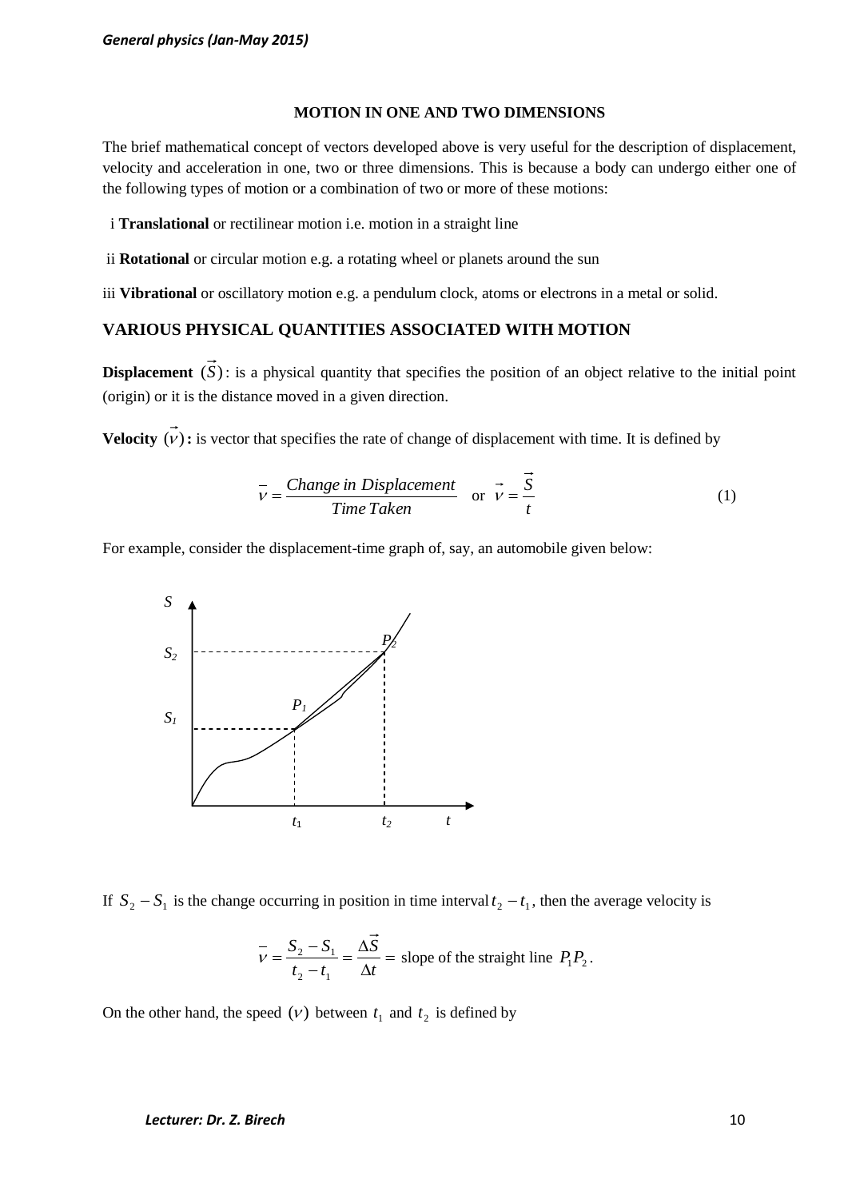### MOTION IN ONE AND TWO DIMENSIONS

The brief mathematical concept of vectors developed above is very useful for the description of displacement, velocity and acceleration in one, two or three dimensions. This is because a body can undergo either one of the following types of motion or a combination of two or more of these motions:

i **Translational** or rectilinear motion i.e. motion in a straight line

ii **Rotational** or circular motion e.g. a rotating wheel or planets around the sun

iii **Vibrational** or oscillatory motion e.g. a pendulum clock, atoms or electrons in a metal or solid.

## VARIOUS PHYSICAL QUANTITIES ASSOCIATED WITH MOTION

**Displacement** $(\vec{S})$: is a physical quantity that specifies the position of an object relative to the initial point (origin) or it is the distance moved in a given direction.

**Velocity** $(\vec{v})$**:** is vector that specifies the rate of change of displacement with time. It is defined by

$$\bar{v} = \frac{Change\ in\ Displacement}{Time\ Taken} \quad \text{or} \quad \vec{v} = \frac{\vec{S}}{t} \tag{1}$$

For example, consider the displacement-time graph of, say, an automobile given below:

If $S_2 - S_1$ is the change occurring in position in time interval $t_2 - t_1$, then the average velocity is

$$\bar{v} = \frac{S_2 - S_1}{t_2 - t_1} = \frac{\Delta\vec{S}}{\Delta t} = \text{slope of the straight line } P_1P_2.$$

On the other hand, the speed $(v)$ between $t_1$ and $t_2$ is defined by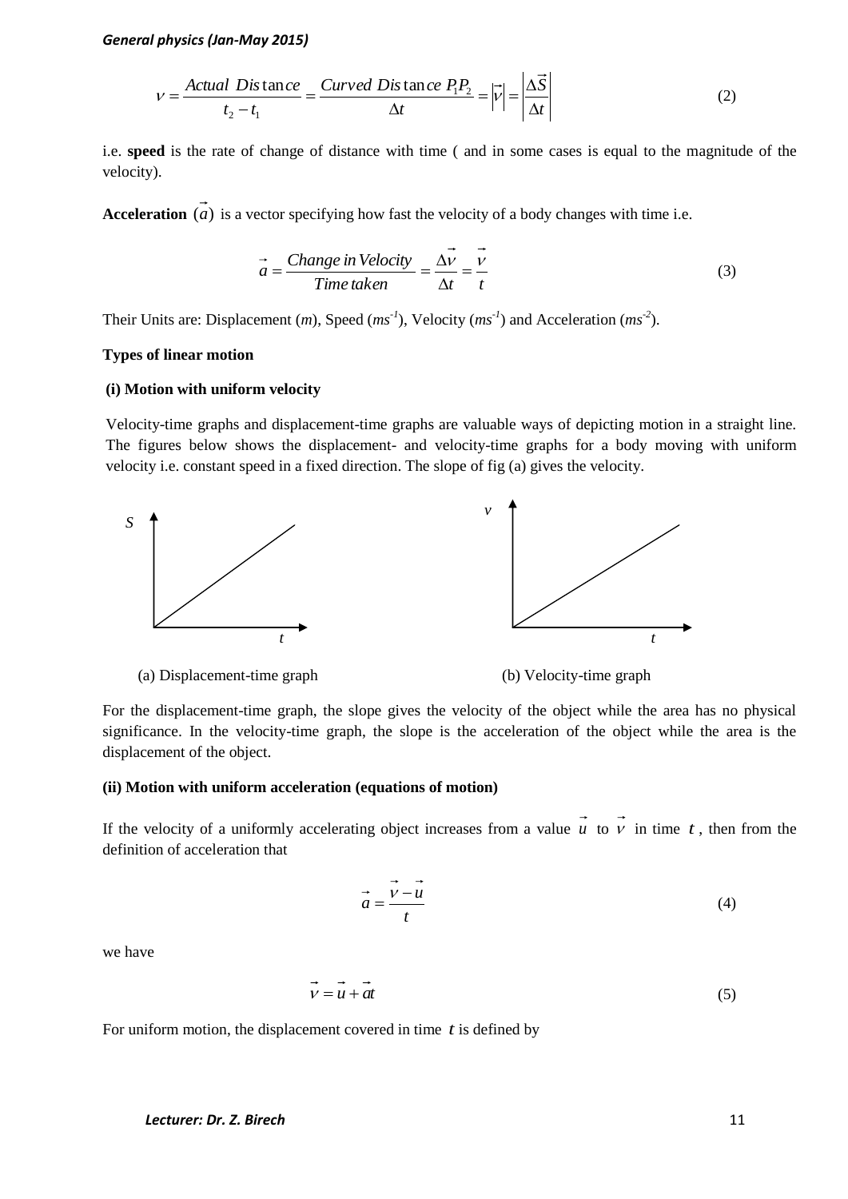$$v = \frac{Actual\ Distance}{t_2 - t_1} = \frac{Curved\ Distance\ P_1P_2}{\Delta t} = |\vec{v}| = \left|\frac{\Delta \vec{S}}{\Delta t}\right| \tag{2}$$

i.e. **speed** is the rate of change of distance with time ( and in some cases is equal to the magnitude of the velocity).

**Acceleration** $(\vec{a})$ is a vector specifying how fast the velocity of a body changes with time i.e.

$$\vec{a} = \frac{Change\ in\ Velocity}{Time\ taken} = \frac{\Delta \vec{v}}{\Delta t} = \frac{\vec{v}}{t} \tag{3}$$

Their Units are: Displacement (*m*), Speed ($ms^{-1}$), Velocity ($ms^{-1}$) and Acceleration ($ms^{-2}$).

**Types of linear motion**

**(i) Motion with uniform velocity**

Velocity-time graphs and displacement-time graphs are valuable ways of depicting motion in a straight line. The figures below shows the displacement- and velocity-time graphs for a body moving with uniform velocity i.e. constant speed in a fixed direction. The slope of fig (a) gives the velocity.

(a) Displacement-time graph

(b) Velocity-time graph

For the displacement-time graph, the slope gives the velocity of the object while the area has no physical significance. In the velocity-time graph, the slope is the acceleration of the object while the area is the displacement of the object.

**(ii) Motion with uniform acceleration (equations of motion)**

If the velocity of a uniformly accelerating object increases from a value $\vec{u}$ to $\vec{v}$ in time $t$, then from the definition of acceleration that

$$\vec{a} = \frac{\vec{v} - \vec{u}}{t} \tag{4}$$

we have

$$\vec{v} = \vec{u} + \vec{a}t \tag{5}$$

For uniform motion, the displacement covered in time $t$ is defined by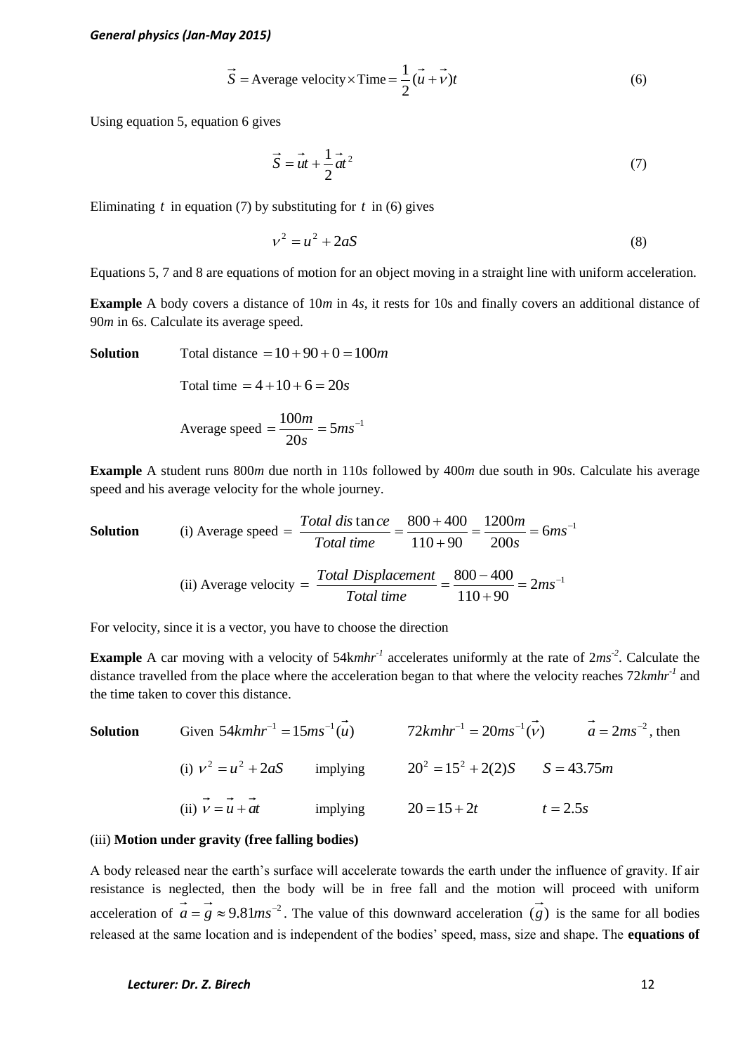$$\vec{S} = \text{Average velocity} \times \text{Time} = \frac{1}{2}(\vec{u} + \vec{v})t \tag{6}$$

Using equation 5, equation 6 gives

$$\vec{S} = \vec{u}t + \frac{1}{2}\vec{a}t^2 \tag{7}$$

Eliminating $t$ in equation (7) by substituting for $t$ in (6) gives

$$v^2 = u^2 + 2aS \tag{8}$$

Equations 5, 7 and 8 are equations of motion for an object moving in a straight line with uniform acceleration.

**Example** A body covers a distance of 10*m* in 4*s*, it rests for 10s and finally covers an additional distance of 90*m* in 6*s*. Calculate its average speed.

**Solution** Total distance $= 10 + 90 + 0 = 100m$

Total time $= 4 + 10 + 6 = 20s$

Average speed $= \dfrac{100m}{20s} = 5ms^{-1}$

**Example** A student runs 800*m* due north in 110*s* followed by 400*m* due south in 90*s*. Calculate his average speed and his average velocity for the whole journey.

**Solution** (i) Average speed $= \dfrac{Total\ distance}{Total\ time} = \dfrac{800 + 400}{110 + 90} = \dfrac{1200m}{200s} = 6ms^{-1}$

(ii) Average velocity $= \dfrac{Total\ Displacement}{Total\ time} = \dfrac{800 - 400}{110 + 90} = 2ms^{-1}$

For velocity, since it is a vector, you have to choose the direction

**Example** A car moving with a velocity of 54$kmhr^{-1}$ accelerates uniformly at the rate of 2$ms^{-2}$. Calculate the distance travelled from the place where the acceleration began to that where the velocity reaches 72$kmhr^{-1}$ and the time taken to cover this distance.

**Solution** Given $54kmhr^{-1} = 15ms^{-1}(\vec{u})$ $\quad 72kmhr^{-1} = 20ms^{-1}(\vec{v})$ $\quad \vec{a} = 2ms^{-2}$, then

(i) $v^2 = u^2 + 2aS$ implying $20^2 = 15^2 + 2(2)S$ $\quad S = 43.75m$

(ii) $\vec{v} = \vec{u} + \vec{a}t$ implying $20 = 15 + 2t$ $\quad t = 2.5s$

(iii) **Motion under gravity (free falling bodies)**

A body released near the earth's surface will accelerate towards the earth under the influence of gravity. If air resistance is neglected, then the body will be in free fall and the motion will proceed with uniform acceleration of $\vec{a} = \vec{g} \approx 9.81ms^{-2}$. The value of this downward acceleration $(\vec{g})$ is the same for all bodies released at the same location and is independent of the bodies' speed, mass, size and shape. The **equations of**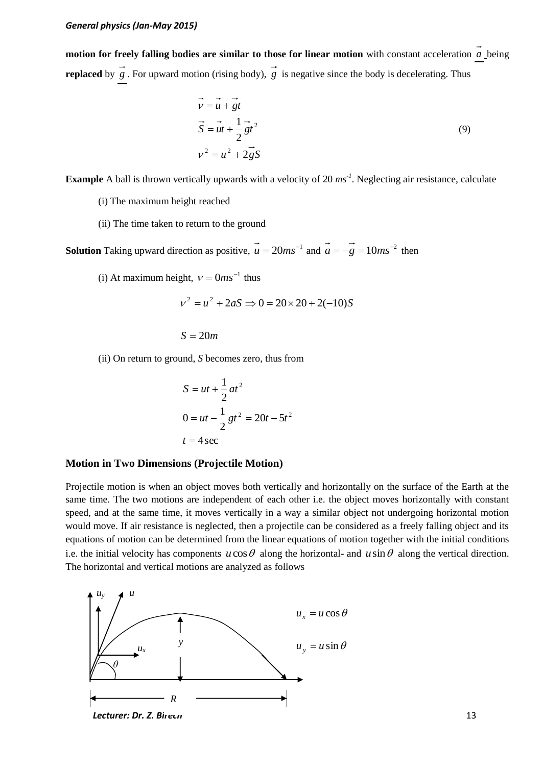**motion for freely falling bodies are similar to those for linear motion** with constant acceleration $\vec{a}$ being **replaced** by $\vec{g}$. For upward motion (rising body), $\vec{g}$ is negative since the body is decelerating. Thus

$$\begin{aligned} \vec{v} &= \vec{u} + \vec{g}t \\ \vec{S} &= \vec{u}t + \frac{1}{2}\vec{g}t^2 \\ v^2 &= u^2 + 2\vec{g}S \end{aligned} \tag{9}$$

**Example** A ball is thrown vertically upwards with a velocity of 20 $ms^{-1}$. Neglecting air resistance, calculate

(i) The maximum height reached

(ii) The time taken to return to the ground

**Solution** Taking upward direction as positive, $\vec{u} = 20ms^{-1}$ and $\vec{a} = -\vec{g} = 10ms^{-2}$ then

(i) At maximum height, $v = 0ms^{-1}$ thus

$$v^2 = u^2 + 2aS \Rightarrow 0 = 20 \times 20 + 2(-10)S$$

$$S = 20m$$

(ii) On return to ground, $S$ becomes zero, thus from

$$\begin{aligned} S &= ut + \frac{1}{2}at^2 \\ 0 &= ut - \frac{1}{2}gt^2 = 20t - 5t^2 \\ t &= 4\sec \end{aligned}$$

### Motion in Two Dimensions (Projectile Motion)

Projectile motion is when an object moves both vertically and horizontally on the surface of the Earth at the same time. The two motions are independent of each other i.e. the object moves horizontally with constant speed, and at the same time, it moves vertically in a way a similar object not undergoing horizontal motion would move. If air resistance is neglected, then a projectile can be considered as a freely falling object and its equations of motion can be determined from the linear equations of motion together with the initial conditions i.e. the initial velocity has components $u\cos\theta$ along the horizontal- and $u\sin\theta$ along the vertical direction. The horizontal and vertical motions are analyzed as follows

$$u_x = u\cos\theta$$

$$u_y = u\sin\theta$$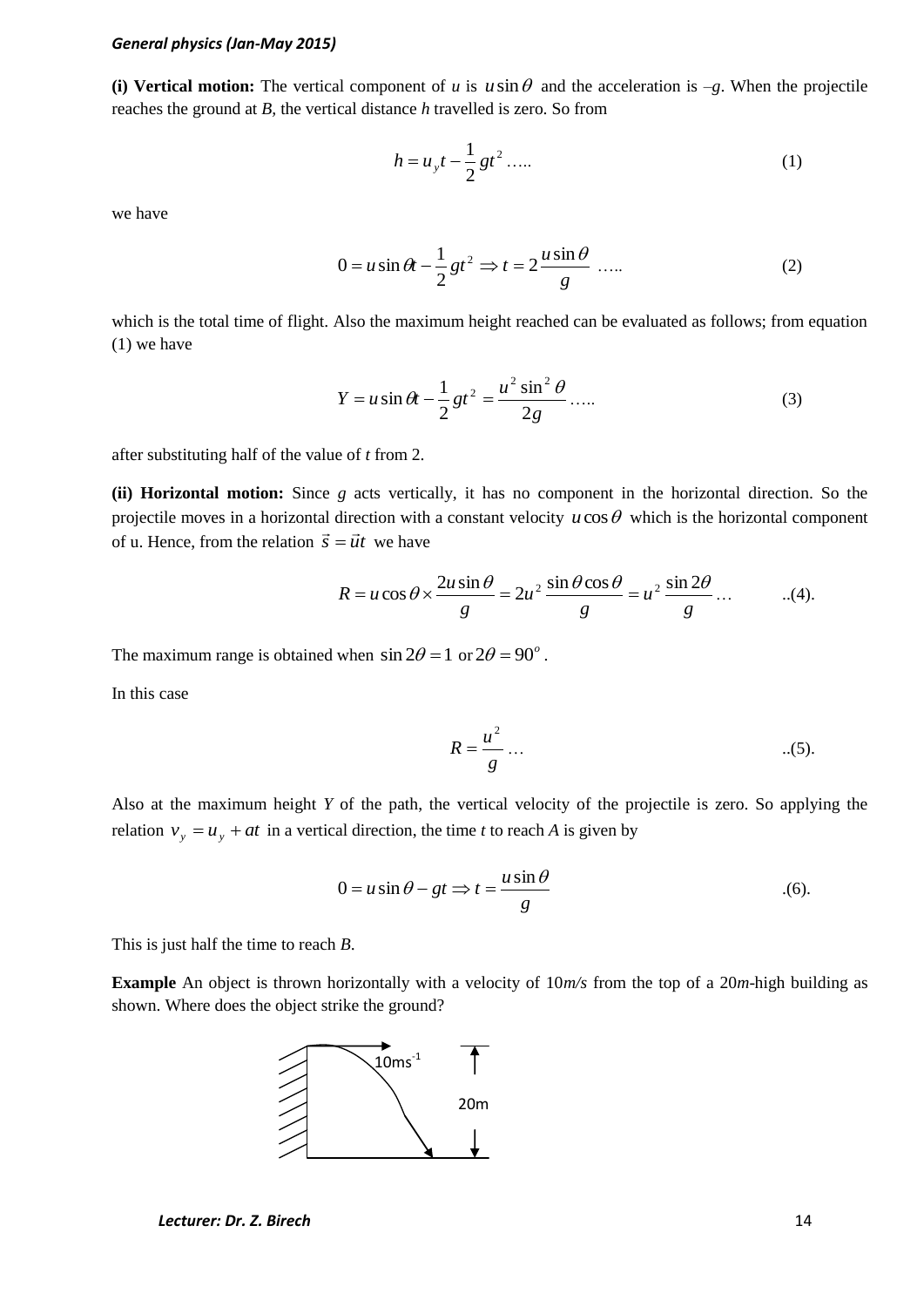**(i) Vertical motion:** The vertical component of *u* is $u\sin\theta$ and the acceleration is $-g$. When the projectile reaches the ground at *B*, the vertical distance *h* travelled is zero. So from

$$h = u_y t - \frac{1}{2}gt^2 \ldots.. \quad (1)$$

we have

$$0 = u\sin\theta t - \frac{1}{2}gt^2 \Rightarrow t = 2\frac{u\sin\theta}{g} \ldots.. \quad (2)$$

which is the total time of flight. Also the maximum height reached can be evaluated as follows; from equation (1) we have

$$Y = u\sin\theta t - \frac{1}{2}gt^2 = \frac{u^2\sin^2\theta}{2g} \ldots.. \quad (3)$$

after substituting half of the value of *t* from 2.

**(ii) Horizontal motion:** Since *g* acts vertically, it has no component in the horizontal direction. So the projectile moves in a horizontal direction with a constant velocity $u\cos\theta$ which is the horizontal component of u. Hence, from the relation $\vec{s} = \vec{u}t$ we have

$$R = u\cos\theta \times \frac{2u\sin\theta}{g} = 2u^2\frac{\sin\theta\cos\theta}{g} = u^2\frac{\sin 2\theta}{g} \ldots \quad ..(4).$$

The maximum range is obtained when $\sin 2\theta = 1$ or $2\theta = 90^o$.

In this case

$$R = \frac{u^2}{g} \ldots \quad ..(5).$$

Also at the maximum height *Y* of the path, the vertical velocity of the projectile is zero. So applying the relation $v_y = u_y + at$ in a vertical direction, the time *t* to reach *A* is given by

$$0 = u\sin\theta - gt \Rightarrow t = \frac{u\sin\theta}{g} \quad .(6).$$

This is just half the time to reach *B*.

**Example** An object is thrown horizontally with a velocity of 10*m/s* from the top of a 20*m*-high building as shown. Where does the object strike the ground?

10ms$^{-1}$

20m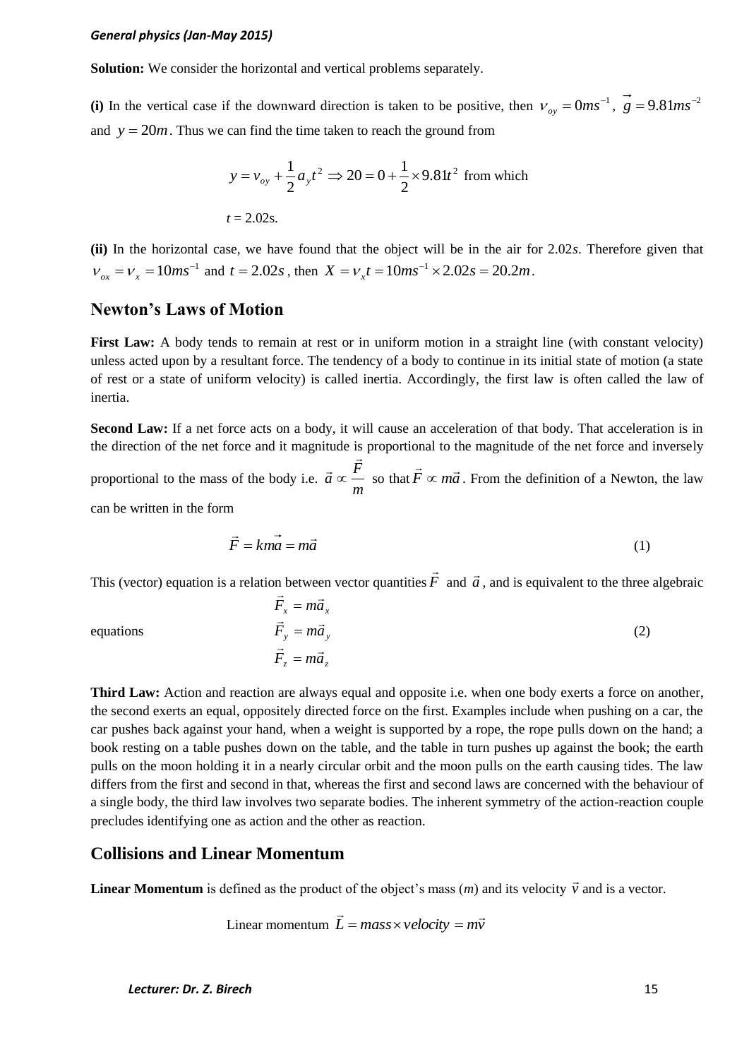**Solution:** We consider the horizontal and vertical problems separately.

**(i)** In the vertical case if the downward direction is taken to be positive, then $v_{oy} = 0ms^{-1}$, $\vec{g} = 9.81ms^{-2}$ and $y = 20m$. Thus we can find the time taken to reach the ground from

$$y = v_{oy} + \frac{1}{2}a_y t^2 \Rightarrow 20 = 0 + \frac{1}{2} \times 9.81t^2 \text{ from which}$$

$t = 2.02$s.

**(ii)** In the horizontal case, we have found that the object will be in the air for $2.02s$. Therefore given that $v_{ox} = v_x = 10ms^{-1}$ and $t = 2.02s$, then $X = v_x t = 10ms^{-1} \times 2.02s = 20.2m$.

## Newton's Laws of Motion

**First Law:** A body tends to remain at rest or in uniform motion in a straight line (with constant velocity) unless acted upon by a resultant force. The tendency of a body to continue in its initial state of motion (a state of rest or a state of uniform velocity) is called inertia. Accordingly, the first law is often called the law of inertia.

**Second Law:** If a net force acts on a body, it will cause an acceleration of that body. That acceleration is in the direction of the net force and it magnitude is proportional to the magnitude of the net force and inversely proportional to the mass of the body i.e. $\vec{a} \propto \frac{\vec{F}}{m}$ so that $\vec{F} \propto m\vec{a}$. From the definition of a Newton, the law can be written in the form

$$\vec{F} = km\vec{a} = m\vec{a} \tag{1}$$

This (vector) equation is a relation between vector quantities $\vec{F}$ and $\vec{a}$, and is equivalent to the three algebraic equations

$$\begin{aligned} \vec{F}_x &= m\vec{a}_x \\ \vec{F}_y &= m\vec{a}_y \\ \vec{F}_z &= m\vec{a}_z \end{aligned} \tag{2}$$

**Third Law:** Action and reaction are always equal and opposite i.e. when one body exerts a force on another, the second exerts an equal, oppositely directed force on the first. Examples include when pushing on a car, the car pushes back against your hand, when a weight is supported by a rope, the rope pulls down on the hand; a book resting on a table pushes down on the table, and the table in turn pushes up against the book; the earth pulls on the moon holding it in a nearly circular orbit and the moon pulls on the earth causing tides. The law differs from the first and second in that, whereas the first and second laws are concerned with the behaviour of a single body, the third law involves two separate bodies. The inherent symmetry of the action-reaction couple precludes identifying one as action and the other as reaction.

## Collisions and Linear Momentum

**Linear Momentum** is defined as the product of the object's mass ($m$) and its velocity $\vec{v}$ and is a vector.

$$\text{Linear momentum } \vec{L} = mass \times velocity = m\vec{v}$$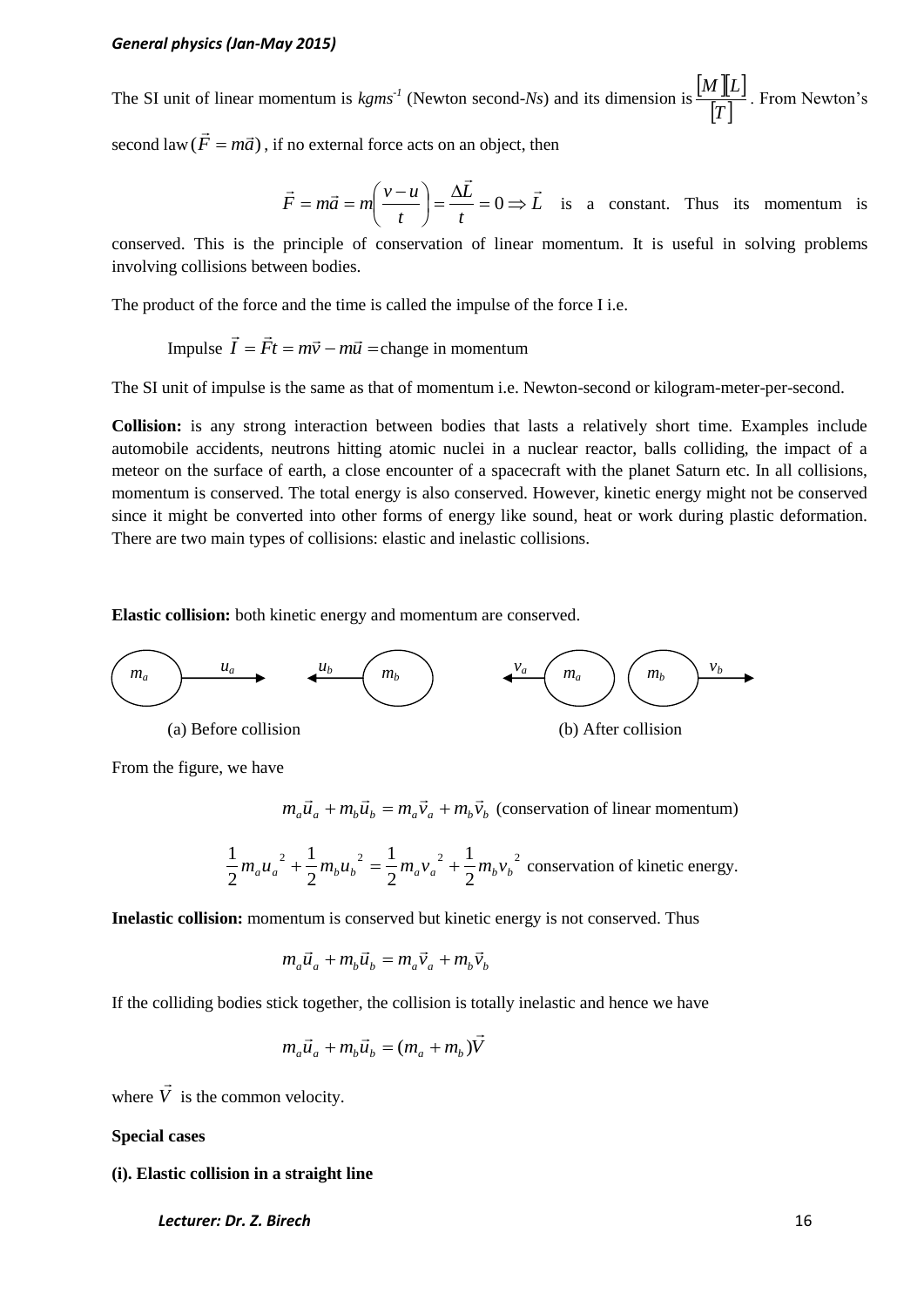The SI unit of linear momentum is $kgms^{-1}$ (Newton second-*Ns*) and its dimension is $\frac{[M][L]}{[T]}$. From Newton's second law $(\vec{F} = m\vec{a})$, if no external force acts on an object, then

$$\vec{F} = m\vec{a} = m\left(\frac{v-u}{t}\right) = \frac{\Delta\vec{L}}{t} = 0 \Rightarrow \vec{L}$$ is a constant. Thus its momentum is conserved. This is the principle of conservation of linear momentum. It is useful in solving problems involving collisions between bodies.

The product of the force and the time is called the impulse of the force I i.e.

Impulse $\vec{I} = \vec{F}t = m\vec{v} - m\vec{u} =$ change in momentum

The SI unit of impulse is the same as that of momentum i.e. Newton-second or kilogram-meter-per-second.

**Collision:** is any strong interaction between bodies that lasts a relatively short time. Examples include automobile accidents, neutrons hitting atomic nuclei in a nuclear reactor, balls colliding, the impact of a meteor on the surface of earth, a close encounter of a spacecraft with the planet Saturn etc. In all collisions, momentum is conserved. The total energy is also conserved. However, kinetic energy might not be conserved since it might be converted into other forms of energy like sound, heat or work during plastic deformation. There are two main types of collisions: elastic and inelastic collisions.

**Elastic collision:** both kinetic energy and momentum are conserved.

$m_a$ $u_a$ → ← $u_b$ $m_b$  ← $v_a$ $m_a$ $m_b$ $v_b$ →

(a) Before collision (b) After collision

From the figure, we have

$$m_a\vec{u}_a + m_b\vec{u}_b = m_a\vec{v}_a + m_b\vec{v}_b \text{ (conservation of linear momentum)}$$

$$\frac{1}{2}m_a{u_a}^2 + \frac{1}{2}m_b{u_b}^2 = \frac{1}{2}m_a{v_a}^2 + \frac{1}{2}m_b{v_b}^2 \text{ conservation of kinetic energy.}$$

**Inelastic collision:** momentum is conserved but kinetic energy is not conserved. Thus

$$m_a\vec{u}_a + m_b\vec{u}_b = m_a\vec{v}_a + m_b\vec{v}_b$$

If the colliding bodies stick together, the collision is totally inelastic and hence we have

$$m_a\vec{u}_a + m_b\vec{u}_b = (m_a + m_b)\vec{V}$$

where $\vec{V}$ is the common velocity.

**Special cases**

**(i). Elastic collision in a straight line**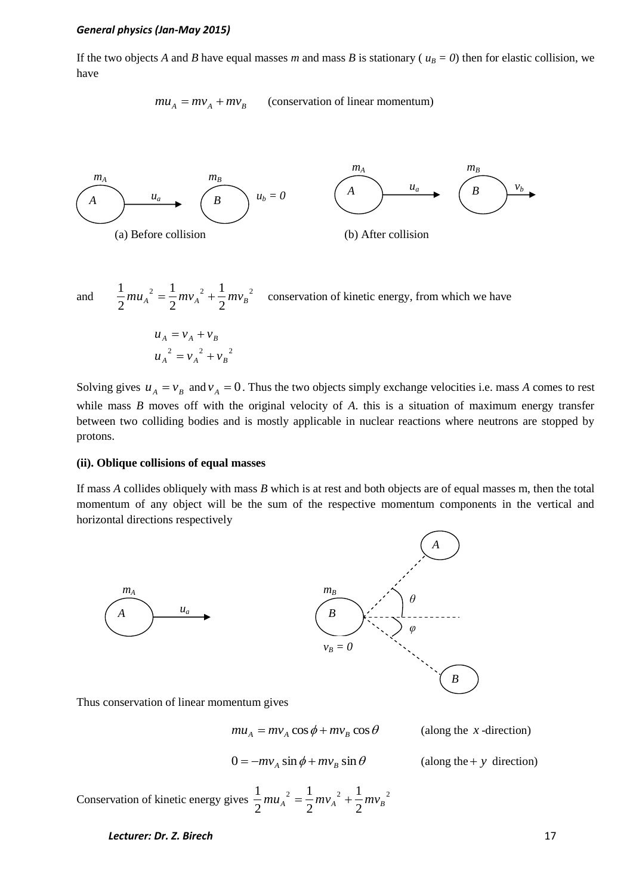If the two objects *A* and *B* have equal masses *m* and mass *B* is stationary ( $u_B = 0$) then for elastic collision, we have

$$mu_A = mv_A + mv_B \qquad \text{(conservation of linear momentum)}$$

(a) Before collision (b) After collision

and $\frac{1}{2}mu_A{}^2 = \frac{1}{2}mv_A{}^2 + \frac{1}{2}mv_B{}^2$ conservation of kinetic energy, from which we have

$$u_A = v_A + v_B$$
$$u_A{}^2 = v_A{}^2 + v_B{}^2$$

Solving gives $u_A = v_B$ and $v_A = 0$. Thus the two objects simply exchange velocities i.e. mass *A* comes to rest while mass *B* moves off with the original velocity of *A*. this is a situation of maximum energy transfer between two colliding bodies and is mostly applicable in nuclear reactions where neutrons are stopped by protons.

**(ii). Oblique collisions of equal masses**

If mass *A* collides obliquely with mass *B* which is at rest and both objects are of equal masses m, then the total momentum of any object will be the sum of the respective momentum components in the vertical and horizontal directions respectively

Thus conservation of linear momentum gives

$$mu_A = mv_A \cos\phi + mv_B \cos\theta \qquad \text{(along the } x\text{-direction)}$$

$$0 = -mv_A \sin\phi + mv_B \sin\theta \qquad \text{(along the} + y \text{ direction)}$$

Conservation of kinetic energy gives $\frac{1}{2}mu_A{}^2 = \frac{1}{2}mv_A{}^2 + \frac{1}{2}mv_B{}^2$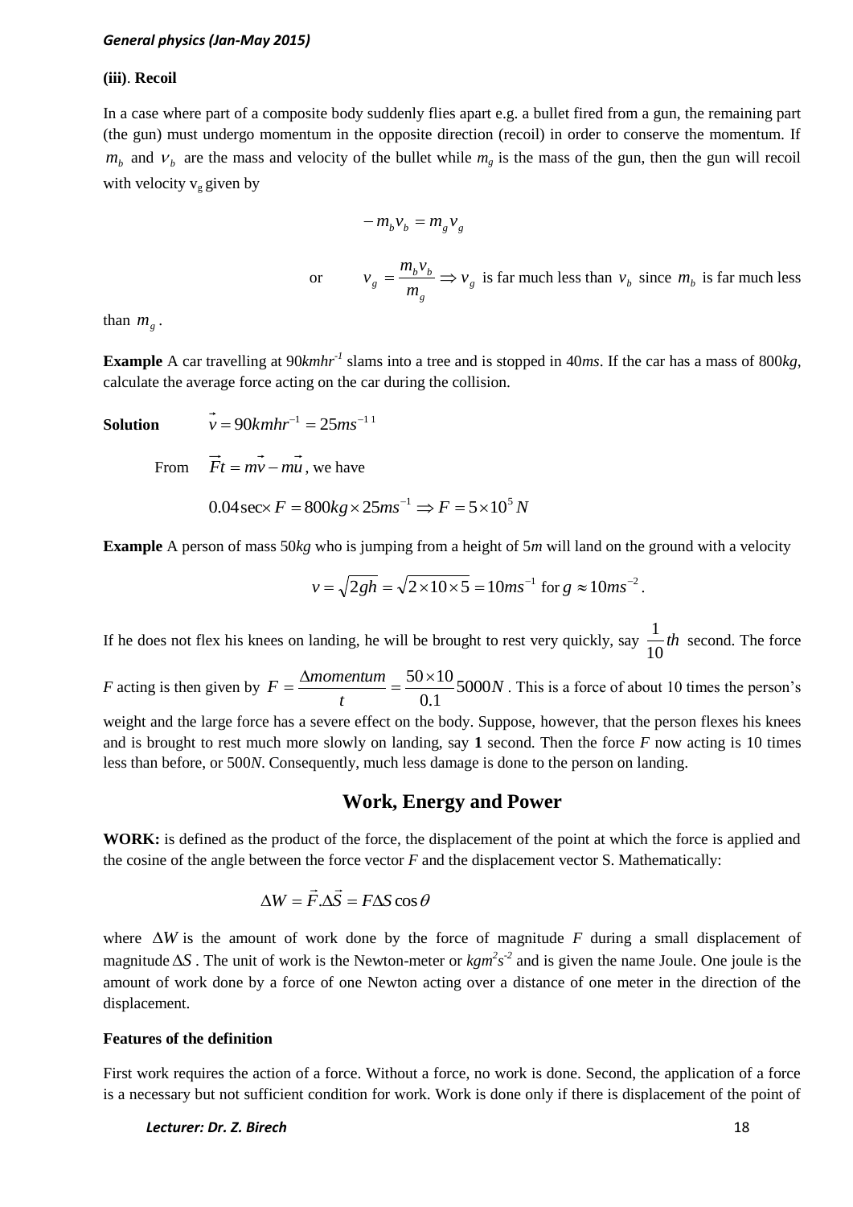**(iii)**. **Recoil**

In a case where part of a composite body suddenly flies apart e.g. a bullet fired from a gun, the remaining part (the gun) must undergo momentum in the opposite direction (recoil) in order to conserve the momentum. If $m_b$ and $v_b$ are the mass and velocity of the bullet while $m_g$ is the mass of the gun, then the gun will recoil with velocity $v_g$ given by

$$-m_b v_b = m_g v_g$$

or $\quad v_g = \dfrac{m_b v_b}{m_g} \Rightarrow v_g$ is far much less than $v_b$ since $m_b$ is far much less than $m_g$.

**Example** A car travelling at 90$kmhr^{-1}$ slams into a tree and is stopped in 40$ms$. If the car has a mass of 800$kg$, calculate the average force acting on the car during the collision.

**Solution** $\quad \vec{v} = 90kmhr^{-1} = 25ms^{-1\,1}$

From $\quad \vec{F}t = m\vec{v} - m\vec{u}$, we have

$$0.04\sec \times F = 800kg \times 25ms^{-1} \Rightarrow F = 5 \times 10^5 N$$

**Example** A person of mass 50$kg$ who is jumping from a height of 5$m$ will land on the ground with a velocity

$$v = \sqrt{2gh} = \sqrt{2 \times 10 \times 5} = 10ms^{-1} \text{ for } g \approx 10ms^{-2}.$$

If he does not flex his knees on landing, he will be brought to rest very quickly, say $\dfrac{1}{10}th$ second. The force $F$ acting is then given by $F = \dfrac{\Delta momentum}{t} = \dfrac{50 \times 10}{0.1} 5000N$. This is a force of about 10 times the person's weight and the large force has a severe effect on the body. Suppose, however, that the person flexes his knees and is brought to rest much more slowly on landing, say **1** second. Then the force $F$ now acting is 10 times less than before, or 500$N$. Consequently, much less damage is done to the person on landing.

## Work, Energy and Power

**WORK:** is defined as the product of the force, the displacement of the point at which the force is applied and the cosine of the angle between the force vector $F$ and the displacement vector S. Mathematically:

$$\Delta W = \vec{F} . \Delta\vec{S} = F \Delta S \cos\theta$$

where $\Delta W$ is the amount of work done by the force of magnitude $F$ during a small displacement of magnitude $\Delta S$. The unit of work is the Newton-meter or $kgm^2s^{-2}$ and is given the name Joule. One joule is the amount of work done by a force of one Newton acting over a distance of one meter in the direction of the displacement.

**Features of the definition**

First work requires the action of a force. Without a force, no work is done. Second, the application of a force is a necessary but not sufficient condition for work. Work is done only if there is displacement of the point of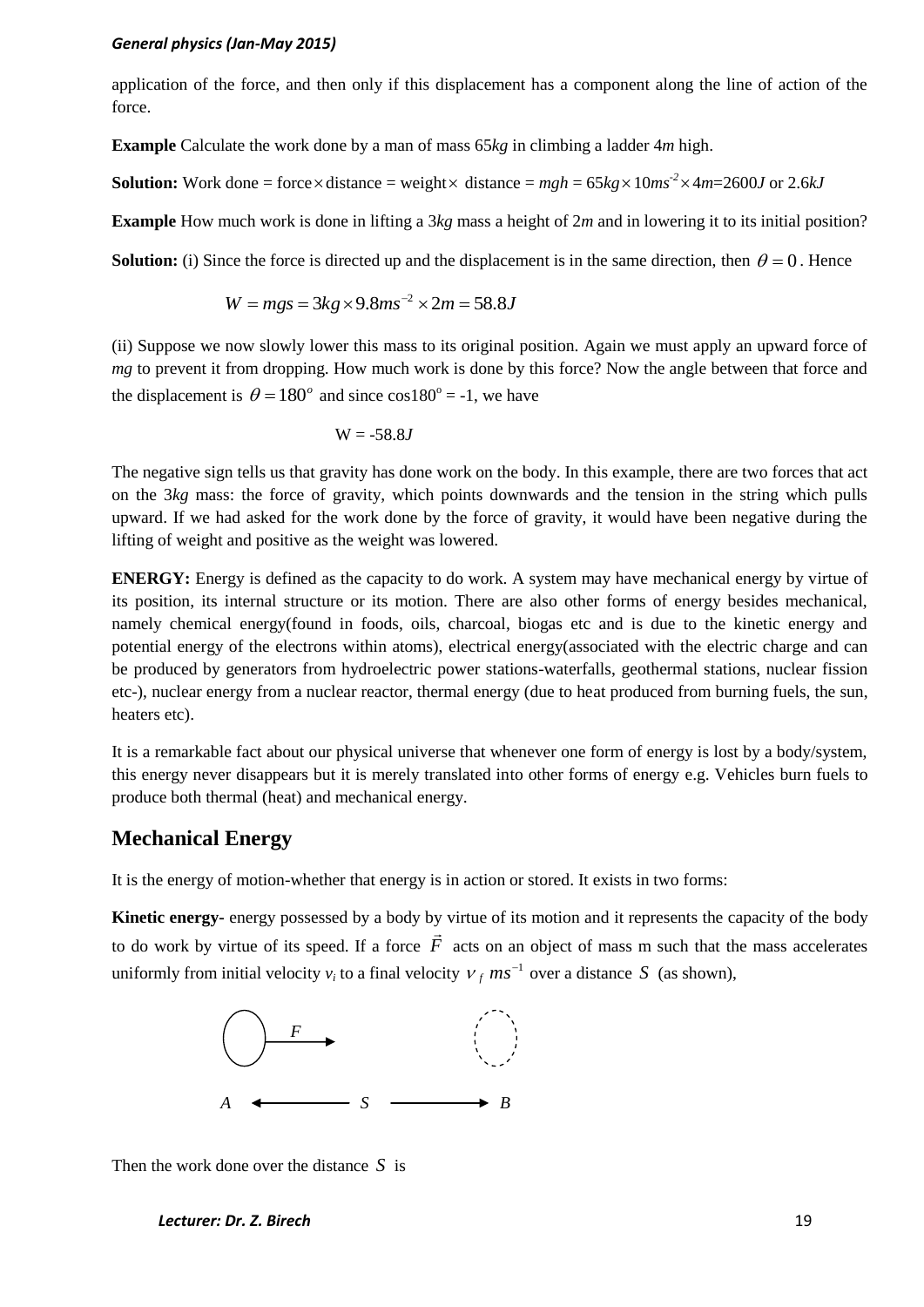application of the force, and then only if this displacement has a component along the line of action of the force.

**Example** Calculate the work done by a man of mass 65*kg* in climbing a ladder 4*m* high.

**Solution:** Work done = force$\times$distance = weight$\times$ distance = $mgh$ = $65kg\times 10ms^{-2}\times 4m$=2600*J* or 2.6*kJ*

**Example** How much work is done in lifting a 3*kg* mass a height of 2*m* and in lowering it to its initial position?

**Solution:** (i) Since the force is directed up and the displacement is in the same direction, then $\theta = 0$. Hence

$$W = mgs = 3kg\times 9.8ms^{-2}\times 2m = 58.8J$$

(ii) Suppose we now slowly lower this mass to its original position. Again we must apply an upward force of *mg* to prevent it from dropping. How much work is done by this force? Now the angle between that force and the displacement is $\theta = 180^o$ and since $\cos 180^o = -1$, we have

$$W = -58.8J$$

The negative sign tells us that gravity has done work on the body. In this example, there are two forces that act on the 3*kg* mass: the force of gravity, which points downwards and the tension in the string which pulls upward. If we had asked for the work done by the force of gravity, it would have been negative during the lifting of weight and positive as the weight was lowered.

**ENERGY:** Energy is defined as the capacity to do work. A system may have mechanical energy by virtue of its position, its internal structure or its motion. There are also other forms of energy besides mechanical, namely chemical energy(found in foods, oils, charcoal, biogas etc and is due to the kinetic energy and potential energy of the electrons within atoms), electrical energy(associated with the electric charge and can be produced by generators from hydroelectric power stations-waterfalls, geothermal stations, nuclear fission etc-), nuclear energy from a nuclear reactor, thermal energy (due to heat produced from burning fuels, the sun, heaters etc).

It is a remarkable fact about our physical universe that whenever one form of energy is lost by a body/system, this energy never disappears but it is merely translated into other forms of energy e.g. Vehicles burn fuels to produce both thermal (heat) and mechanical energy.

## Mechanical Energy

It is the energy of motion-whether that energy is in action or stored. It exists in two forms:

**Kinetic energy-** energy possessed by a body by virtue of its motion and it represents the capacity of the body to do work by virtue of its speed. If a force $\vec{F}$ acts on an object of mass m such that the mass accelerates uniformly from initial velocity $v_i$ to a final velocity $v_f\ ms^{-1}$ over a distance $S$ (as shown),

Then the work done over the distance $S$ is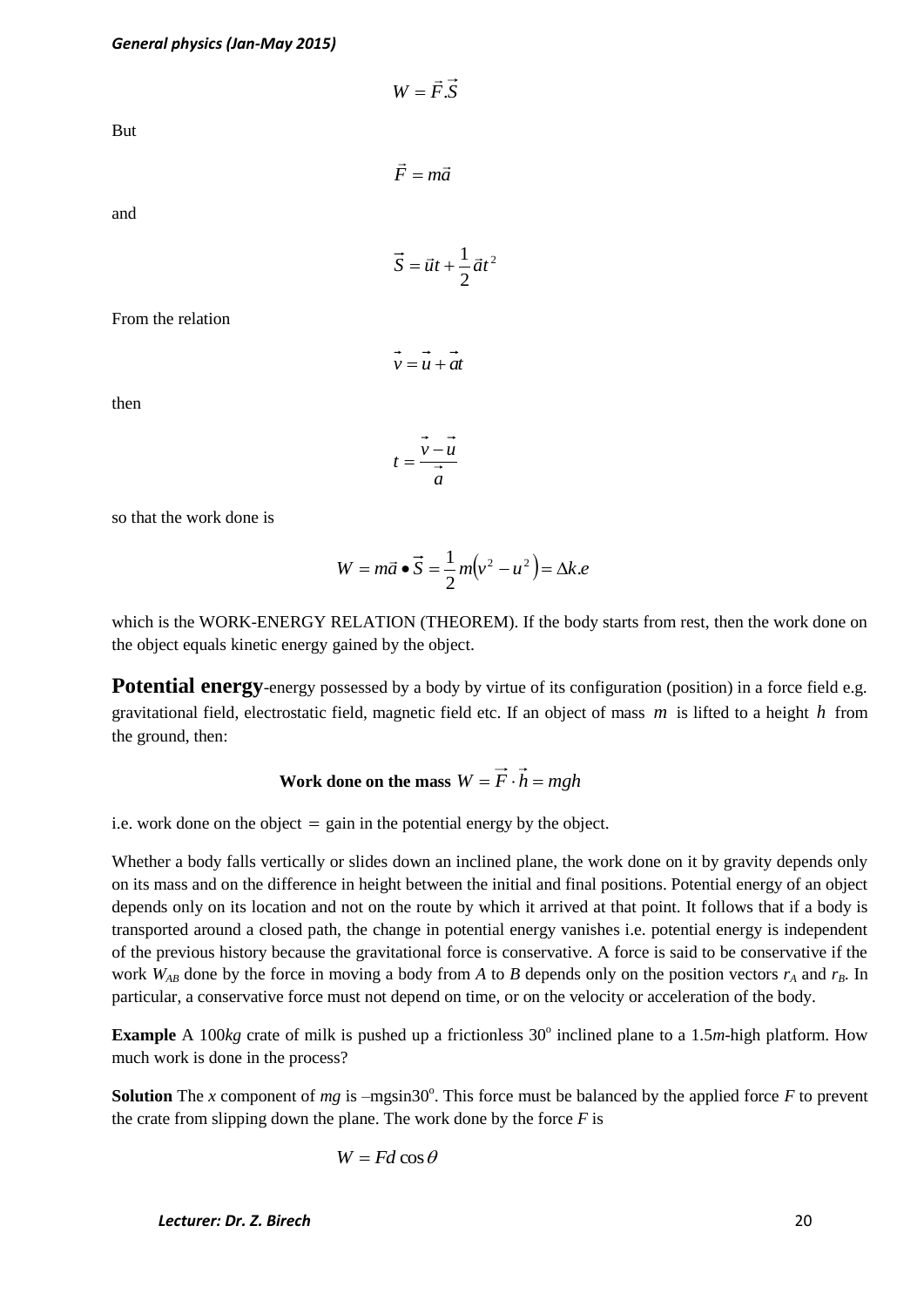$$W = \vec{F}.\vec{S}$$

But

$$\vec{F} = m\vec{a}$$

and

$$\vec{S} = \vec{u}t + \frac{1}{2}\vec{a}t^2$$

From the relation

$$\vec{v} = \vec{u} + \vec{a}t$$

then

$$t = \frac{\vec{v} - \vec{u}}{\vec{a}}$$

so that the work done is

$$W = m\vec{a} \bullet \vec{S} = \frac{1}{2}m\left(v^2 - u^2\right) = \Delta k.e$$

which is the WORK-ENERGY RELATION (THEOREM). If the body starts from rest, then the work done on the object equals kinetic energy gained by the object.

**Potential energy**-energy possessed by a body by virtue of its configuration (position) in a force field e.g. gravitational field, electrostatic field, magnetic field etc. If an object of mass $m$ is lifted to a height $h$ from the ground, then:

**Work done on the mass** $W = \vec{F} \cdot \vec{h} = mgh$

i.e. work done on the object = gain in the potential energy by the object.

Whether a body falls vertically or slides down an inclined plane, the work done on it by gravity depends only on its mass and on the difference in height between the initial and final positions. Potential energy of an object depends only on its location and not on the route by which it arrived at that point. It follows that if a body is transported around a closed path, the change in potential energy vanishes i.e. potential energy is independent of the previous history because the gravitational force is conservative. A force is said to be conservative if the work $W_{AB}$ done by the force in moving a body from *A* to *B* depends only on the position vectors $r_A$ and $r_B$. In particular, a conservative force must not depend on time, or on the velocity or acceleration of the body.

**Example** A 100*kg* crate of milk is pushed up a frictionless 30$^o$ inclined plane to a 1.5*m*-high platform. How much work is done in the process?

**Solution** The *x* component of *mg* is $-mg\sin 30^o$. This force must be balanced by the applied force *F* to prevent the crate from slipping down the plane. The work done by the force *F* is

$$W = Fd\cos\theta$$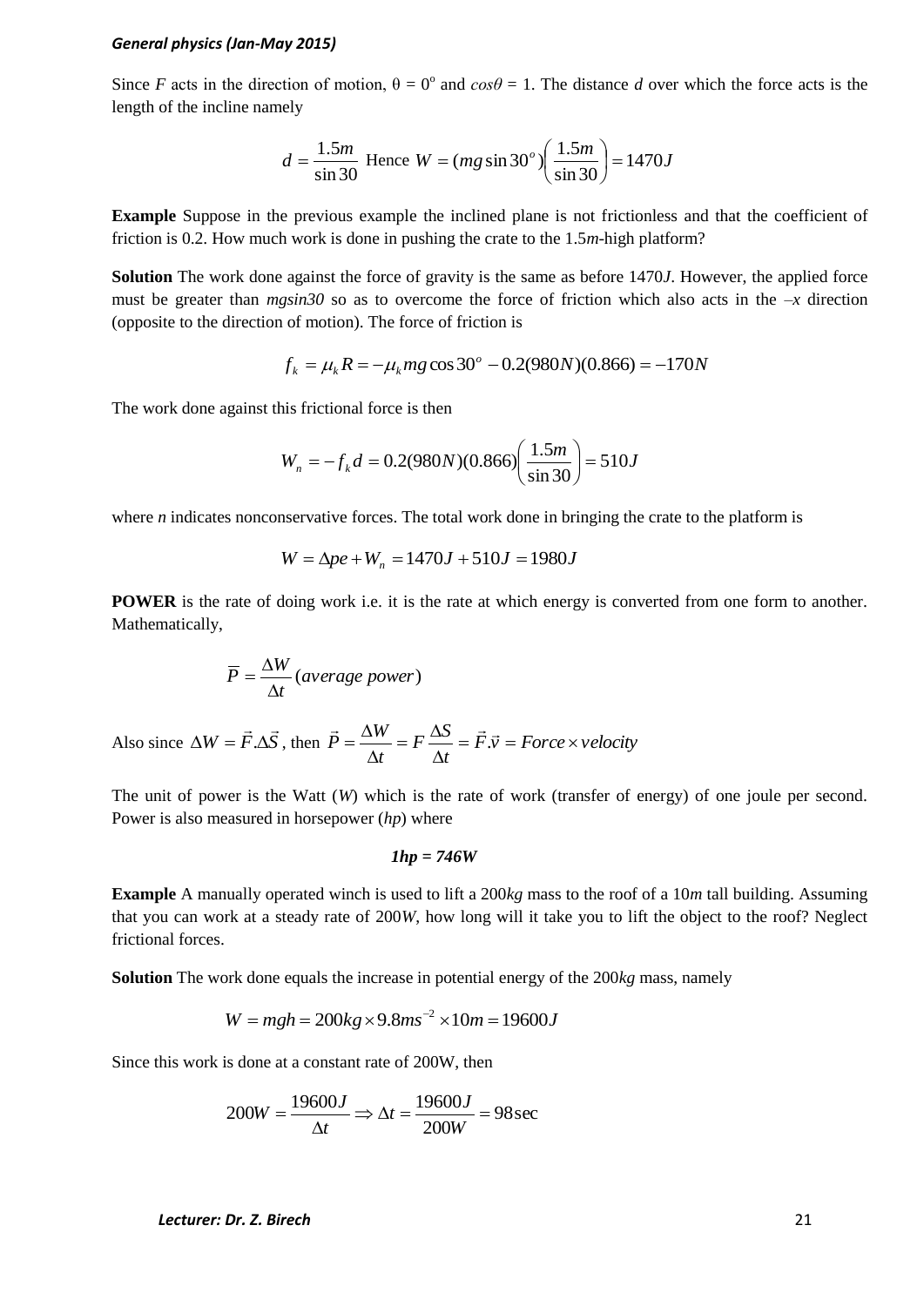Since $F$ acts in the direction of motion, $\theta = 0^o$ and $cos\theta = 1$. The distance $d$ over which the force acts is the length of the incline namely

$$d = \frac{1.5m}{\sin 30} \text{ Hence } W = (mg\sin 30^o)\left(\frac{1.5m}{\sin 30}\right) = 1470J$$

**Example** Suppose in the previous example the inclined plane is not frictionless and that the coefficient of friction is 0.2. How much work is done in pushing the crate to the 1.5*m*-high platform?

**Solution** The work done against the force of gravity is the same as before 1470*J*. However, the applied force must be greater than *mgsin30* so as to overcome the force of friction which also acts in the –*x* direction (opposite to the direction of motion). The force of friction is

$$f_k = \mu_k R = -\mu_k mg\cos 30^o - 0.2(980N)(0.866) = -170N$$

The work done against this frictional force is then

$$W_n = -f_k d = 0.2(980N)(0.866)\left(\frac{1.5m}{\sin 30}\right) = 510J$$

where $n$ indicates nonconservative forces. The total work done in bringing the crate to the platform is

$$W = \Delta pe + W_n = 1470J + 510J = 1980J$$

**POWER** is the rate of doing work i.e. it is the rate at which energy is converted from one form to another. Mathematically,

$$\overline{P} = \frac{\Delta W}{\Delta t}(average\ power)$$

Also since $\Delta W = \vec{F}.\Delta\vec{S}$, then $\vec{P} = \frac{\Delta W}{\Delta t} = F\frac{\Delta S}{\Delta t} = \vec{F}.\vec{v} = Force \times velocity$

The unit of power is the Watt ($W$) which is the rate of work (transfer of energy) of one joule per second. Power is also measured in horsepower ($hp$) where

***1hp = 746W***

**Example** A manually operated winch is used to lift a 200*kg* mass to the roof of a 10*m* tall building. Assuming that you can work at a steady rate of 200*W*, how long will it take you to lift the object to the roof? Neglect frictional forces.

**Solution** The work done equals the increase in potential energy of the 200*kg* mass, namely

$$W = mgh = 200kg \times 9.8ms^{-2} \times 10m = 19600J$$

Since this work is done at a constant rate of 200W, then

$$200W = \frac{19600J}{\Delta t} \Rightarrow \Delta t = \frac{19600J}{200W} = 98\sec$$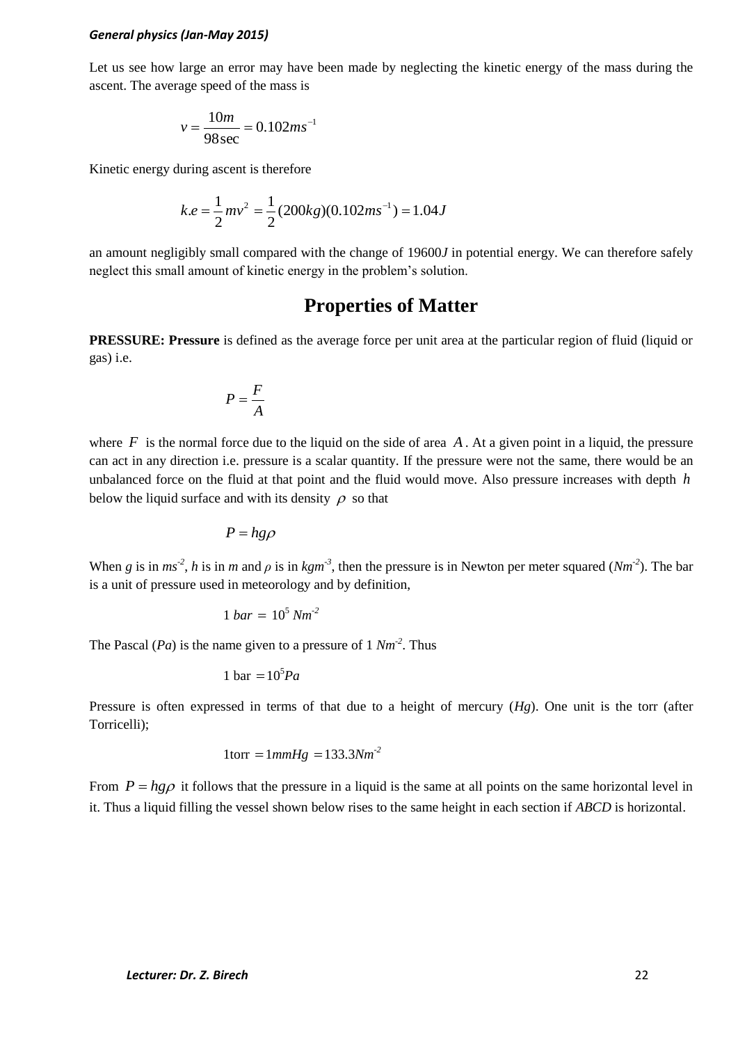Let us see how large an error may have been made by neglecting the kinetic energy of the mass during the ascent. The average speed of the mass is

$$v = \frac{10m}{98\sec} = 0.102ms^{-1}$$

Kinetic energy during ascent is therefore

$$k.e = \frac{1}{2}mv^2 = \frac{1}{2}(200kg)(0.102ms^{-1}) = 1.04J$$

an amount negligibly small compared with the change of 19600*J* in potential energy. We can therefore safely neglect this small amount of kinetic energy in the problem's solution.

# Properties of Matter

**PRESSURE: Pressure** is defined as the average force per unit area at the particular region of fluid (liquid or gas) i.e.

$$P = \frac{F}{A}$$

where $F$ is the normal force due to the liquid on the side of area $A$. At a given point in a liquid, the pressure can act in any direction i.e. pressure is a scalar quantity. If the pressure were not the same, there would be an unbalanced force on the fluid at that point and the fluid would move. Also pressure increases with depth $h$ below the liquid surface and with its density $\rho$ so that

$$P = hg\rho$$

When $g$ is in $ms^{-2}$, $h$ is in $m$ and $\rho$ is in $kgm^{-3}$, then the pressure is in Newton per meter squared ($Nm^{-2}$). The bar is a unit of pressure used in meteorology and by definition,

$$1\ bar = 10^5\ Nm^{-2}$$

The Pascal ($Pa$) is the name given to a pressure of 1 $Nm^{-2}$. Thus

$$1\text{ bar} = 10^5 Pa$$

Pressure is often expressed in terms of that due to a height of mercury ($Hg$). One unit is the torr (after Torricelli);

$$1\text{torr} = 1mmHg = 133.3Nm^{-2}$$

From $P = hg\rho$ it follows that the pressure in a liquid is the same at all points on the same horizontal level in it. Thus a liquid filling the vessel shown below rises to the same height in each section if *ABCD* is horizontal.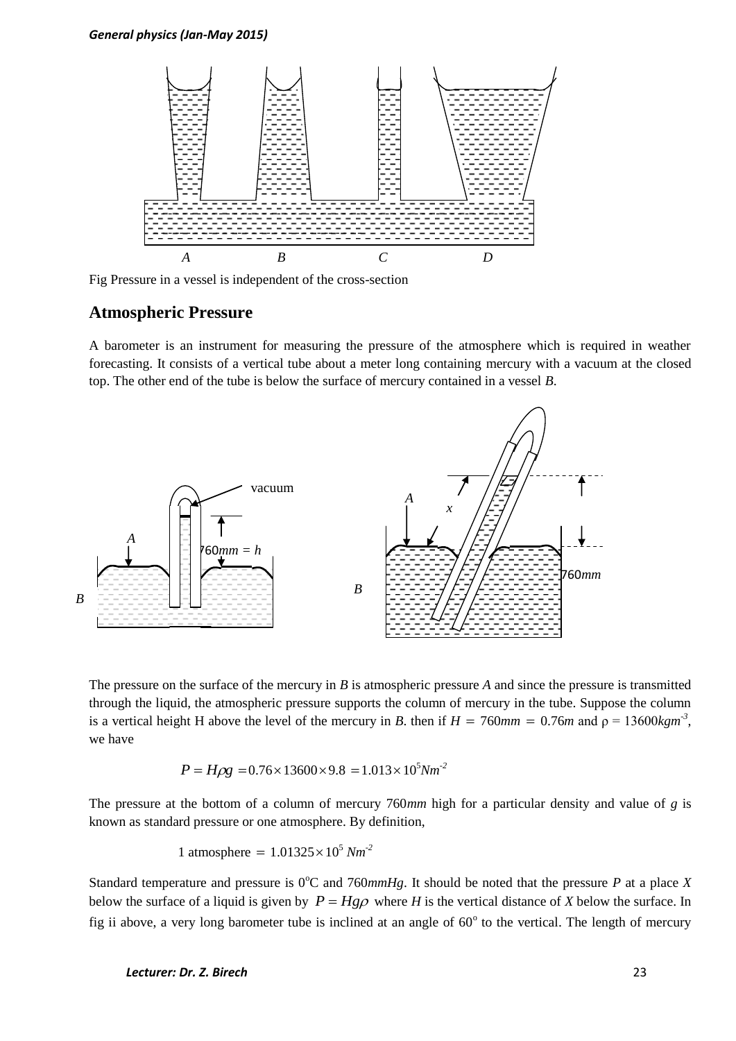Fig Pressure in a vessel is independent of the cross-section

## Atmospheric Pressure

A barometer is an instrument for measuring the pressure of the atmosphere which is required in weather forecasting. It consists of a vertical tube about a meter long containing mercury with a vacuum at the closed top. The other end of the tube is below the surface of mercury contained in a vessel *B*.

The pressure on the surface of the mercury in *B* is atmospheric pressure *A* and since the pressure is transmitted through the liquid, the atmospheric pressure supports the column of mercury in the tube. Suppose the column is a vertical height H above the level of the mercury in *B*. then if $H = 760mm = 0.76m$ and $\rho = 13600kgm^{-3}$, we have

$$P = H\rho g = 0.76 \times 13600 \times 9.8 = 1.013 \times 10^5 Nm^{-2}$$

The pressure at the bottom of a column of mercury 760*mm* high for a particular density and value of *g* is known as standard pressure or one atmosphere. By definition,

$$1 \text{ atmosphere} = 1.01325 \times 10^5 \ Nm^{-2}$$

Standard temperature and pressure is $0^oC$ and 760*mmHg*. It should be noted that the pressure *P* at a place *X* below the surface of a liquid is given by $P = Hg\rho$ where *H* is the vertical distance of *X* below the surface. In fig ii above, a very long barometer tube is inclined at an angle of $60^o$ to the vertical. The length of mercury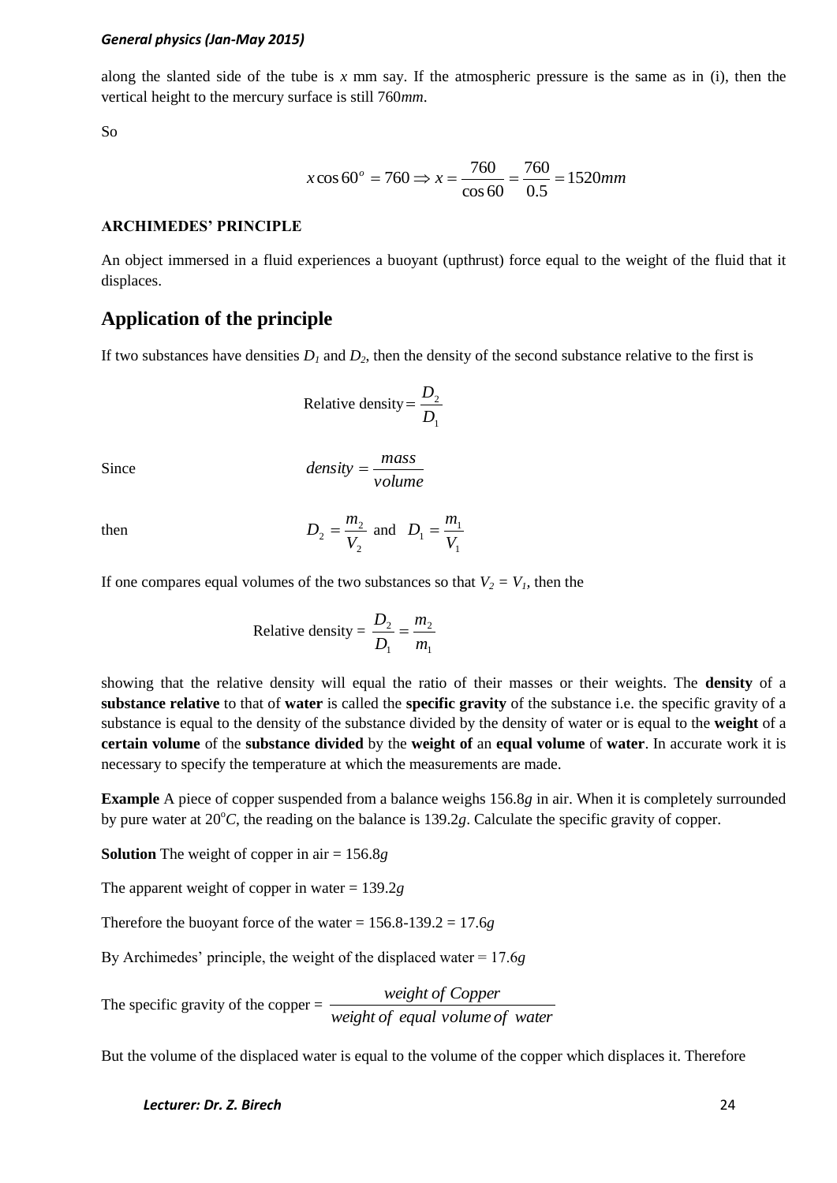along the slanted side of the tube is $x$ mm say. If the atmospheric pressure is the same as in (i), then the vertical height to the mercury surface is still 760$mm$.

So

$$x\cos 60^o = 760 \Rightarrow x = \frac{760}{\cos 60} = \frac{760}{0.5} = 1520mm$$

**ARCHIMEDES' PRINCIPLE**

An object immersed in a fluid experiences a buoyant (upthrust) force equal to the weight of the fluid that it displaces.

## Application of the principle

If two substances have densities $D_1$ and $D_2$, then the density of the second substance relative to the first is

$$\text{Relative density} = \frac{D_2}{D_1}$$

Since

$$density = \frac{mass}{volume}$$

then

$$D_2 = \frac{m_2}{V_2} \text{ and } D_1 = \frac{m_1}{V_1}$$

If one compares equal volumes of the two substances so that $V_2 = V_1$, then the

$$\text{Relative density} = \frac{D_2}{D_1} = \frac{m_2}{m_1}$$

showing that the relative density will equal the ratio of their masses or their weights. The **density** of a **substance relative** to that of **water** is called the **specific gravity** of the substance i.e. the specific gravity of a substance is equal to the density of the substance divided by the density of water or is equal to the **weight** of a **certain volume** of the **substance divided** by the **weight of** an **equal volume** of **water**. In accurate work it is necessary to specify the temperature at which the measurements are made.

**Example** A piece of copper suspended from a balance weighs 156.8$g$ in air. When it is completely surrounded by pure water at 20$^oC$, the reading on the balance is 139.2$g$. Calculate the specific gravity of copper.

**Solution** The weight of copper in air = 156.8$g$

The apparent weight of copper in water = 139.2$g$

Therefore the buoyant force of the water = 156.8-139.2 = 17.6$g$

By Archimedes' principle, the weight of the displaced water = 17.6$g$

The specific gravity of the copper = $\dfrac{weight\ of\ Copper}{weight\ of\ equal\ volume\ of\ water}$

But the volume of the displaced water is equal to the volume of the copper which displaces it. Therefore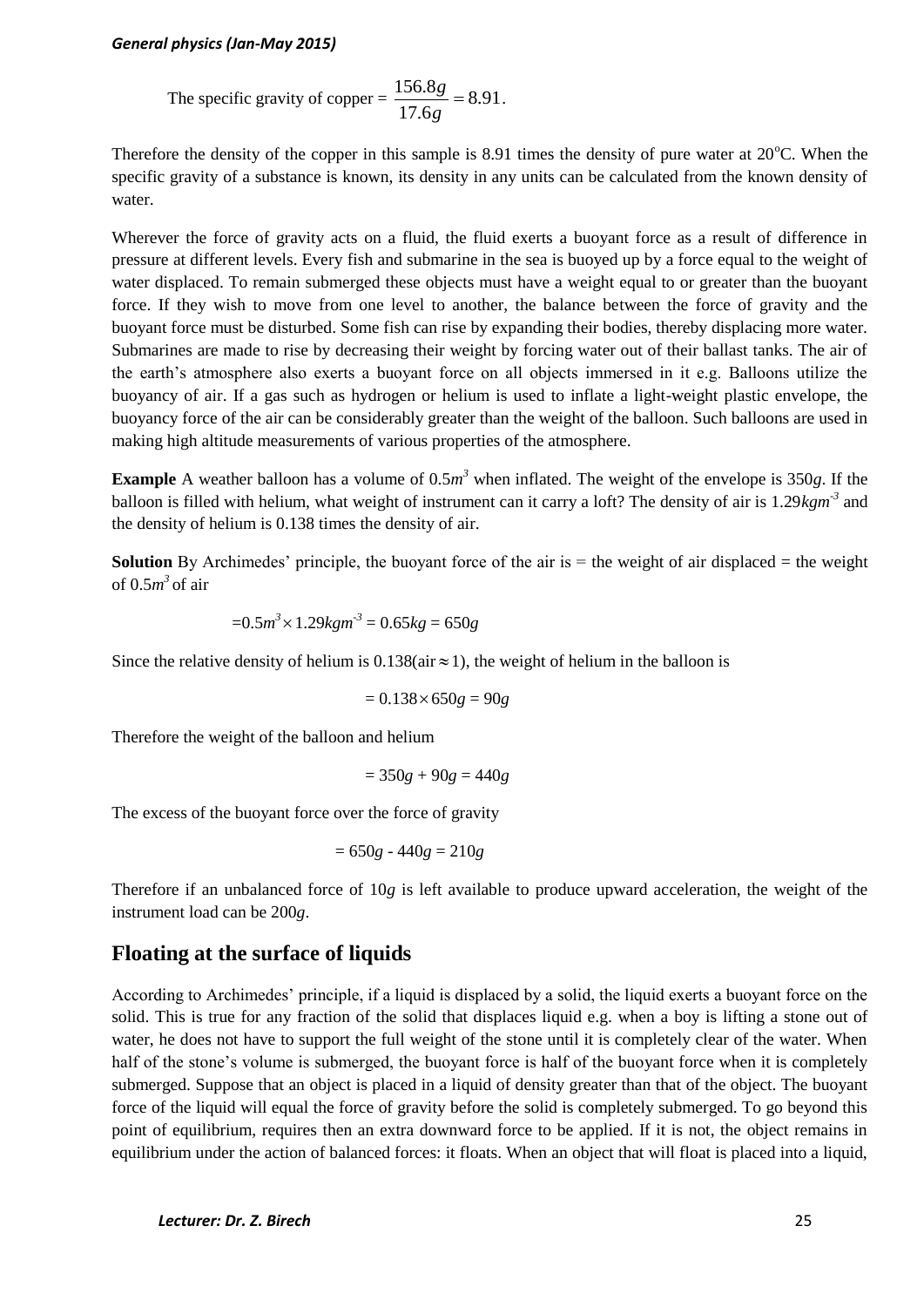The specific gravity of copper = $\frac{156.8g}{17.6g} = 8.91$.

Therefore the density of the copper in this sample is 8.91 times the density of pure water at 20°C. When the specific gravity of a substance is known, its density in any units can be calculated from the known density of water.

Wherever the force of gravity acts on a fluid, the fluid exerts a buoyant force as a result of difference in pressure at different levels. Every fish and submarine in the sea is buoyed up by a force equal to the weight of water displaced. To remain submerged these objects must have a weight equal to or greater than the buoyant force. If they wish to move from one level to another, the balance between the force of gravity and the buoyant force must be disturbed. Some fish can rise by expanding their bodies, thereby displacing more water. Submarines are made to rise by decreasing their weight by forcing water out of their ballast tanks. The air of the earth's atmosphere also exerts a buoyant force on all objects immersed in it e.g. Balloons utilize the buoyancy of air. If a gas such as hydrogen or helium is used to inflate a light-weight plastic envelope, the buoyancy force of the air can be considerably greater than the weight of the balloon. Such balloons are used in making high altitude measurements of various properties of the atmosphere.

**Example** A weather balloon has a volume of $0.5m^3$ when inflated. The weight of the envelope is $350g$. If the balloon is filled with helium, what weight of instrument can it carry a loft? The density of air is $1.29kgm^{-3}$ and the density of helium is 0.138 times the density of air.

**Solution** By Archimedes' principle, the buoyant force of the air is = the weight of air displaced = the weight of $0.5m^3$ of air

$$=0.5m^3 \times 1.29kgm^{-3} = 0.65kg = 650g$$

Since the relative density of helium is 0.138(air $\approx$ 1), the weight of helium in the balloon is

$$= 0.138 \times 650g = 90g$$

Therefore the weight of the balloon and helium

$$= 350g + 90g = 440g$$

The excess of the buoyant force over the force of gravity

$$= 650g - 440g = 210g$$

Therefore if an unbalanced force of $10g$ is left available to produce upward acceleration, the weight of the instrument load can be $200g$.

## Floating at the surface of liquids

According to Archimedes' principle, if a liquid is displaced by a solid, the liquid exerts a buoyant force on the solid. This is true for any fraction of the solid that displaces liquid e.g. when a boy is lifting a stone out of water, he does not have to support the full weight of the stone until it is completely clear of the water. When half of the stone's volume is submerged, the buoyant force is half of the buoyant force when it is completely submerged. Suppose that an object is placed in a liquid of density greater than that of the object. The buoyant force of the liquid will equal the force of gravity before the solid is completely submerged. To go beyond this point of equilibrium, requires then an extra downward force to be applied. If it is not, the object remains in equilibrium under the action of balanced forces: it floats. When an object that will float is placed into a liquid,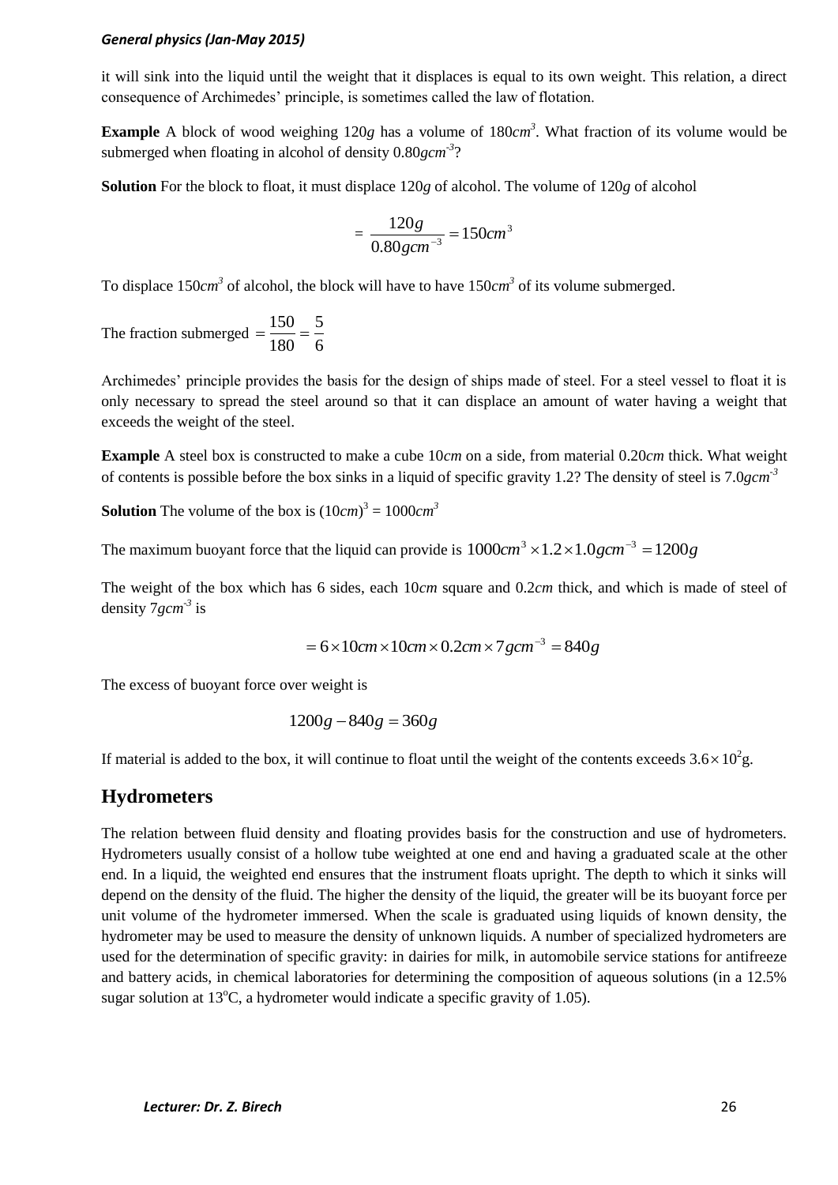it will sink into the liquid until the weight that it displaces is equal to its own weight. This relation, a direct consequence of Archimedes' principle, is sometimes called the law of flotation.

**Example** A block of wood weighing 120$g$ has a volume of 180$cm^3$. What fraction of its volume would be submerged when floating in alcohol of density 0.80$gcm^{-3}$?

**Solution** For the block to float, it must displace 120$g$ of alcohol. The volume of 120$g$ of alcohol

$$= \frac{120g}{0.80gcm^{-3}} = 150cm^3$$

To displace 150$cm^3$ of alcohol, the block will have to have 150$cm^3$ of its volume submerged.

The fraction submerged $= \frac{150}{180} = \frac{5}{6}$

Archimedes' principle provides the basis for the design of ships made of steel. For a steel vessel to float it is only necessary to spread the steel around so that it can displace an amount of water having a weight that exceeds the weight of the steel.

**Example** A steel box is constructed to make a cube 10$cm$ on a side, from material 0.20$cm$ thick. What weight of contents is possible before the box sinks in a liquid of specific gravity 1.2? The density of steel is 7.0$gcm^{-3}$

**Solution** The volume of the box is $(10cm)^3 = 1000cm^3$

The maximum buoyant force that the liquid can provide is $1000cm^3 \times 1.2 \times 1.0gcm^{-3} = 1200g$

The weight of the box which has 6 sides, each 10$cm$ square and 0.2$cm$ thick, and which is made of steel of density 7$gcm^{-3}$ is

$$= 6 \times 10cm \times 10cm \times 0.2cm \times 7gcm^{-3} = 840g$$

The excess of buoyant force over weight is

$$1200g - 840g = 360g$$

If material is added to the box, it will continue to float until the weight of the contents exceeds $3.6 \times 10^2$g.

## Hydrometers

The relation between fluid density and floating provides basis for the construction and use of hydrometers. Hydrometers usually consist of a hollow tube weighted at one end and having a graduated scale at the other end. In a liquid, the weighted end ensures that the instrument floats upright. The depth to which it sinks will depend on the density of the fluid. The higher the density of the liquid, the greater will be its buoyant force per unit volume of the hydrometer immersed. When the scale is graduated using liquids of known density, the hydrometer may be used to measure the density of unknown liquids. A number of specialized hydrometers are used for the determination of specific gravity: in dairies for milk, in automobile service stations for antifreeze and battery acids, in chemical laboratories for determining the composition of aqueous solutions (in a 12.5% sugar solution at 13$^o$C, a hydrometer would indicate a specific gravity of 1.05).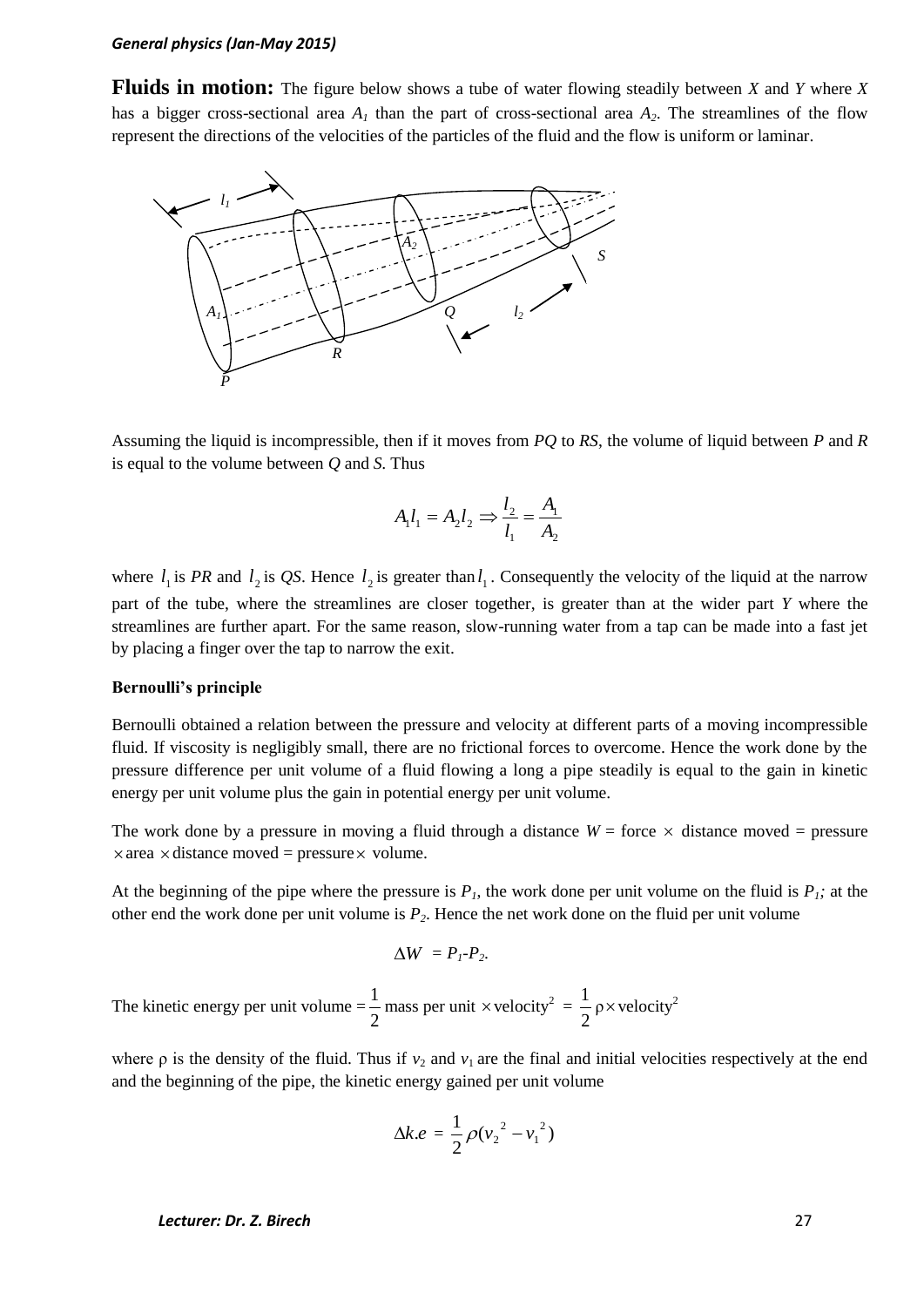**Fluids in motion:** The figure below shows a tube of water flowing steadily between *X* and *Y* where *X* has a bigger cross-sectional area $A_1$ than the part of cross-sectional area $A_2$. The streamlines of the flow represent the directions of the velocities of the particles of the fluid and the flow is uniform or laminar.

Assuming the liquid is incompressible, then if it moves from *PQ* to *RS*, the volume of liquid between *P* and *R* is equal to the volume between *Q* and *S.* Thus

$$A_1 l_1 = A_2 l_2 \Rightarrow \frac{l_2}{l_1} = \frac{A_1}{A_2}$$

where $l_1$ is *PR* and $l_2$ is *QS*. Hence $l_2$ is greater than $l_1$. Consequently the velocity of the liquid at the narrow part of the tube, where the streamlines are closer together, is greater than at the wider part *Y* where the streamlines are further apart. For the same reason, slow-running water from a tap can be made into a fast jet by placing a finger over the tap to narrow the exit.

**Bernoulli's principle**

Bernoulli obtained a relation between the pressure and velocity at different parts of a moving incompressible fluid. If viscosity is negligibly small, there are no frictional forces to overcome. Hence the work done by the pressure difference per unit volume of a fluid flowing a long a pipe steadily is equal to the gain in kinetic energy per unit volume plus the gain in potential energy per unit volume.

The work done by a pressure in moving a fluid through a distance *W* = force $\times$ distance moved = pressure $\times$ area $\times$ distance moved = pressure $\times$ volume.

At the beginning of the pipe where the pressure is $P_1$, the work done per unit volume on the fluid is $P_1$; at the other end the work done per unit volume is $P_2$. Hence the net work done on the fluid per unit volume

$$\Delta W = P_1 - P_2.$$

The kinetic energy per unit volume $= \frac{1}{2}$ mass per unit $\times \text{velocity}^2 = \frac{1}{2}\rho \times \text{velocity}^2$

where $\rho$ is the density of the fluid. Thus if $v_2$ and $v_1$ are the final and initial velocities respectively at the end and the beginning of the pipe, the kinetic energy gained per unit volume

$$\Delta k.e = \frac{1}{2}\rho({v_2}^2 - {v_1}^2)$$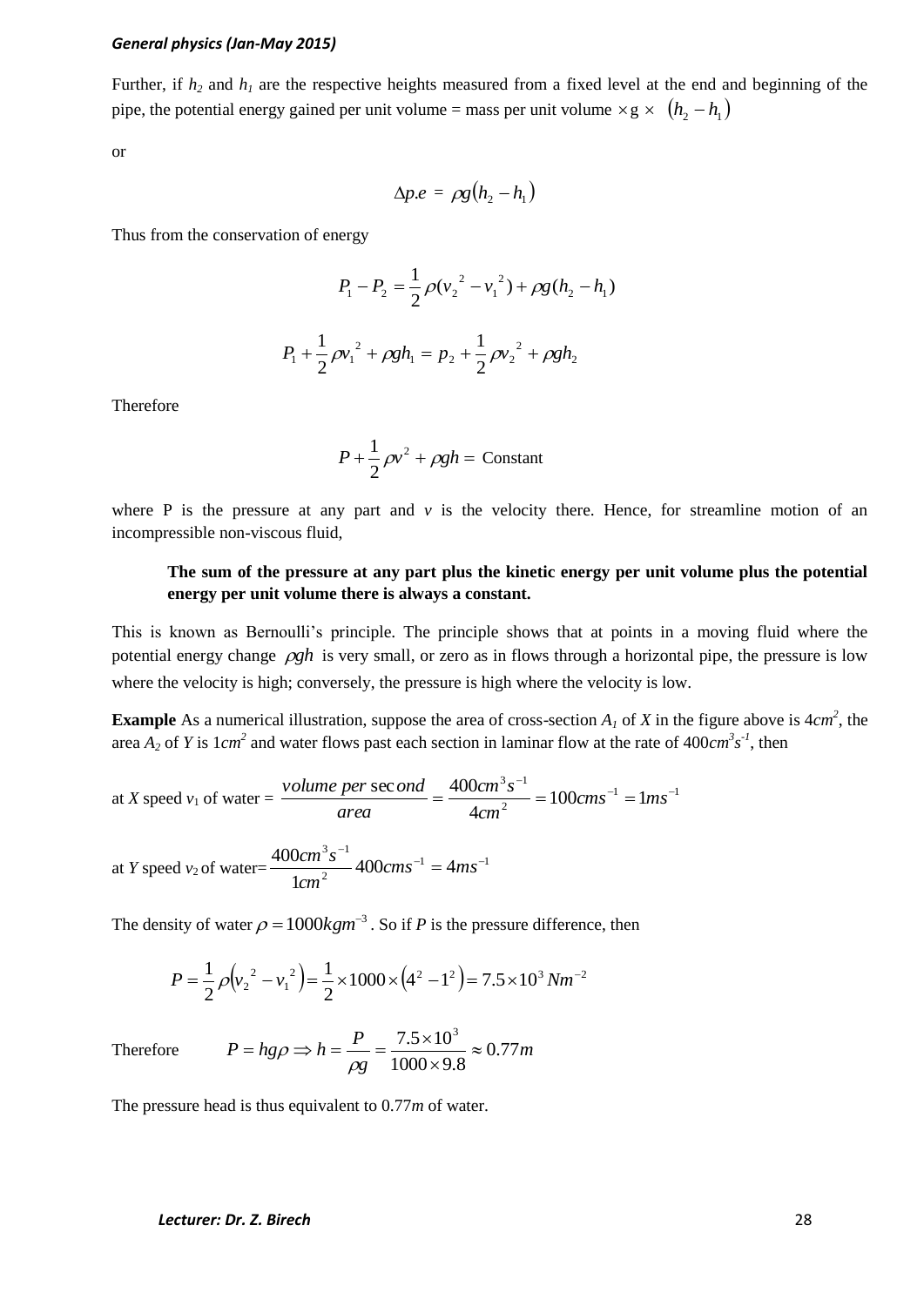Further, if $h_2$ and $h_1$ are the respective heights measured from a fixed level at the end and beginning of the pipe, the potential energy gained per unit volume = mass per unit volume $\times \text{g} \times \; (h_2 - h_1)$

or

$$\Delta p.e \;=\; \rho g(h_2 - h_1)$$

Thus from the conservation of energy

$$P_1 - P_2 = \frac{1}{2}\rho(v_2{}^2 - v_1{}^2) + \rho g(h_2 - h_1)$$

$$P_1 + \frac{1}{2}\rho v_1{}^2 + \rho g h_1 = p_2 + \frac{1}{2}\rho v_2{}^2 + \rho g h_2$$

Therefore

$$P + \frac{1}{2}\rho v^2 + \rho g h = \text{Constant}$$

where P is the pressure at any part and $v$ is the velocity there. Hence, for streamline motion of an incompressible non-viscous fluid,

> **The sum of the pressure at any part plus the kinetic energy per unit volume plus the potential energy per unit volume there is always a constant.**

This is known as Bernoulli's principle. The principle shows that at points in a moving fluid where the potential energy change $\rho gh$ is very small, or zero as in flows through a horizontal pipe, the pressure is low where the velocity is high; conversely, the pressure is high where the velocity is low.

**Example** As a numerical illustration, suppose the area of cross-section $A_1$ of *X* in the figure above is $4cm^2$, the area $A_2$ of *Y* is $1cm^2$ and water flows past each section in laminar flow at the rate of $400cm^3s^{-1}$, then

at *X* speed $v_1$ of water = $\dfrac{volume\ per\ second}{area} = \dfrac{400cm^3s^{-1}}{4cm^2} = 100cms^{-1} = 1ms^{-1}$

at *Y* speed $v_2$ of water= $\dfrac{400cm^3s^{-1}}{1cm^2}\,400cms^{-1} = 4ms^{-1}$

The density of water $\rho = 1000kgm^{-3}$. So if *P* is the pressure difference, then

$$P = \frac{1}{2}\rho\left(v_2{}^2 - v_1{}^2\right) = \frac{1}{2}\times 1000 \times \left(4^2 - 1^2\right) = 7.5\times 10^3\ Nm^{-2}$$

Therefore $\qquad P = hg\rho \Rightarrow h = \dfrac{P}{\rho g} = \dfrac{7.5\times 10^3}{1000\times 9.8} \approx 0.77m$

The pressure head is thus equivalent to 0.77*m* of water.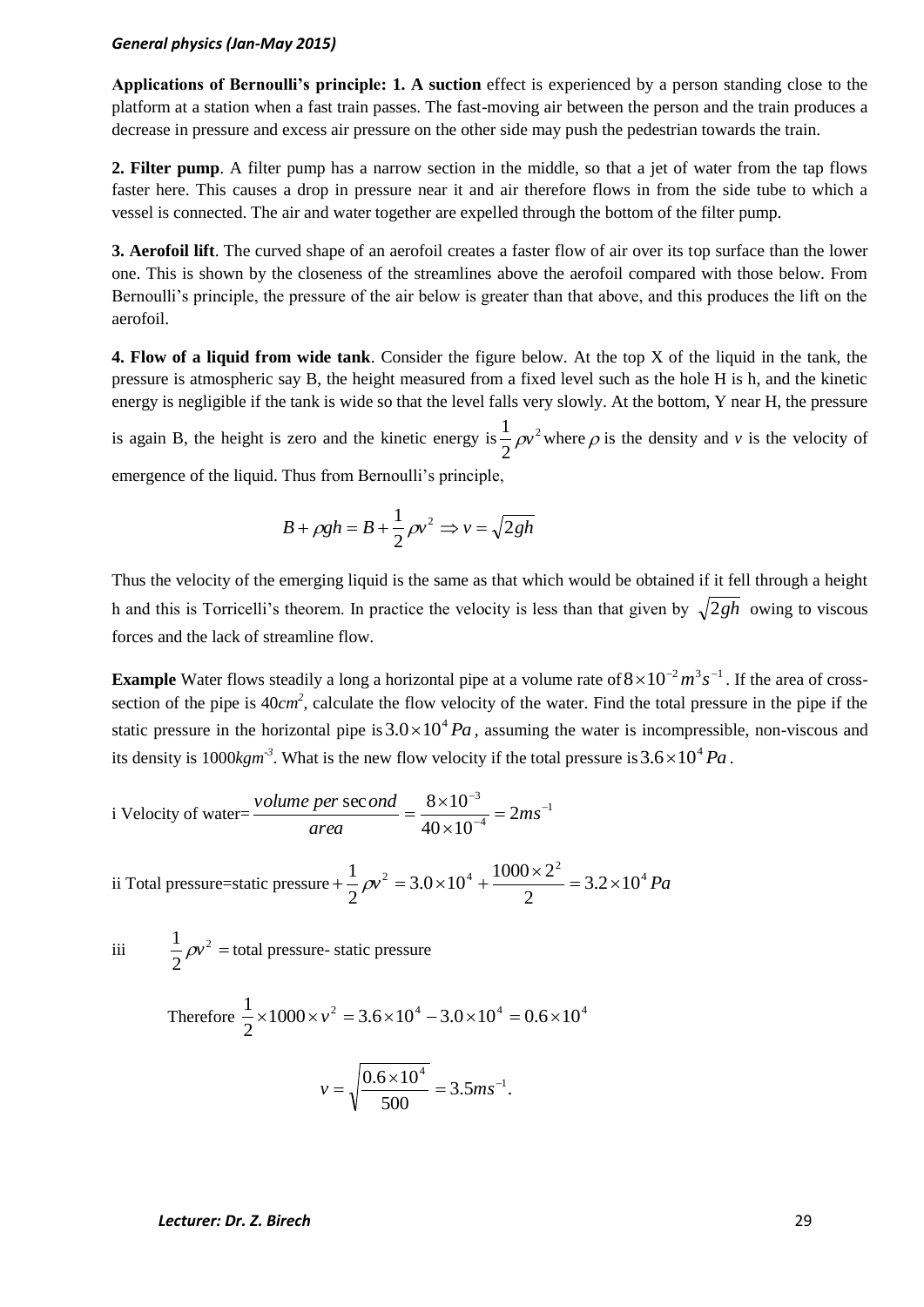**Applications of Bernoulli's principle: 1. A suction** effect is experienced by a person standing close to the platform at a station when a fast train passes. The fast-moving air between the person and the train produces a decrease in pressure and excess air pressure on the other side may push the pedestrian towards the train.

**2. Filter pump**. A filter pump has a narrow section in the middle, so that a jet of water from the tap flows faster here. This causes a drop in pressure near it and air therefore flows in from the side tube to which a vessel is connected. The air and water together are expelled through the bottom of the filter pump.

**3. Aerofoil lift**. The curved shape of an aerofoil creates a faster flow of air over its top surface than the lower one. This is shown by the closeness of the streamlines above the aerofoil compared with those below. From Bernoulli's principle, the pressure of the air below is greater than that above, and this produces the lift on the aerofoil.

**4. Flow of a liquid from wide tank**. Consider the figure below. At the top X of the liquid in the tank, the pressure is atmospheric say B, the height measured from a fixed level such as the hole H is h, and the kinetic energy is negligible if the tank is wide so that the level falls very slowly. At the bottom, Y near H, the pressure is again B, the height is zero and the kinetic energy is $\frac{1}{2}\rho v^2$ where $\rho$ is the density and $v$ is the velocity of emergence of the liquid. Thus from Bernoulli's principle,

$$B + \rho gh = B + \frac{1}{2}\rho v^2 \Rightarrow v = \sqrt{2gh}$$

Thus the velocity of the emerging liquid is the same as that which would be obtained if it fell through a height h and this is Torricelli's theorem. In practice the velocity is less than that given by $\sqrt{2gh}$ owing to viscous forces and the lack of streamline flow.

**Example** Water flows steadily a long a horizontal pipe at a volume rate of $8\times10^{-2}\,m^3s^{-1}$. If the area of cross-section of the pipe is $40cm^2$, calculate the flow velocity of the water. Find the total pressure in the pipe if the static pressure in the horizontal pipe is $3.0\times10^4\,Pa$, assuming the water is incompressible, non-viscous and its density is $1000kgm^{-3}$. What is the new flow velocity if the total pressure is $3.6\times10^4\,Pa$.

i Velocity of water= $\dfrac{volume\ per\ second}{area} = \dfrac{8\times10^{-3}}{40\times10^{-4}} = 2ms^{-1}$

ii Total pressure=static pressure $+\dfrac{1}{2}\rho v^2 = 3.0\times10^4 + \dfrac{1000\times2^2}{2} = 3.2\times10^4\,Pa$

iii $\quad \dfrac{1}{2}\rho v^2 =$ total pressure- static pressure

Therefore $\dfrac{1}{2}\times1000\times v^2 = 3.6\times10^4 - 3.0\times10^4 = 0.6\times10^4$

$$v = \sqrt{\frac{0.6\times10^4}{500}} = 3.5ms^{-1}.$$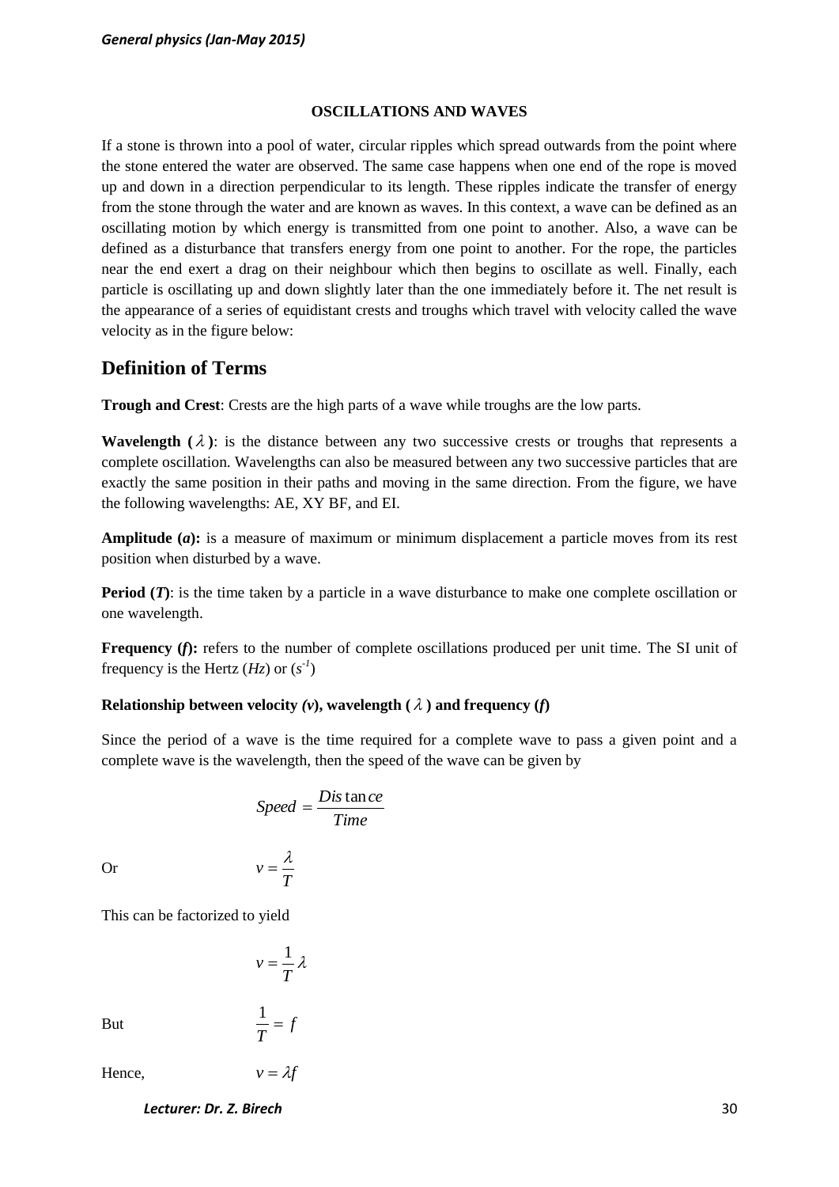**OSCILLATIONS AND WAVES**

If a stone is thrown into a pool of water, circular ripples which spread outwards from the point where the stone entered the water are observed. The same case happens when one end of the rope is moved up and down in a direction perpendicular to its length. These ripples indicate the transfer of energy from the stone through the water and are known as waves. In this context, a wave can be defined as an oscillating motion by which energy is transmitted from one point to another. Also, a wave can be defined as a disturbance that transfers energy from one point to another. For the rope, the particles near the end exert a drag on their neighbour which then begins to oscillate as well. Finally, each particle is oscillating up and down slightly later than the one immediately before it. The net result is the appearance of a series of equidistant crests and troughs which travel with velocity called the wave velocity as in the figure below:

## Definition of Terms

**Trough and Crest**: Crests are the high parts of a wave while troughs are the low parts.

**Wavelength ($\lambda$)**: is the distance between any two successive crests or troughs that represents a complete oscillation. Wavelengths can also be measured between any two successive particles that are exactly the same position in their paths and moving in the same direction. From the figure, we have the following wavelengths: AE, XY BF, and EI.

**Amplitude (*a*):** is a measure of maximum or minimum displacement a particle moves from its rest position when disturbed by a wave.

**Period (*T*)**: is the time taken by a particle in a wave disturbance to make one complete oscillation or one wavelength.

**Frequency (*f*):** refers to the number of complete oscillations produced per unit time. The SI unit of frequency is the Hertz (*Hz*) or ($s^{-1}$)

**Relationship between velocity (*v*), wavelength ($\lambda$) and frequency (*f*)**

Since the period of a wave is the time required for a complete wave to pass a given point and a complete wave is the wavelength, then the speed of the wave can be given by

$$Speed = \frac{Distance}{Time}$$

Or

$$v = \frac{\lambda}{T}$$

This can be factorized to yield

$$v = \frac{1}{T}\lambda$$

But

$$\frac{1}{T} = f$$

Hence,

$$v = \lambda f$$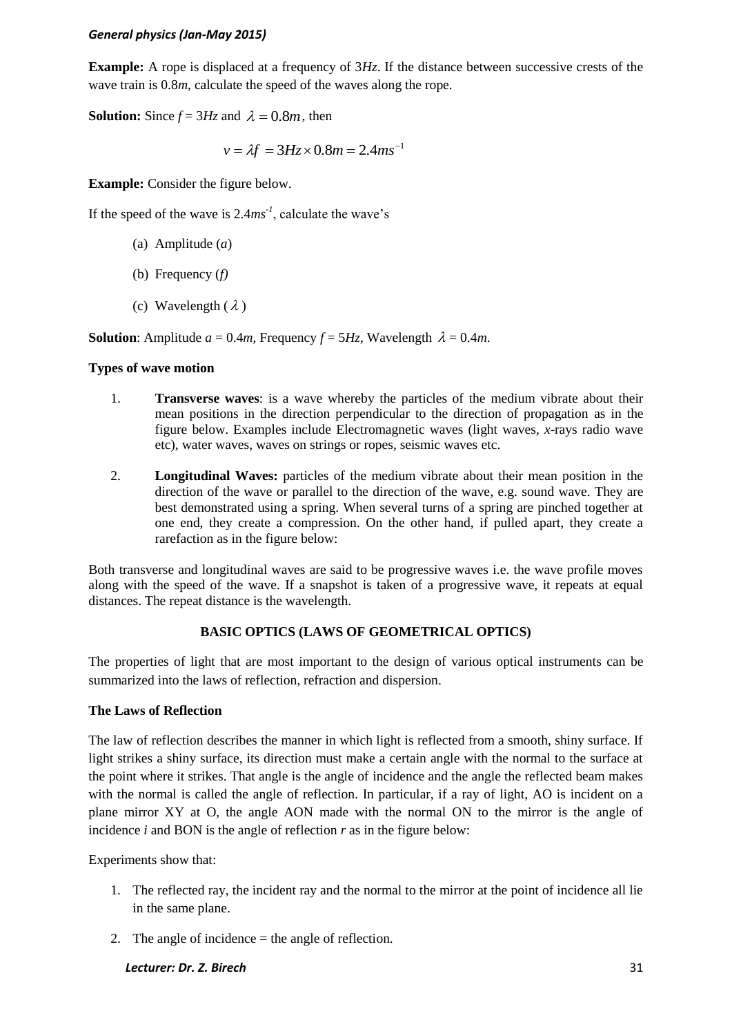**Example:** A rope is displaced at a frequency of 3*Hz*. If the distance between successive crests of the wave train is 0.8*m*, calculate the speed of the waves along the rope.

**Solution:** Since $f = 3Hz$ and $\lambda = 0.8m$, then

$$v = \lambda f = 3Hz \times 0.8m = 2.4ms^{-1}$$

**Example:** Consider the figure below.

If the speed of the wave is $2.4ms^{-1}$, calculate the wave's

(a) Amplitude ($a$)

(b) Frequency ($f$)

(c) Wavelength ($\lambda$)

**Solution**: Amplitude $a = 0.4m$, Frequency $f = 5Hz$, Wavelength $\lambda = 0.4m$.

**Types of wave motion**

1. **Transverse waves**: is a wave whereby the particles of the medium vibrate about their mean positions in the direction perpendicular to the direction of propagation as in the figure below. Examples include Electromagnetic waves (light waves, *x*-rays radio wave etc), water waves, waves on strings or ropes, seismic waves etc.

2. **Longitudinal Waves:** particles of the medium vibrate about their mean position in the direction of the wave or parallel to the direction of the wave, e.g. sound wave. They are best demonstrated using a spring. When several turns of a spring are pinched together at one end, they create a compression. On the other hand, if pulled apart, they create a rarefaction as in the figure below:

Both transverse and longitudinal waves are said to be progressive waves i.e. the wave profile moves along with the speed of the wave. If a snapshot is taken of a progressive wave, it repeats at equal distances. The repeat distance is the wavelength.

## BASIC OPTICS (LAWS OF GEOMETRICAL OPTICS)

The properties of light that are most important to the design of various optical instruments can be summarized into the laws of reflection, refraction and dispersion.

**The Laws of Reflection**

The law of reflection describes the manner in which light is reflected from a smooth, shiny surface. If light strikes a shiny surface, its direction must make a certain angle with the normal to the surface at the point where it strikes. That angle is the angle of incidence and the angle the reflected beam makes with the normal is called the angle of reflection. In particular, if a ray of light, AO is incident on a plane mirror XY at O, the angle AON made with the normal ON to the mirror is the angle of incidence $i$ and BON is the angle of reflection $r$ as in the figure below:

Experiments show that:

1. The reflected ray, the incident ray and the normal to the mirror at the point of incidence all lie in the same plane.
2. The angle of incidence = the angle of reflection.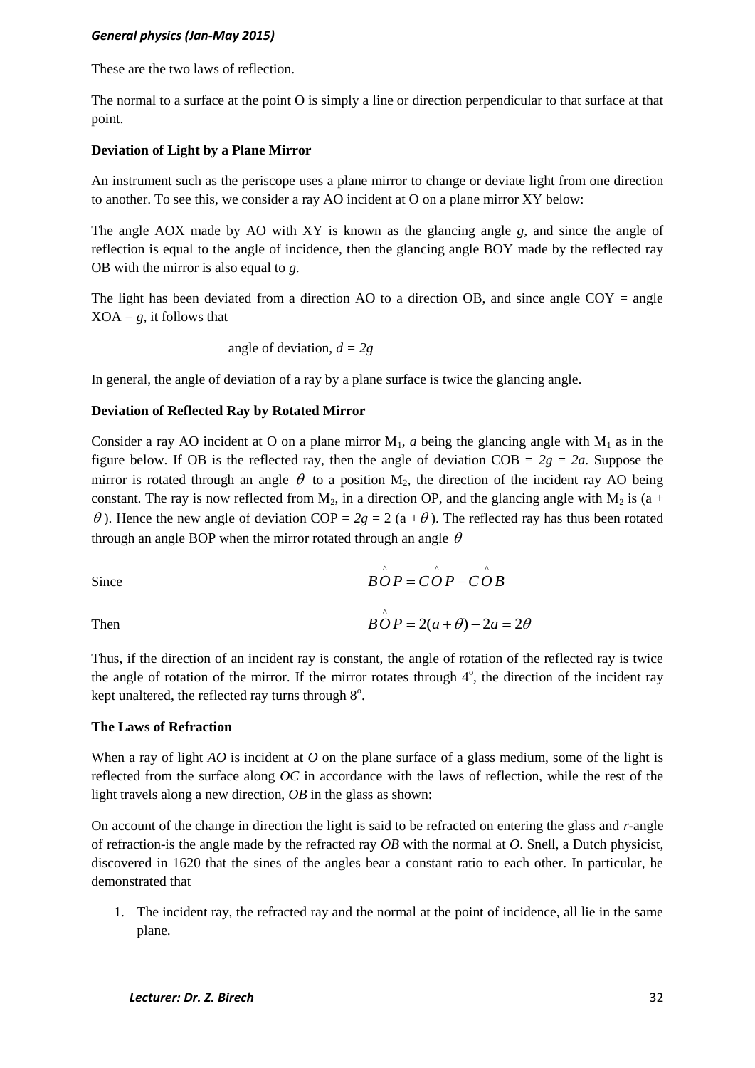These are the two laws of reflection.

The normal to a surface at the point O is simply a line or direction perpendicular to that surface at that point.

**Deviation of Light by a Plane Mirror**

An instrument such as the periscope uses a plane mirror to change or deviate light from one direction to another. To see this, we consider a ray AO incident at O on a plane mirror XY below:

The angle AOX made by AO with XY is known as the glancing angle *g,* and since the angle of reflection is equal to the angle of incidence, then the glancing angle BOY made by the reflected ray OB with the mirror is also equal to *g.*

The light has been deviated from a direction AO to a direction OB, and since angle COY = angle XOA = *g*, it follows that

$$\text{angle of deviation, } d = 2g$$

In general, the angle of deviation of a ray by a plane surface is twice the glancing angle.

**Deviation of Reflected Ray by Rotated Mirror**

Consider a ray AO incident at O on a plane mirror $M_1$, *a* being the glancing angle with $M_1$ as in the figure below. If OB is the reflected ray, then the angle of deviation COB = $2g = 2a$. Suppose the mirror is rotated through an angle $\theta$ to a position $M_2$, the direction of the incident ray AO being constant. The ray is now reflected from $M_2$, in a direction OP, and the glancing angle with $M_2$ is $(a + \theta)$. Hence the new angle of deviation COP = $2g = 2(a + \theta)$. The reflected ray has thus been rotated through an angle BOP when the mirror rotated through an angle $\theta$

Since $$B\hat{O}P = C\hat{O}P - C\hat{O}B$$

Then $$B\hat{O}P = 2(a+\theta) - 2a = 2\theta$$

Thus, if the direction of an incident ray is constant, the angle of rotation of the reflected ray is twice the angle of rotation of the mirror. If the mirror rotates through $4^o$, the direction of the incident ray kept unaltered, the reflected ray turns through $8^o$.

**The Laws of Refraction**

When a ray of light *AO* is incident at *O* on the plane surface of a glass medium, some of the light is reflected from the surface along *OC* in accordance with the laws of reflection, while the rest of the light travels along a new direction, *OB* in the glass as shown:

On account of the change in direction the light is said to be refracted on entering the glass and *r*-angle of refraction-is the angle made by the refracted ray *OB* with the normal at *O*. Snell, a Dutch physicist, discovered in 1620 that the sines of the angles bear a constant ratio to each other. In particular, he demonstrated that

1. The incident ray, the refracted ray and the normal at the point of incidence, all lie in the same plane.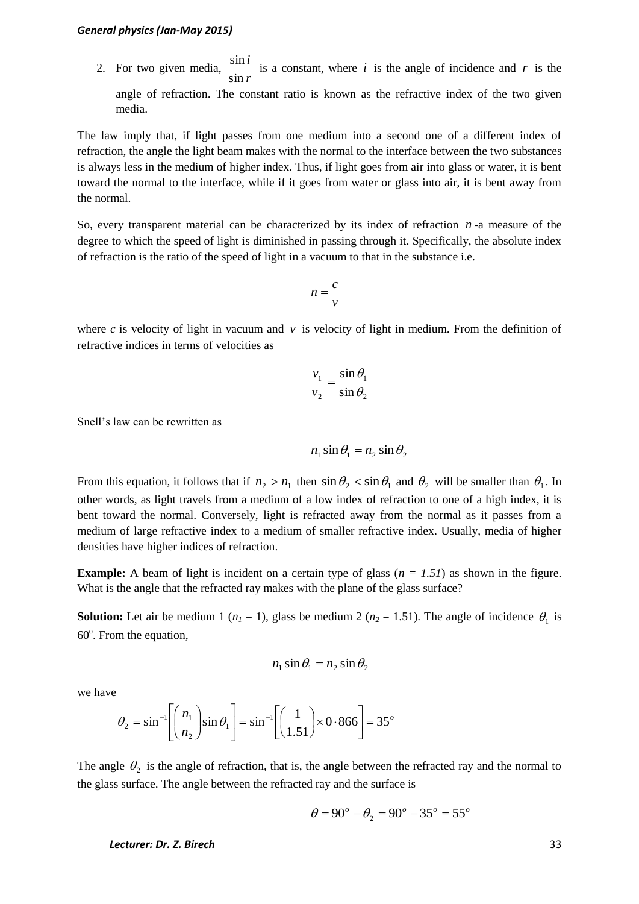2. For two given media, $\frac{\sin i}{\sin r}$ is a constant, where $i$ is the angle of incidence and $r$ is the angle of refraction. The constant ratio is known as the refractive index of the two given media.

The law imply that, if light passes from one medium into a second one of a different index of refraction, the angle the light beam makes with the normal to the interface between the two substances is always less in the medium of higher index. Thus, if light goes from air into glass or water, it is bent toward the normal to the interface, while if it goes from water or glass into air, it is bent away from the normal.

So, every transparent material can be characterized by its index of refraction $n$ -a measure of the degree to which the speed of light is diminished in passing through it. Specifically, the absolute index of refraction is the ratio of the speed of light in a vacuum to that in the substance i.e.

$$n = \frac{c}{v}$$

where $c$ is velocity of light in vacuum and $v$ is velocity of light in medium. From the definition of refractive indices in terms of velocities as

$$\frac{v_1}{v_2} = \frac{\sin\theta_1}{\sin\theta_2}$$

Snell's law can be rewritten as

$$n_1 \sin\theta_1 = n_2 \sin\theta_2$$

From this equation, it follows that if $n_2 > n_1$ then $\sin\theta_2 < \sin\theta_1$ and $\theta_2$ will be smaller than $\theta_1$. In other words, as light travels from a medium of a low index of refraction to one of a high index, it is bent toward the normal. Conversely, light is refracted away from the normal as it passes from a medium of large refractive index to a medium of smaller refractive index. Usually, media of higher densities have higher indices of refraction.

**Example:** A beam of light is incident on a certain type of glass (*n = 1.51*) as shown in the figure. What is the angle that the refracted ray makes with the plane of the glass surface?

**Solution:** Let air be medium 1 ($n_1$ = 1), glass be medium 2 ($n_2$ = 1.51). The angle of incidence $\theta_1$ is $60^o$. From the equation,

$$n_1 \sin\theta_1 = n_2 \sin\theta_2$$

we have

$$\theta_2 = \sin^{-1}\left[\left(\frac{n_1}{n_2}\right)\sin\theta_1\right] = \sin^{-1}\left[\left(\frac{1}{1.51}\right)\times 0\cdot 866\right] = 35^o$$

The angle $\theta_2$ is the angle of refraction, that is, the angle between the refracted ray and the normal to the glass surface. The angle between the refracted ray and the surface is

$$\theta = 90^o - \theta_2 = 90^o - 35^o = 55^o$$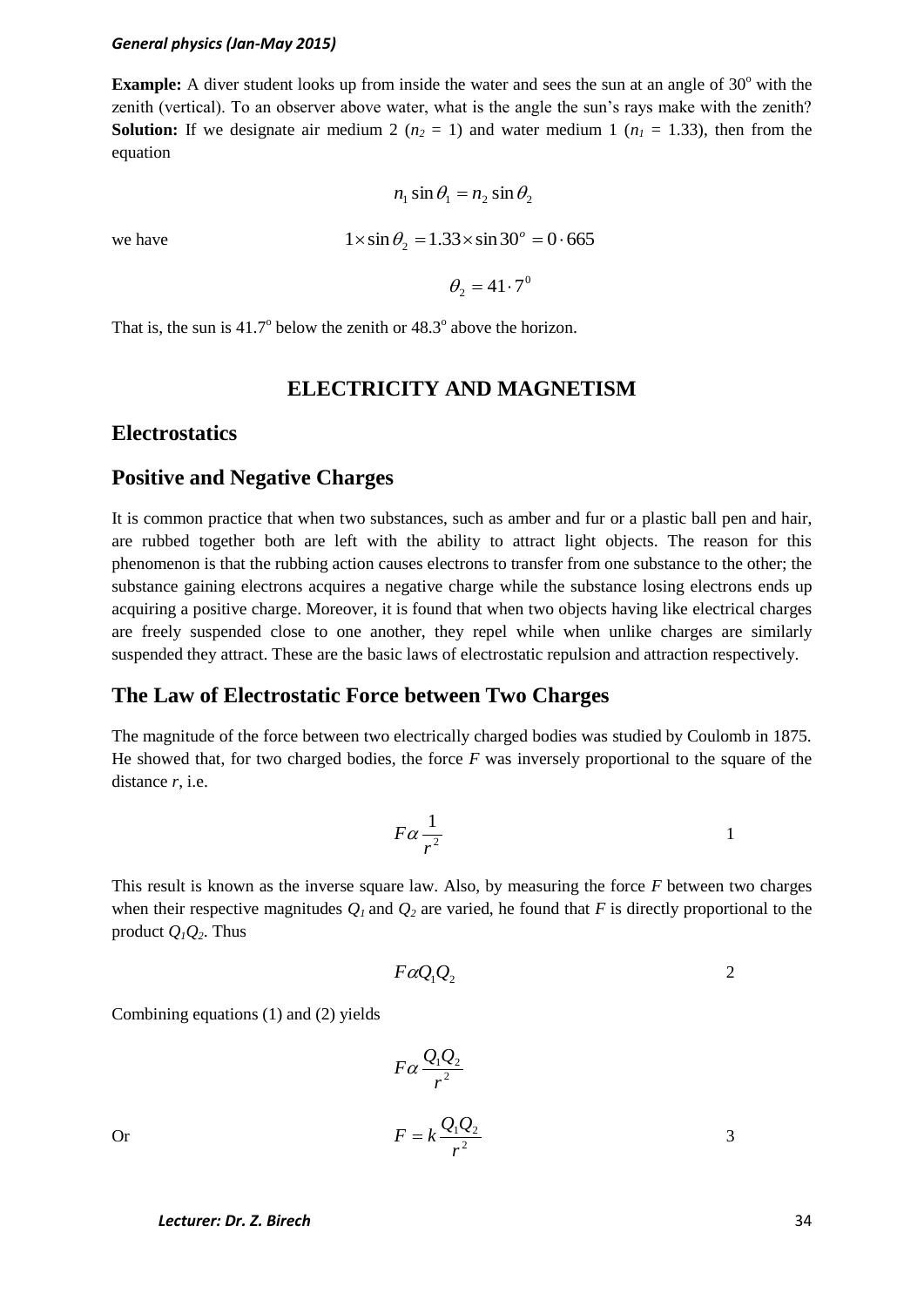**Example:** A diver student looks up from inside the water and sees the sun at an angle of $30^o$ with the zenith (vertical). To an observer above water, what is the angle the sun's rays make with the zenith?
**Solution:** If we designate air medium 2 ($n_2$ = 1) and water medium 1 ($n_1$ = 1.33), then from the equation

$$n_1 \sin\theta_1 = n_2 \sin\theta_2$$

we have

$$1 \times \sin\theta_2 = 1.33 \times \sin 30^o = 0 \cdot 665$$

$$\theta_2 = 41 \cdot 7^0$$

That is, the sun is $41.7^o$ below the zenith or $48.3^o$ above the horizon.

# ELECTRICITY AND MAGNETISM

## Electrostatics

## Positive and Negative Charges

It is common practice that when two substances, such as amber and fur or a plastic ball pen and hair, are rubbed together both are left with the ability to attract light objects. The reason for this phenomenon is that the rubbing action causes electrons to transfer from one substance to the other; the substance gaining electrons acquires a negative charge while the substance losing electrons ends up acquiring a positive charge. Moreover, it is found that when two objects having like electrical charges are freely suspended close to one another, they repel while when unlike charges are similarly suspended they attract. These are the basic laws of electrostatic repulsion and attraction respectively.

## The Law of Electrostatic Force between Two Charges

The magnitude of the force between two electrically charged bodies was studied by Coulomb in 1875. He showed that, for two charged bodies, the force $F$ was inversely proportional to the square of the distance $r$, i.e.

$$F \alpha \frac{1}{r^2} \qquad 1$$

This result is known as the inverse square law. Also, by measuring the force $F$ between two charges when their respective magnitudes $Q_1$ and $Q_2$ are varied, he found that $F$ is directly proportional to the product $Q_1Q_2$. Thus

$$F \alpha Q_1 Q_2 \qquad 2$$

Combining equations (1) and (2) yields

$$F \alpha \frac{Q_1 Q_2}{r^2}$$

Or

$$F = k\frac{Q_1 Q_2}{r^2} \qquad 3$$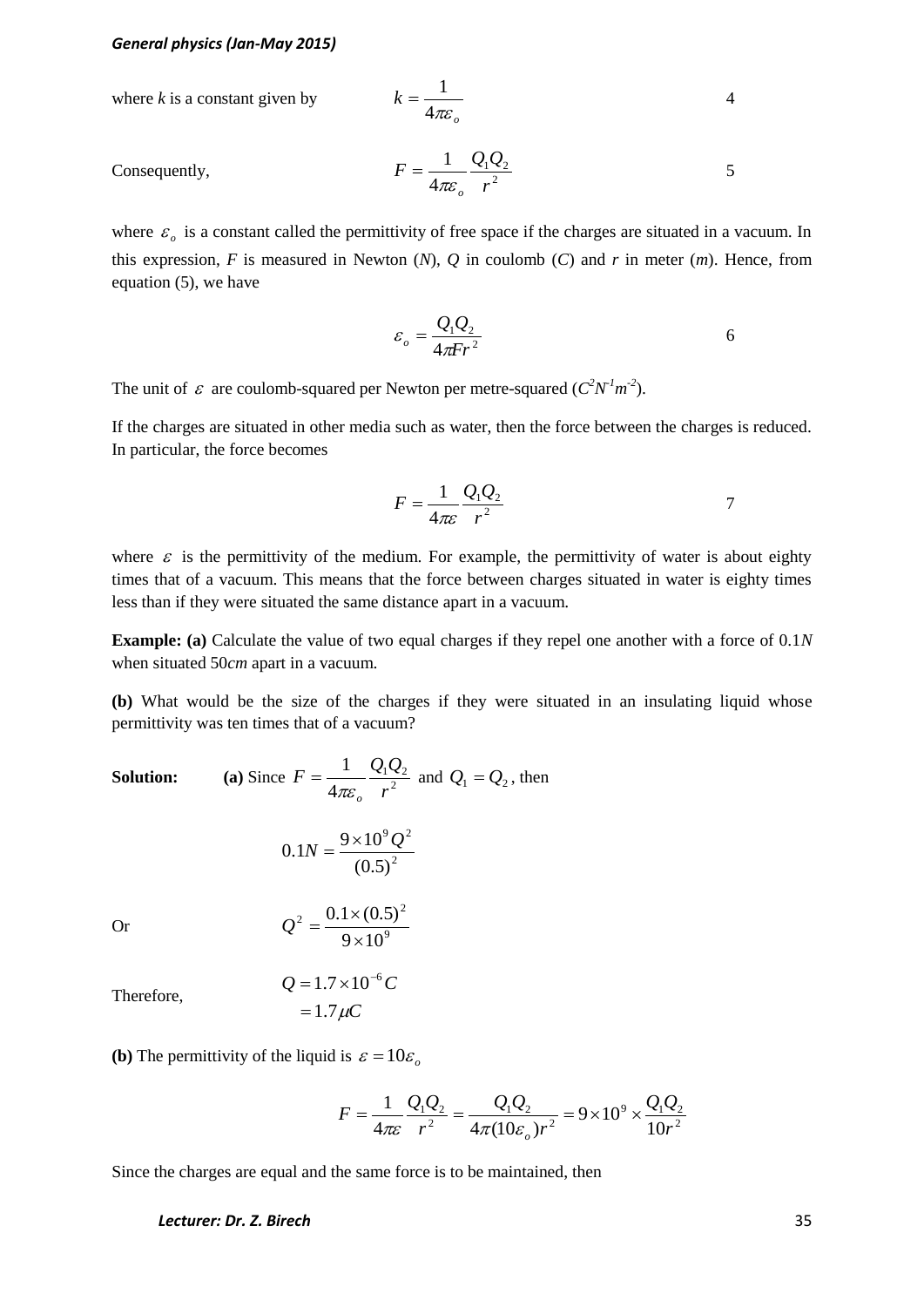where $k$ is a constant given by

$$k = \frac{1}{4\pi\varepsilon_o} \qquad 4$$

Consequently,

$$F = \frac{1}{4\pi\varepsilon_o}\frac{Q_1Q_2}{r^2} \qquad 5$$

where $\varepsilon_o$ is a constant called the permittivity of free space if the charges are situated in a vacuum. In this expression, $F$ is measured in Newton ($N$), $Q$ in coulomb ($C$) and $r$ in meter ($m$). Hence, from equation (5), we have

$$\varepsilon_o = \frac{Q_1Q_2}{4\pi F r^2} \qquad 6$$

The unit of $\varepsilon$ are coulomb-squared per Newton per metre-squared ($C^2N^{-1}m^{-2}$).

If the charges are situated in other media such as water, then the force between the charges is reduced. In particular, the force becomes

$$F = \frac{1}{4\pi\varepsilon}\frac{Q_1Q_2}{r^2} \qquad 7$$

where $\varepsilon$ is the permittivity of the medium. For example, the permittivity of water is about eighty times that of a vacuum. This means that the force between charges situated in water is eighty times less than if they were situated the same distance apart in a vacuum.

**Example: (a)** Calculate the value of two equal charges if they repel one another with a force of $0.1N$ when situated $50cm$ apart in a vacuum.

**(b)** What would be the size of the charges if they were situated in an insulating liquid whose permittivity was ten times that of a vacuum?

**Solution:** **(a)** Since $F = \frac{1}{4\pi\varepsilon_o}\frac{Q_1Q_2}{r^2}$ and $Q_1 = Q_2$, then

$$0.1N = \frac{9\times10^9 Q^2}{(0.5)^2}$$

Or

$$Q^2 = \frac{0.1\times(0.5)^2}{9\times10^9}$$

Therefore,

$$Q = 1.7\times10^{-6}C$$
$$= 1.7\mu C$$

**(b)** The permittivity of the liquid is $\varepsilon = 10\varepsilon_o$

$$F = \frac{1}{4\pi\varepsilon}\frac{Q_1Q_2}{r^2} = \frac{Q_1Q_2}{4\pi(10\varepsilon_o)r^2} = 9\times10^9\times\frac{Q_1Q_2}{10r^2}$$

Since the charges are equal and the same force is to be maintained, then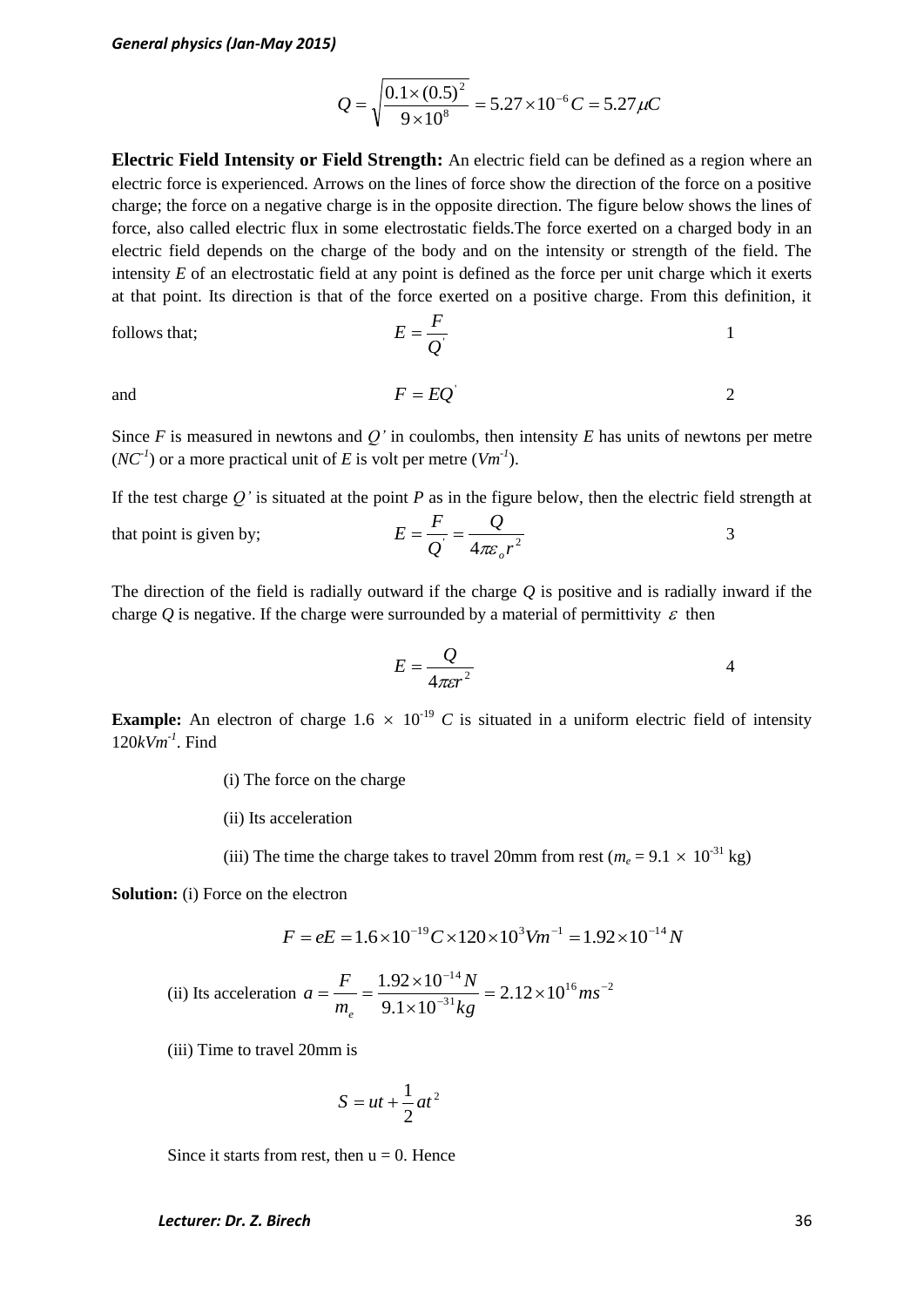$$Q = \sqrt{\frac{0.1 \times (0.5)^2}{9 \times 10^8}} = 5.27 \times 10^{-6} C = 5.27 \mu C$$

**Electric Field Intensity or Field Strength:** An electric field can be defined as a region where an electric force is experienced. Arrows on the lines of force show the direction of the force on a positive charge; the force on a negative charge is in the opposite direction. The figure below shows the lines of force, also called electric flux in some electrostatic fields.The force exerted on a charged body in an electric field depends on the charge of the body and on the intensity or strength of the field. The intensity *E* of an electrostatic field at any point is defined as the force per unit charge which it exerts at that point. Its direction is that of the force exerted on a positive charge. From this definition, it follows that;

$$E = \frac{F}{Q'} \qquad 1$$

and

$$F = EQ' \qquad 2$$

Since *F* is measured in newtons and *Q'* in coulombs, then intensity *E* has units of newtons per metre ($NC^{-1}$) or a more practical unit of *E* is volt per metre ($Vm^{-1}$).

If the test charge *Q'* is situated at the point *P* as in the figure below, then the electric field strength at that point is given by;

$$E = \frac{F}{Q'} = \frac{Q}{4\pi\varepsilon_o r^2} \qquad 3$$

The direction of the field is radially outward if the charge *Q* is positive and is radially inward if the charge *Q* is negative. If the charge were surrounded by a material of permittivity $\varepsilon$ then

$$E = \frac{Q}{4\pi\varepsilon r^2} \qquad 4$$

**Example:** An electron of charge $1.6 \times 10^{-19}$ *C* is situated in a uniform electric field of intensity $120kVm^{-1}$. Find

(i) The force on the charge

(ii) Its acceleration

(iii) The time the charge takes to travel 20mm from rest ($m_e = 9.1 \times 10^{-31}$ kg)

**Solution:** (i) Force on the electron

$$F = eE = 1.6 \times 10^{-19} C \times 120 \times 10^3 Vm^{-1} = 1.92 \times 10^{-14} N$$

(ii) Its acceleration $a = \dfrac{F}{m_e} = \dfrac{1.92 \times 10^{-14} N}{9.1 \times 10^{-31} kg} = 2.12 \times 10^{16} ms^{-2}$

(iii) Time to travel 20mm is

$$S = ut + \frac{1}{2}at^2$$

Since it starts from rest, then u = 0. Hence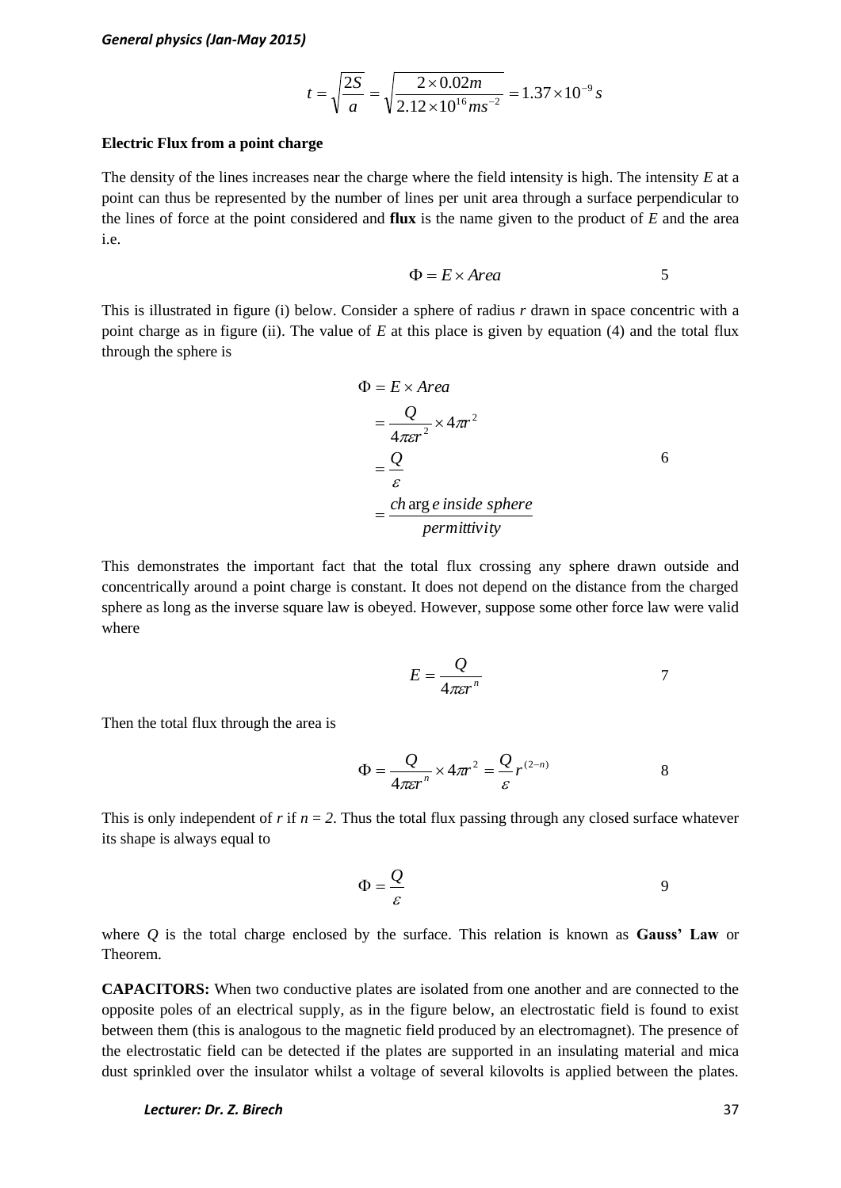$$t = \sqrt{\frac{2S}{a}} = \sqrt{\frac{2 \times 0.02m}{2.12 \times 10^{16} ms^{-2}}} = 1.37 \times 10^{-9} s$$

**Electric Flux from a point charge**

The density of the lines increases near the charge where the field intensity is high. The intensity $E$ at a point can thus be represented by the number of lines per unit area through a surface perpendicular to the lines of force at the point considered and **flux** is the name given to the product of $E$ and the area i.e.

$$\Phi = E \times Area \qquad 5$$

This is illustrated in figure (i) below. Consider a sphere of radius $r$ drawn in space concentric with a point charge as in figure (ii). The value of $E$ at this place is given by equation (4) and the total flux through the sphere is

$$\begin{aligned} \Phi &= E \times Area \\ &= \frac{Q}{4\pi\varepsilon r^2} \times 4\pi r^2 \\ &= \frac{Q}{\varepsilon} \\ &= \frac{charge\ inside\ sphere}{permittivity} \end{aligned} \qquad 6$$

This demonstrates the important fact that the total flux crossing any sphere drawn outside and concentrically around a point charge is constant. It does not depend on the distance from the charged sphere as long as the inverse square law is obeyed. However, suppose some other force law were valid where

$$E = \frac{Q}{4\pi\varepsilon r^n} \qquad 7$$

Then the total flux through the area is

$$\Phi = \frac{Q}{4\pi\varepsilon r^n} \times 4\pi r^2 = \frac{Q}{\varepsilon} r^{(2-n)} \qquad 8$$

This is only independent of $r$ if $n = 2$. Thus the total flux passing through any closed surface whatever its shape is always equal to

$$\Phi = \frac{Q}{\varepsilon} \qquad 9$$

where $Q$ is the total charge enclosed by the surface. This relation is known as **Gauss' Law** or Theorem.

**CAPACITORS:** When two conductive plates are isolated from one another and are connected to the opposite poles of an electrical supply, as in the figure below, an electrostatic field is found to exist between them (this is analogous to the magnetic field produced by an electromagnet). The presence of the electrostatic field can be detected if the plates are supported in an insulating material and mica dust sprinkled over the insulator whilst a voltage of several kilovolts is applied between the plates.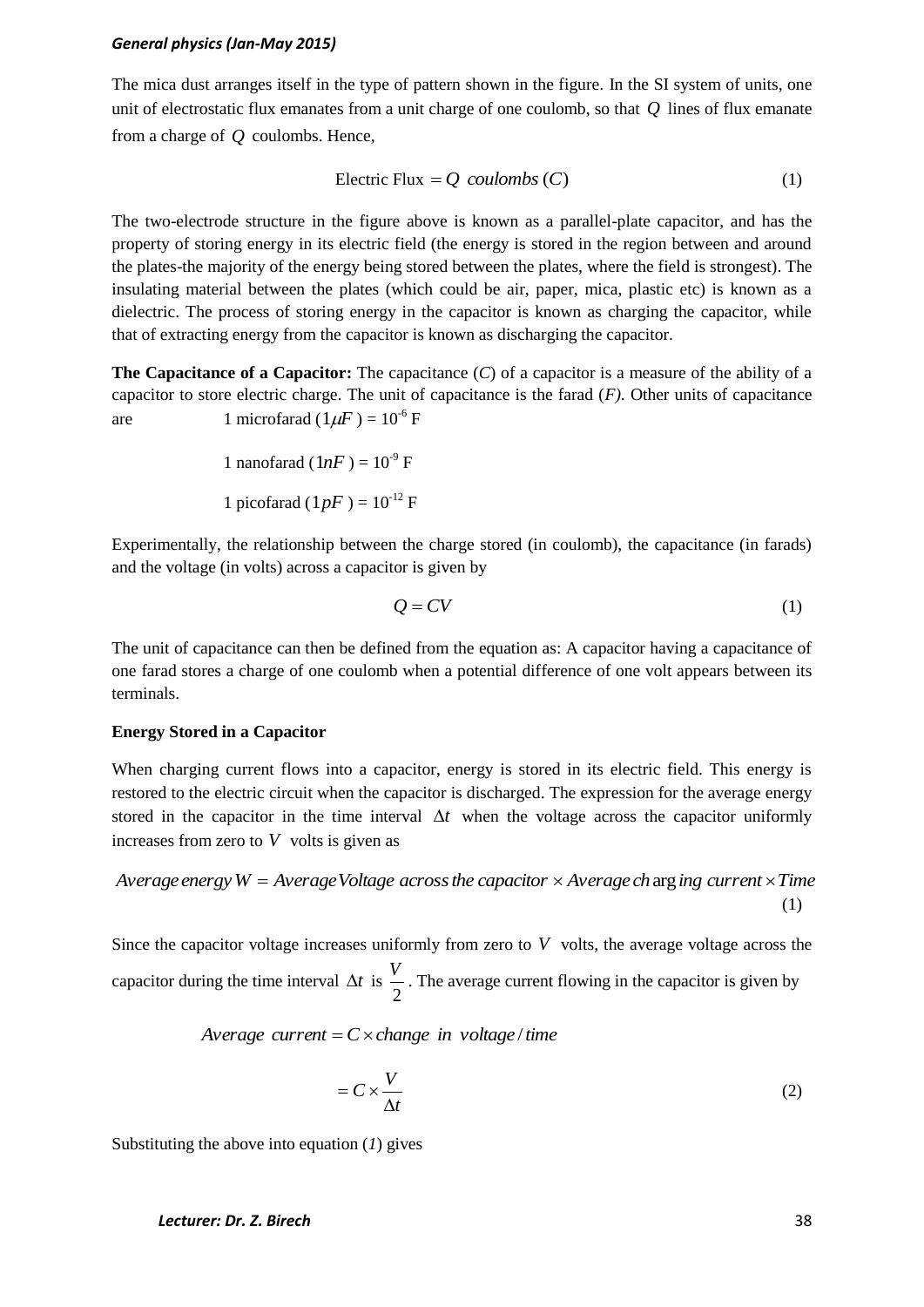The mica dust arranges itself in the type of pattern shown in the figure. In the SI system of units, one unit of electrostatic flux emanates from a unit charge of one coulomb, so that $Q$ lines of flux emanate from a charge of $Q$ coulombs. Hence,

$$\text{Electric Flux} = Q \ coulombs\,(C) \tag{1}$$

The two-electrode structure in the figure above is known as a parallel-plate capacitor, and has the property of storing energy in its electric field (the energy is stored in the region between and around the plates-the majority of the energy being stored between the plates, where the field is strongest). The insulating material between the plates (which could be air, paper, mica, plastic etc) is known as a dielectric. The process of storing energy in the capacitor is known as charging the capacitor, while that of extracting energy from the capacitor is known as discharging the capacitor.

**The Capacitance of a Capacitor:** The capacitance (*C*) of a capacitor is a measure of the ability of a capacitor to store electric charge. The unit of capacitance is the farad (*F)*. Other units of capacitance are 1 microfarad ($1\mu F$) = $10^{-6}$ F

1 nanofarad ($1nF$) = $10^{-9}$ F

1 picofarad ($1pF$) = $10^{-12}$ F

Experimentally, the relationship between the charge stored (in coulomb), the capacitance (in farads) and the voltage (in volts) across a capacitor is given by

$$Q = CV \tag{1}$$

The unit of capacitance can then be defined from the equation as: A capacitor having a capacitance of one farad stores a charge of one coulomb when a potential difference of one volt appears between its terminals.

**Energy Stored in a Capacitor**

When charging current flows into a capacitor, energy is stored in its electric field. This energy is restored to the electric circuit when the capacitor is discharged. The expression for the average energy stored in the capacitor in the time interval $\Delta t$ when the voltage across the capacitor uniformly increases from zero to $V$ volts is given as

$$Average\,energy\,W = Average\,Voltage\ across\,the\,capacitor \times Average\,charging\ current \times Time \tag{1}$$

Since the capacitor voltage increases uniformly from zero to $V$ volts, the average voltage across the capacitor during the time interval $\Delta t$ is $\frac{V}{2}$. The average current flowing in the capacitor is given by

$$Average\ \ current = C \times change\ \ in\ \ voltage / time$$

$$= C \times \frac{V}{\Delta t} \tag{2}$$

Substituting the above into equation (*1*) gives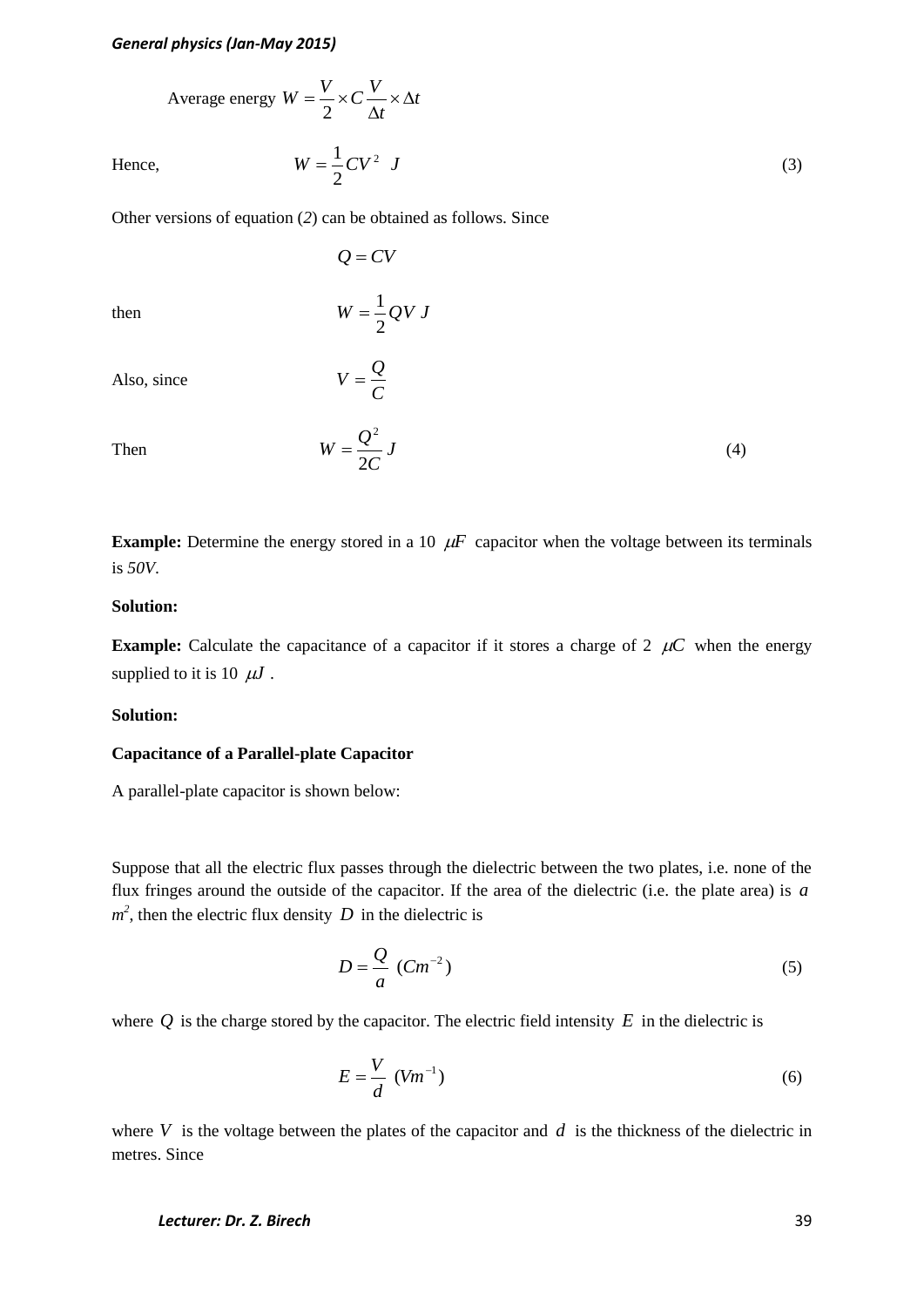Average energy $W = \frac{V}{2} \times C\frac{V}{\Delta t} \times \Delta t$

Hence, $$W = \frac{1}{2}CV^2 \ \ J \qquad (3)$$

Other versions of equation (*2*) can be obtained as follows. Since

$$Q = CV$$

then $$W = \frac{1}{2}QV \ J$$

Also, since $$V = \frac{Q}{C}$$

Then $$W = \frac{Q^2}{2C} \ J \qquad (4)$$

**Example:** Determine the energy stored in a 10 $\mu F$ capacitor when the voltage between its terminals is *50V*.

**Solution:**

**Example:** Calculate the capacitance of a capacitor if it stores a charge of 2 $\mu C$ when the energy supplied to it is 10 $\mu J$ .

**Solution:**

**Capacitance of a Parallel-plate Capacitor**

A parallel-plate capacitor is shown below:

Suppose that all the electric flux passes through the dielectric between the two plates, i.e. none of the flux fringes around the outside of the capacitor. If the area of the dielectric (i.e. the plate area) is $a$ $m^2$, then the electric flux density $D$ in the dielectric is

$$D = \frac{Q}{a} \ (Cm^{-2}) \qquad (5)$$

where $Q$ is the charge stored by the capacitor. The electric field intensity $E$ in the dielectric is

$$E = \frac{V}{d} \ (Vm^{-1}) \qquad (6)$$

where $V$ is the voltage between the plates of the capacitor and $d$ is the thickness of the dielectric in metres. Since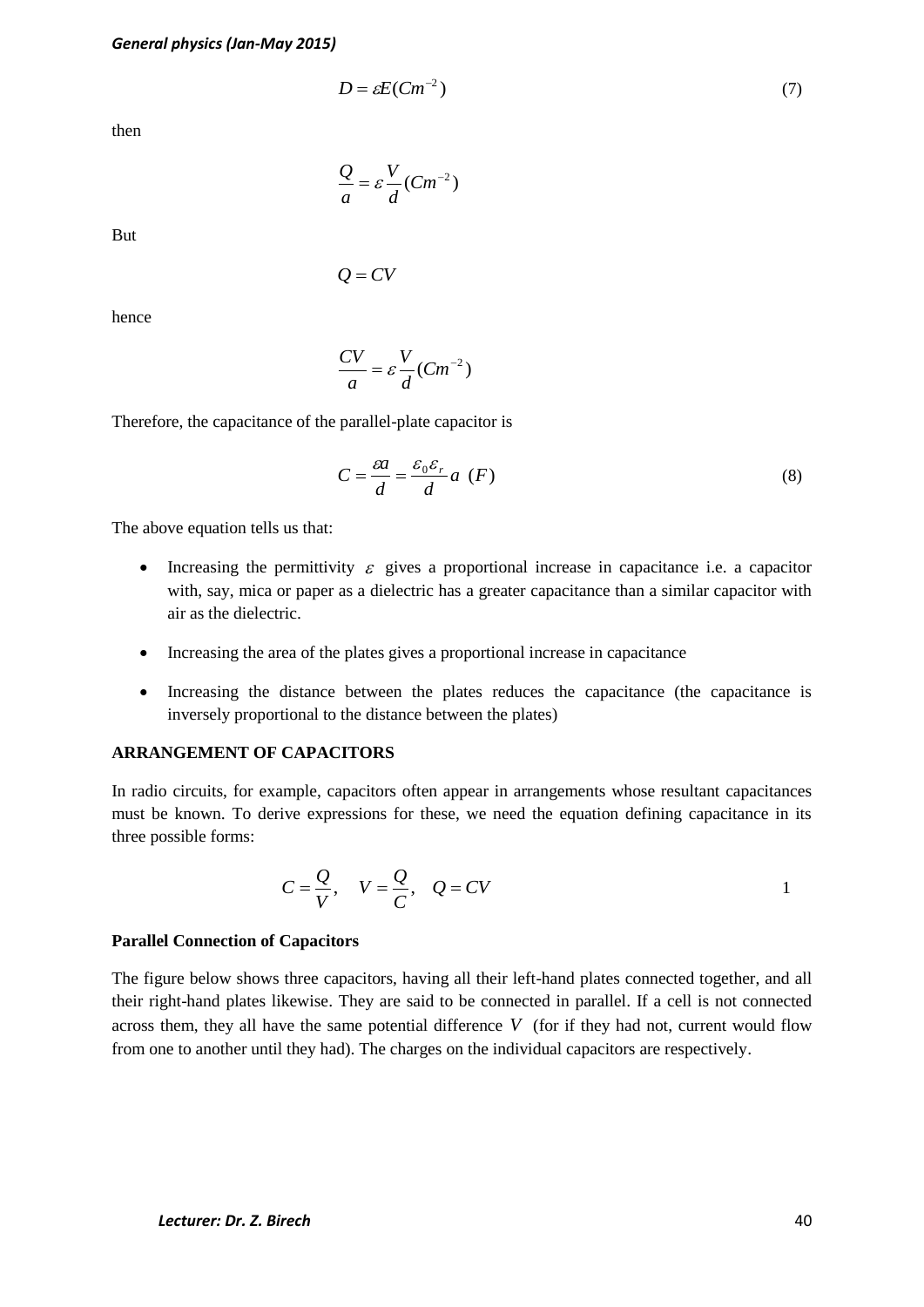$$D = \varepsilon E (Cm^{-2}) \tag{7}$$

then

$$\frac{Q}{a} = \varepsilon \frac{V}{d} (Cm^{-2})$$

But

$$Q = CV$$

hence

$$\frac{CV}{a} = \varepsilon \frac{V}{d} (Cm^{-2})$$

Therefore, the capacitance of the parallel-plate capacitor is

$$C = \frac{\varepsilon a}{d} = \frac{\varepsilon_0 \varepsilon_r}{d} a \ (F) \tag{8}$$

The above equation tells us that:

- Increasing the permittivity $\varepsilon$ gives a proportional increase in capacitance i.e. a capacitor with, say, mica or paper as a dielectric has a greater capacitance than a similar capacitor with air as the dielectric.
- Increasing the area of the plates gives a proportional increase in capacitance
- Increasing the distance between the plates reduces the capacitance (the capacitance is inversely proportional to the distance between the plates)

**ARRANGEMENT OF CAPACITORS**

In radio circuits, for example, capacitors often appear in arrangements whose resultant capacitances must be known. To derive expressions for these, we need the equation defining capacitance in its three possible forms:

$$C = \frac{Q}{V}, \quad V = \frac{Q}{C}, \quad Q = CV \tag{1}$$

**Parallel Connection of Capacitors**

The figure below shows three capacitors, having all their left-hand plates connected together, and all their right-hand plates likewise. They are said to be connected in parallel. If a cell is not connected across them, they all have the same potential difference $V$ (for if they had not, current would flow from one to another until they had). The charges on the individual capacitors are respectively.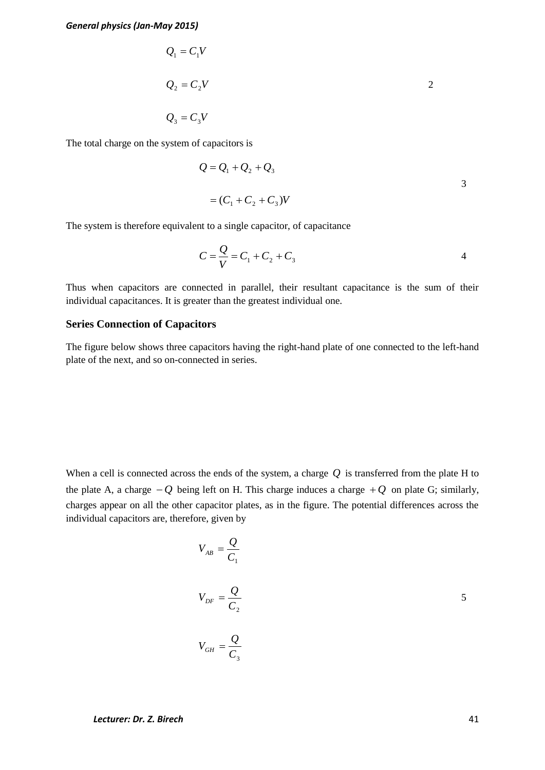$$Q_1 = C_1 V$$

$$Q_2 = C_2 V \qquad (2)$$

$$Q_3 = C_3 V$$

The total charge on the system of capacitors is

$$Q = Q_1 + Q_2 + Q_3$$

$$= (C_1 + C_2 + C_3)V \qquad (3)$$

The system is therefore equivalent to a single capacitor, of capacitance

$$C = \frac{Q}{V} = C_1 + C_2 + C_3 \qquad (4)$$

Thus when capacitors are connected in parallel, their resultant capacitance is the sum of their individual capacitances. It is greater than the greatest individual one.

## Series Connection of Capacitors

The figure below shows three capacitors having the right-hand plate of one connected to the left-hand plate of the next, and so on-connected in series.

When a cell is connected across the ends of the system, a charge $Q$ is transferred from the plate H to the plate A, a charge $-Q$ being left on H. This charge induces a charge $+Q$ on plate G; similarly, charges appear on all the other capacitor plates, as in the figure. The potential differences across the individual capacitors are, therefore, given by

$$V_{AB} = \frac{Q}{C_1}$$

$$V_{DF} = \frac{Q}{C_2} \qquad (5)$$

$$V_{GH} = \frac{Q}{C_3}$$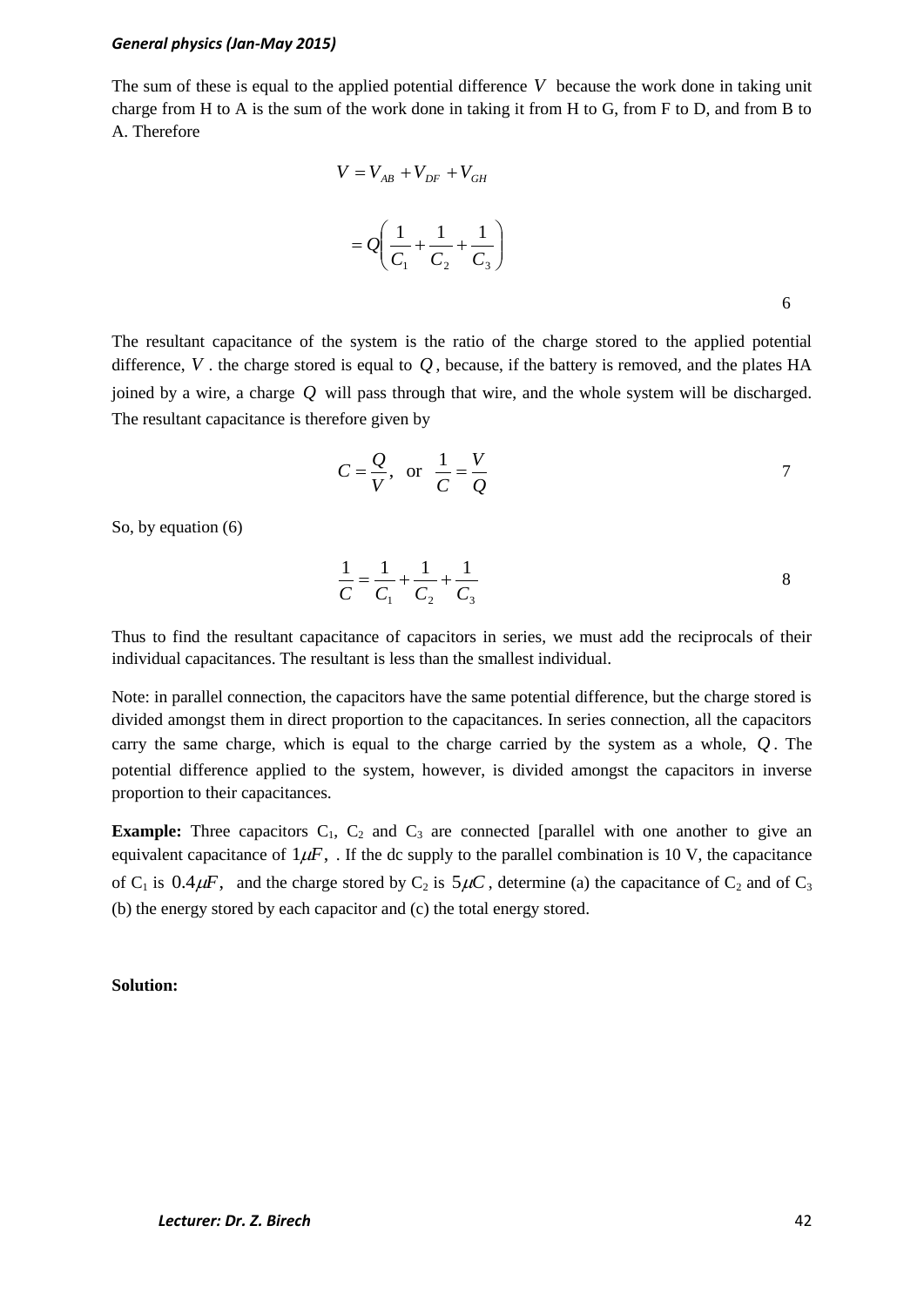The sum of these is equal to the applied potential difference $V$ because the work done in taking unit charge from H to A is the sum of the work done in taking it from H to G, from F to D, and from B to A. Therefore

$$V = V_{AB} + V_{DF} + V_{GH}$$

$$= Q\left(\frac{1}{C_1} + \frac{1}{C_2} + \frac{1}{C_3}\right) \qquad 6$$

The resultant capacitance of the system is the ratio of the charge stored to the applied potential difference, $V$. the charge stored is equal to $Q$, because, if the battery is removed, and the plates HA joined by a wire, a charge $Q$ will pass through that wire, and the whole system will be discharged. The resultant capacitance is therefore given by

$$C = \frac{Q}{V}, \text{ or } \frac{1}{C} = \frac{V}{Q} \qquad 7$$

So, by equation (6)

$$\frac{1}{C} = \frac{1}{C_1} + \frac{1}{C_2} + \frac{1}{C_3} \qquad 8$$

Thus to find the resultant capacitance of capacitors in series, we must add the reciprocals of their individual capacitances. The resultant is less than the smallest individual.

Note: in parallel connection, the capacitors have the same potential difference, but the charge stored is divided amongst them in direct proportion to the capacitances. In series connection, all the capacitors carry the same charge, which is equal to the charge carried by the system as a whole, $Q$. The potential difference applied to the system, however, is divided amongst the capacitors in inverse proportion to their capacitances.

**Example:** Three capacitors $C_1$, $C_2$ and $C_3$ are connected [parallel with one another to give an equivalent capacitance of $1\mu F$, . If the dc supply to the parallel combination is 10 V, the capacitance of $C_1$ is $0.4\mu F$, and the charge stored by $C_2$ is $5\mu C$, determine (a) the capacitance of $C_2$ and of $C_3$ (b) the energy stored by each capacitor and (c) the total energy stored.

**Solution:**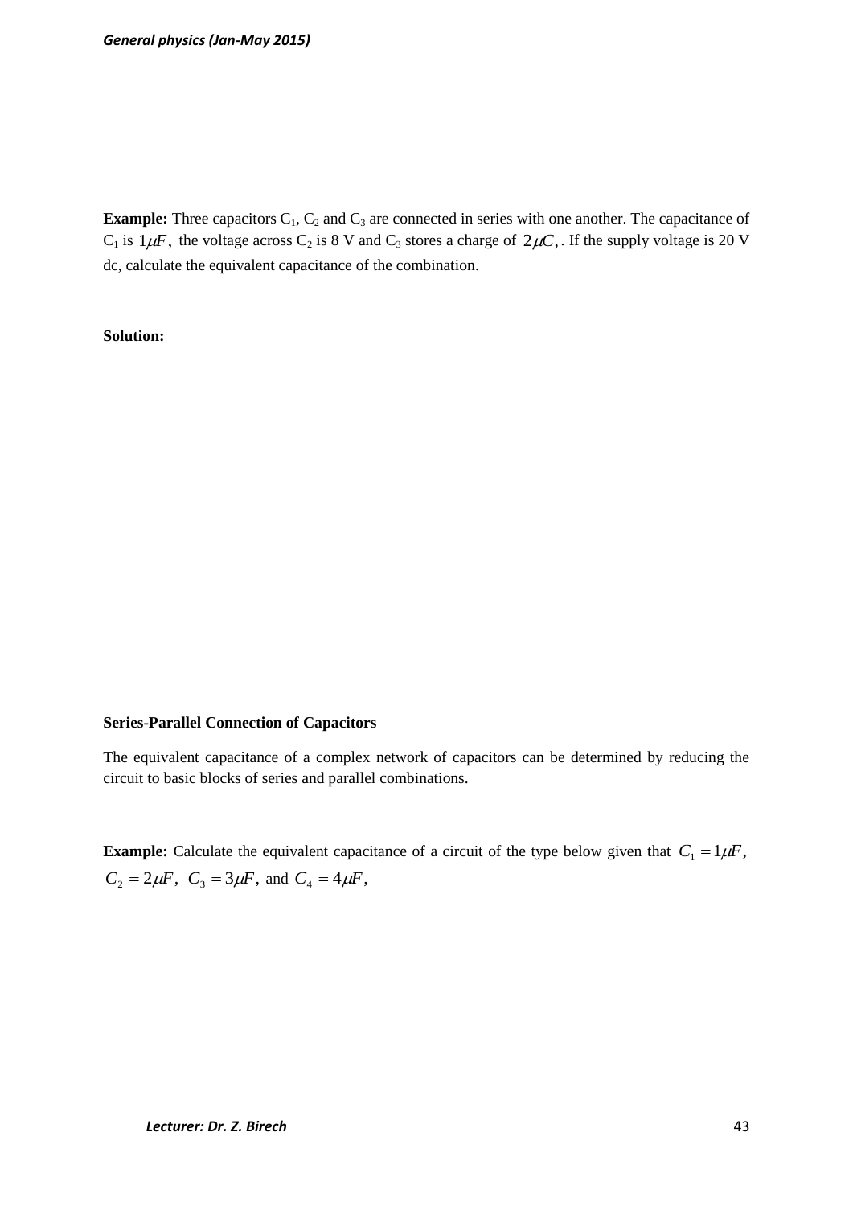**Example:** Three capacitors $C_1$, $C_2$ and $C_3$ are connected in series with one another. The capacitance of $C_1$ is $1\mu F$, the voltage across $C_2$ is 8 V and $C_3$ stores a charge of $2\mu C$, . If the supply voltage is 20 V dc, calculate the equivalent capacitance of the combination.

**Solution:**

**Series-Parallel Connection of Capacitors**

The equivalent capacitance of a complex network of capacitors can be determined by reducing the circuit to basic blocks of series and parallel combinations.

**Example:** Calculate the equivalent capacitance of a circuit of the type below given that $C_1 = 1\mu F$, $C_2 = 2\mu F$, $C_3 = 3\mu F$, and $C_4 = 4\mu F$,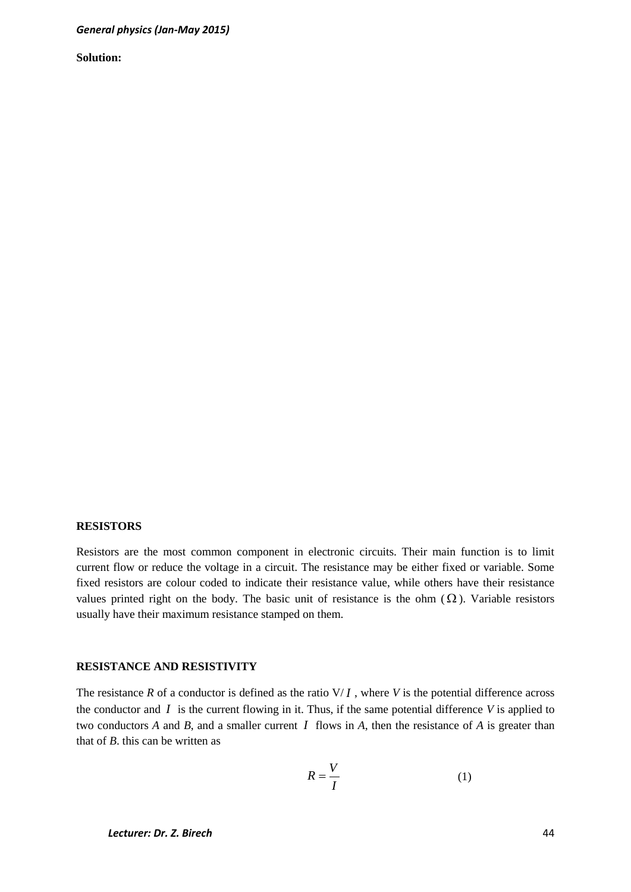**Solution:**

## RESISTORS

Resistors are the most common component in electronic circuits. Their main function is to limit current flow or reduce the voltage in a circuit. The resistance may be either fixed or variable. Some fixed resistors are colour coded to indicate their resistance value, while others have their resistance values printed right on the body. The basic unit of resistance is the ohm ($\Omega$). Variable resistors usually have their maximum resistance stamped on them.

## RESISTANCE AND RESISTIVITY

The resistance $R$ of a conductor is defined as the ratio $V/I$ , where $V$ is the potential difference across the conductor and $I$ is the current flowing in it. Thus, if the same potential difference $V$ is applied to two conductors $A$ and $B$, and a smaller current $I$ flows in $A$, then the resistance of $A$ is greater than that of $B$. this can be written as

$$R = \frac{V}{I} \tag{1}$$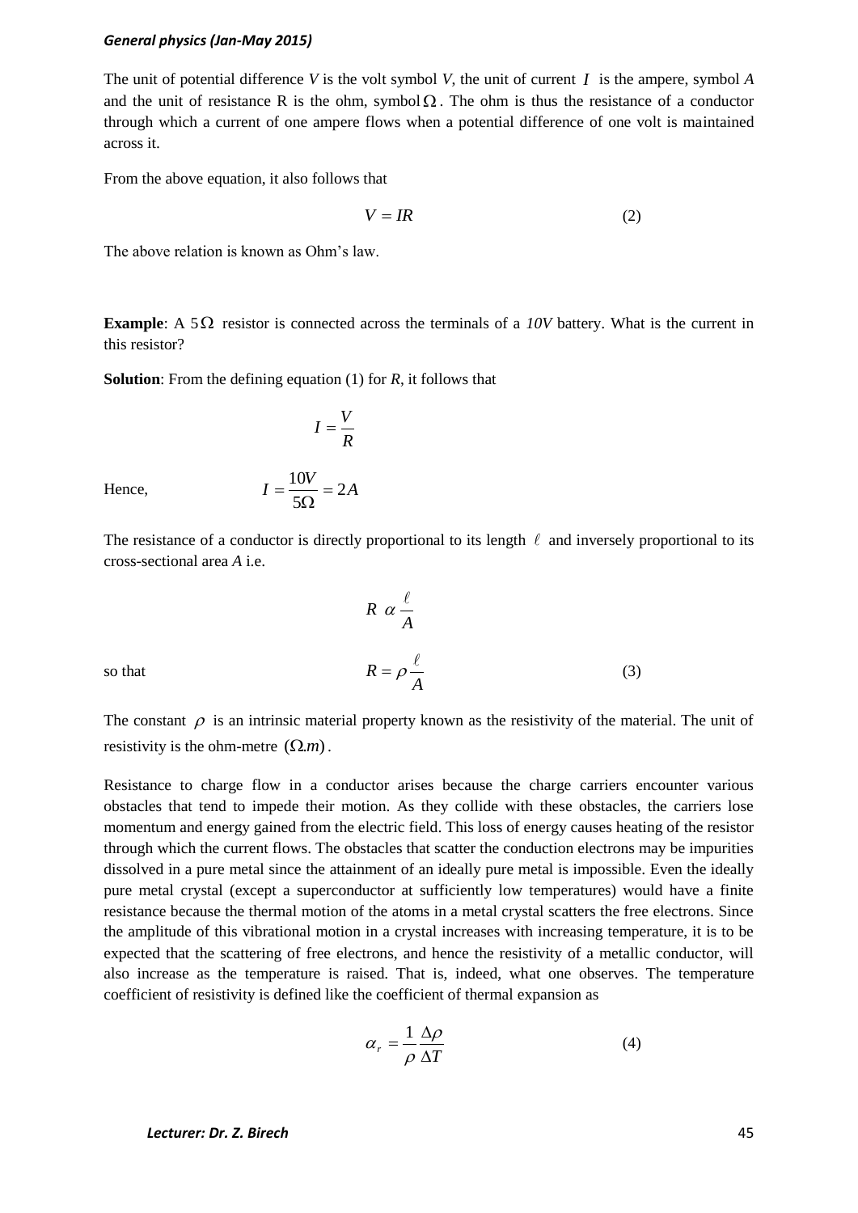The unit of potential difference $V$ is the volt symbol $V$, the unit of current $I$ is the ampere, symbol $A$ and the unit of resistance R is the ohm, symbol $\Omega$. The ohm is thus the resistance of a conductor through which a current of one ampere flows when a potential difference of one volt is maintained across it.

From the above equation, it also follows that

$$V = IR \qquad (2)$$

The above relation is known as Ohm's law.

**Example**: A $5\,\Omega$ resistor is connected across the terminals of a *10V* battery. What is the current in this resistor?

**Solution**: From the defining equation (1) for *R*, it follows that

$$I = \frac{V}{R}$$

Hence,

$$I = \frac{10V}{5\Omega} = 2A$$

The resistance of a conductor is directly proportional to its length $\ell$ and inversely proportional to its cross-sectional area *A* i.e.

$$R \;\alpha\; \frac{\ell}{A}$$

so that

$$R = \rho \frac{\ell}{A} \qquad (3)$$

The constant $\rho$ is an intrinsic material property known as the resistivity of the material. The unit of resistivity is the ohm-metre $(\Omega.m)$.

Resistance to charge flow in a conductor arises because the charge carriers encounter various obstacles that tend to impede their motion. As they collide with these obstacles, the carriers lose momentum and energy gained from the electric field. This loss of energy causes heating of the resistor through which the current flows. The obstacles that scatter the conduction electrons may be impurities dissolved in a pure metal since the attainment of an ideally pure metal is impossible. Even the ideally pure metal crystal (except a superconductor at sufficiently low temperatures) would have a finite resistance because the thermal motion of the atoms in a metal crystal scatters the free electrons. Since the amplitude of this vibrational motion in a crystal increases with increasing temperature, it is to be expected that the scattering of free electrons, and hence the resistivity of a metallic conductor, will also increase as the temperature is raised. That is, indeed, what one observes. The temperature coefficient of resistivity is defined like the coefficient of thermal expansion as

$$\alpha_r = \frac{1}{\rho}\frac{\Delta\rho}{\Delta T} \qquad (4)$$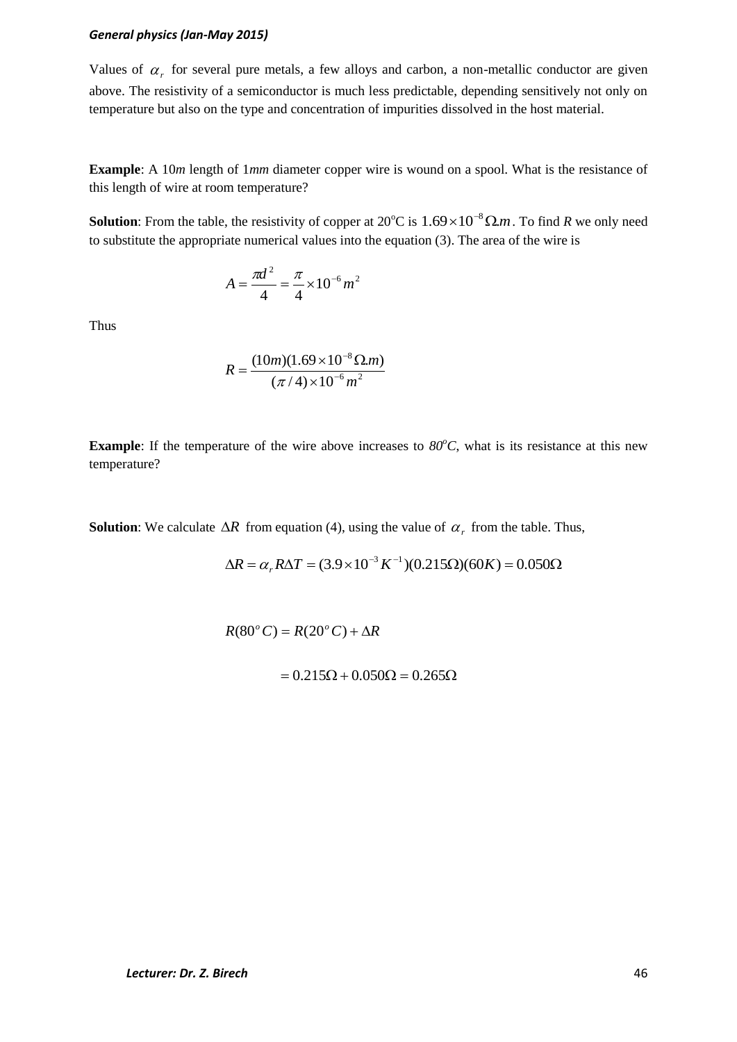Values of $\alpha_r$ for several pure metals, a few alloys and carbon, a non-metallic conductor are given above. The resistivity of a semiconductor is much less predictable, depending sensitively not only on temperature but also on the type and concentration of impurities dissolved in the host material.

**Example**: A 10*m* length of 1*mm* diameter copper wire is wound on a spool. What is the resistance of this length of wire at room temperature?

**Solution**: From the table, the resistivity of copper at 20°C is $1.69\times10^{-8}\,\Omega.m$. To find *R* we only need to substitute the appropriate numerical values into the equation (3). The area of the wire is

$$A = \frac{\pi d^2}{4} = \frac{\pi}{4}\times10^{-6}\,m^2$$

Thus

$$R = \frac{(10m)(1.69\times10^{-8}\,\Omega.m)}{(\pi/4)\times10^{-6}\,m^2}$$

**Example**: If the temperature of the wire above increases to *80°C*, what is its resistance at this new temperature?

**Solution**: We calculate $\Delta R$ from equation (4), using the value of $\alpha_r$ from the table. Thus,

$$\Delta R = \alpha_r R\Delta T = (3.9\times10^{-3}\,K^{-1})(0.215\Omega)(60K) = 0.050\Omega$$

$$R(80^oC) = R(20^oC) + \Delta R$$

$$= 0.215\Omega + 0.050\Omega = 0.265\Omega$$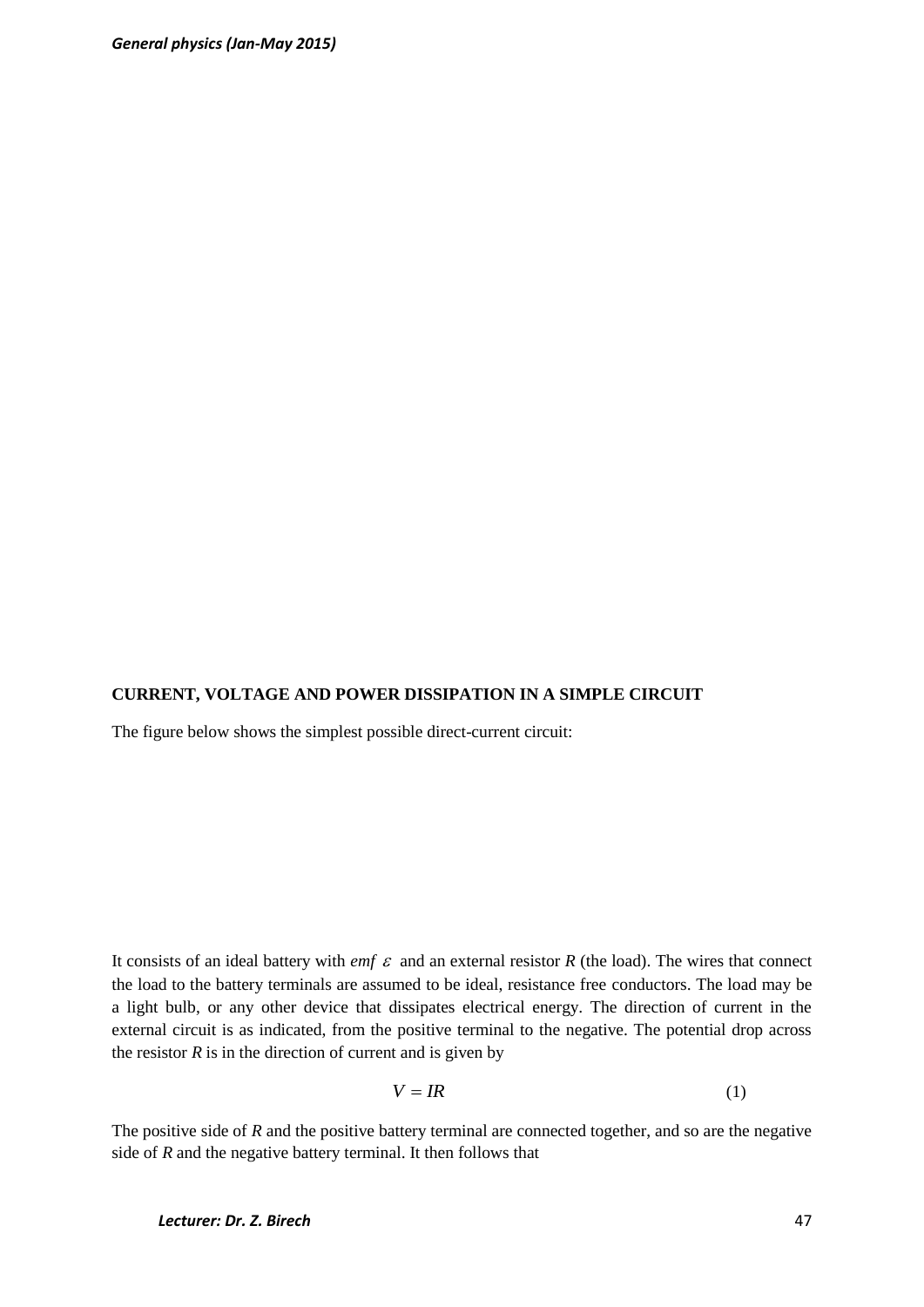## CURRENT, VOLTAGE AND POWER DISSIPATION IN A SIMPLE CIRCUIT

The figure below shows the simplest possible direct-current circuit:

It consists of an ideal battery with *emf* $\varepsilon$ and an external resistor *R* (the load). The wires that connect the load to the battery terminals are assumed to be ideal, resistance free conductors. The load may be a light bulb, or any other device that dissipates electrical energy. The direction of current in the external circuit is as indicated, from the positive terminal to the negative. The potential drop across the resistor *R* is in the direction of current and is given by

$$V = IR \tag{1}$$

The positive side of *R* and the positive battery terminal are connected together, and so are the negative side of *R* and the negative battery terminal. It then follows that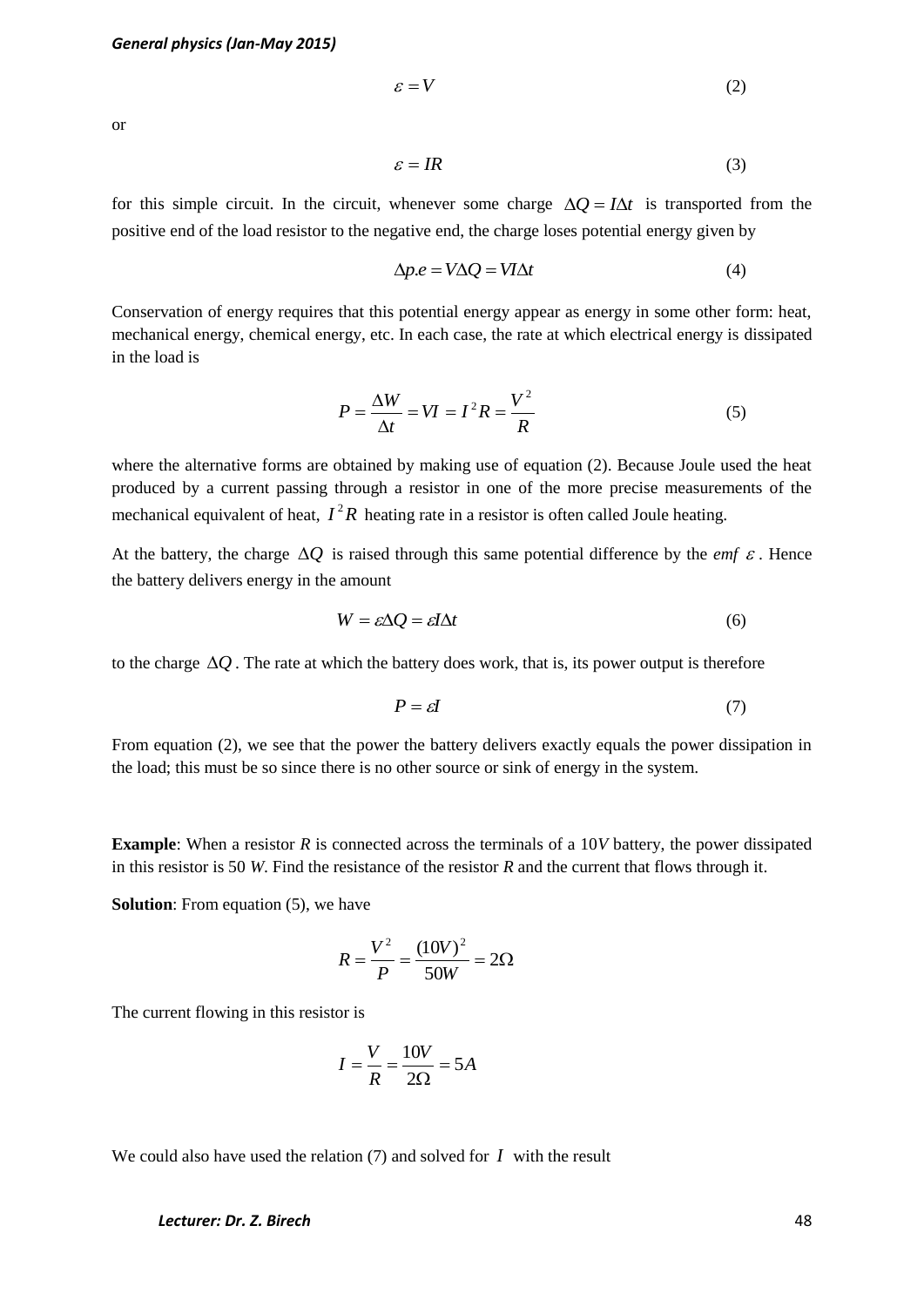$$\varepsilon = V \tag{2}$$

or

$$\varepsilon = IR \tag{3}$$

for this simple circuit. In the circuit, whenever some charge $\Delta Q = I\Delta t$ is transported from the positive end of the load resistor to the negative end, the charge loses potential energy given by

$$\Delta p.e = V\Delta Q = VI\Delta t \tag{4}$$

Conservation of energy requires that this potential energy appear as energy in some other form: heat, mechanical energy, chemical energy, etc. In each case, the rate at which electrical energy is dissipated in the load is

$$P = \frac{\Delta W}{\Delta t} = VI = I^2 R = \frac{V^2}{R} \tag{5}$$

where the alternative forms are obtained by making use of equation (2). Because Joule used the heat produced by a current passing through a resistor in one of the more precise measurements of the mechanical equivalent of heat, $I^2 R$ heating rate in a resistor is often called Joule heating.

At the battery, the charge $\Delta Q$ is raised through this same potential difference by the *emf* $\varepsilon$. Hence the battery delivers energy in the amount

$$W = \varepsilon\Delta Q = \varepsilon I\Delta t \tag{6}$$

to the charge $\Delta Q$. The rate at which the battery does work, that is, its power output is therefore

$$P = \varepsilon I \tag{7}$$

From equation (2), we see that the power the battery delivers exactly equals the power dissipation in the load; this must be so since there is no other source or sink of energy in the system.

**Example**: When a resistor *R* is connected across the terminals of a 10*V* battery, the power dissipated in this resistor is 50 *W*. Find the resistance of the resistor *R* and the current that flows through it.

**Solution**: From equation (5), we have

$$R = \frac{V^2}{P} = \frac{(10V)^2}{50W} = 2\Omega$$

The current flowing in this resistor is

$$I = \frac{V}{R} = \frac{10V}{2\Omega} = 5A$$

We could also have used the relation (7) and solved for $I$ with the result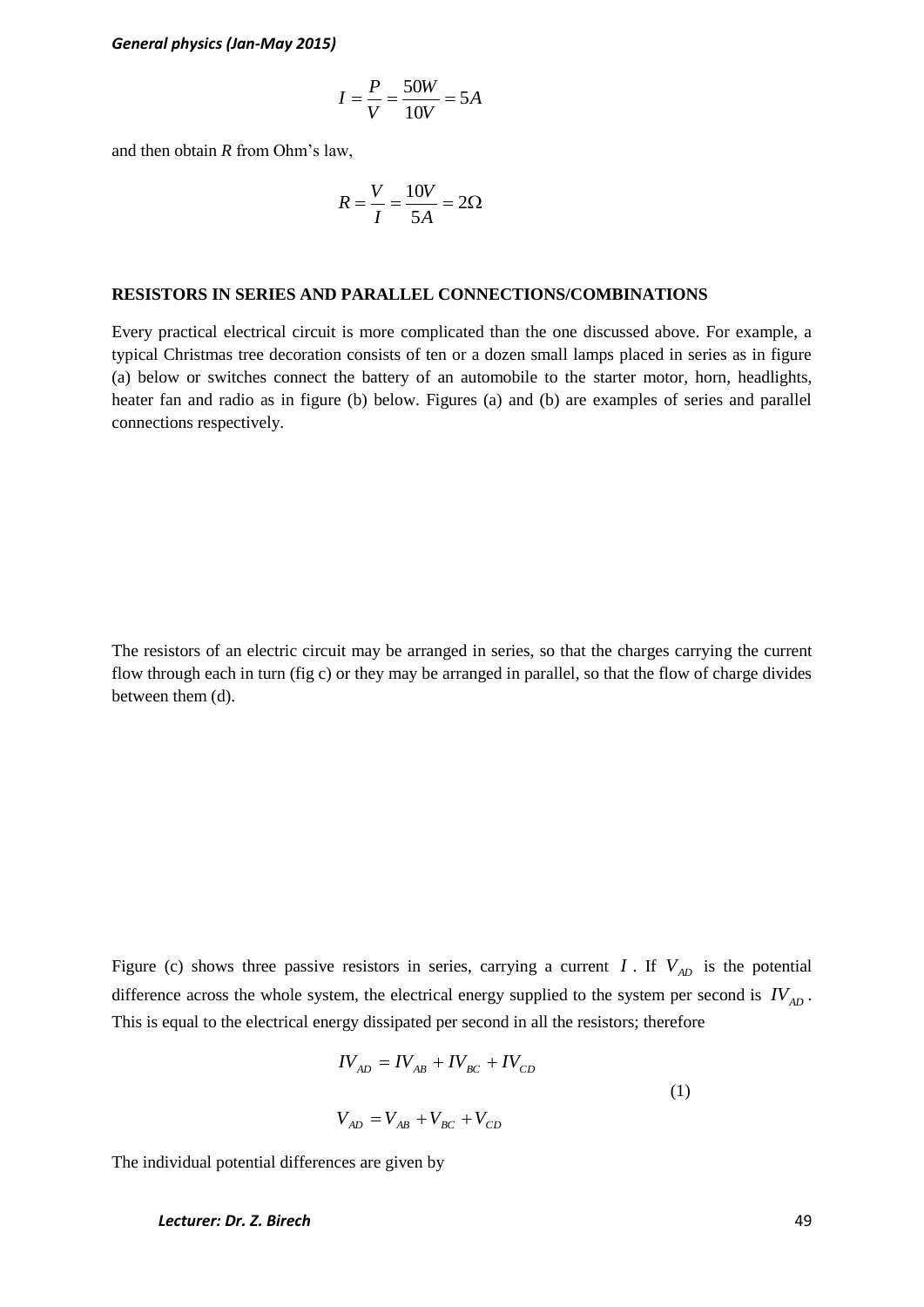$$I = \frac{P}{V} = \frac{50W}{10V} = 5A$$

and then obtain $R$ from Ohm's law,

$$R = \frac{V}{I} = \frac{10V}{5A} = 2\Omega$$

**RESISTORS IN SERIES AND PARALLEL CONNECTIONS/COMBINATIONS**

Every practical electrical circuit is more complicated than the one discussed above. For example, a typical Christmas tree decoration consists of ten or a dozen small lamps placed in series as in figure (a) below or switches connect the battery of an automobile to the starter motor, horn, headlights, heater fan and radio as in figure (b) below. Figures (a) and (b) are examples of series and parallel connections respectively.

The resistors of an electric circuit may be arranged in series, so that the charges carrying the current flow through each in turn (fig c) or they may be arranged in parallel, so that the flow of charge divides between them (d).

Figure (c) shows three passive resistors in series, carrying a current $I$. If $V_{AD}$ is the potential difference across the whole system, the electrical energy supplied to the system per second is $IV_{AD}$. This is equal to the electrical energy dissipated per second in all the resistors; therefore

$$IV_{AD} = IV_{AB} + IV_{BC} + IV_{CD}$$

$$V_{AD} = V_{AB} + V_{BC} + V_{CD} \qquad (1)$$

The individual potential differences are given by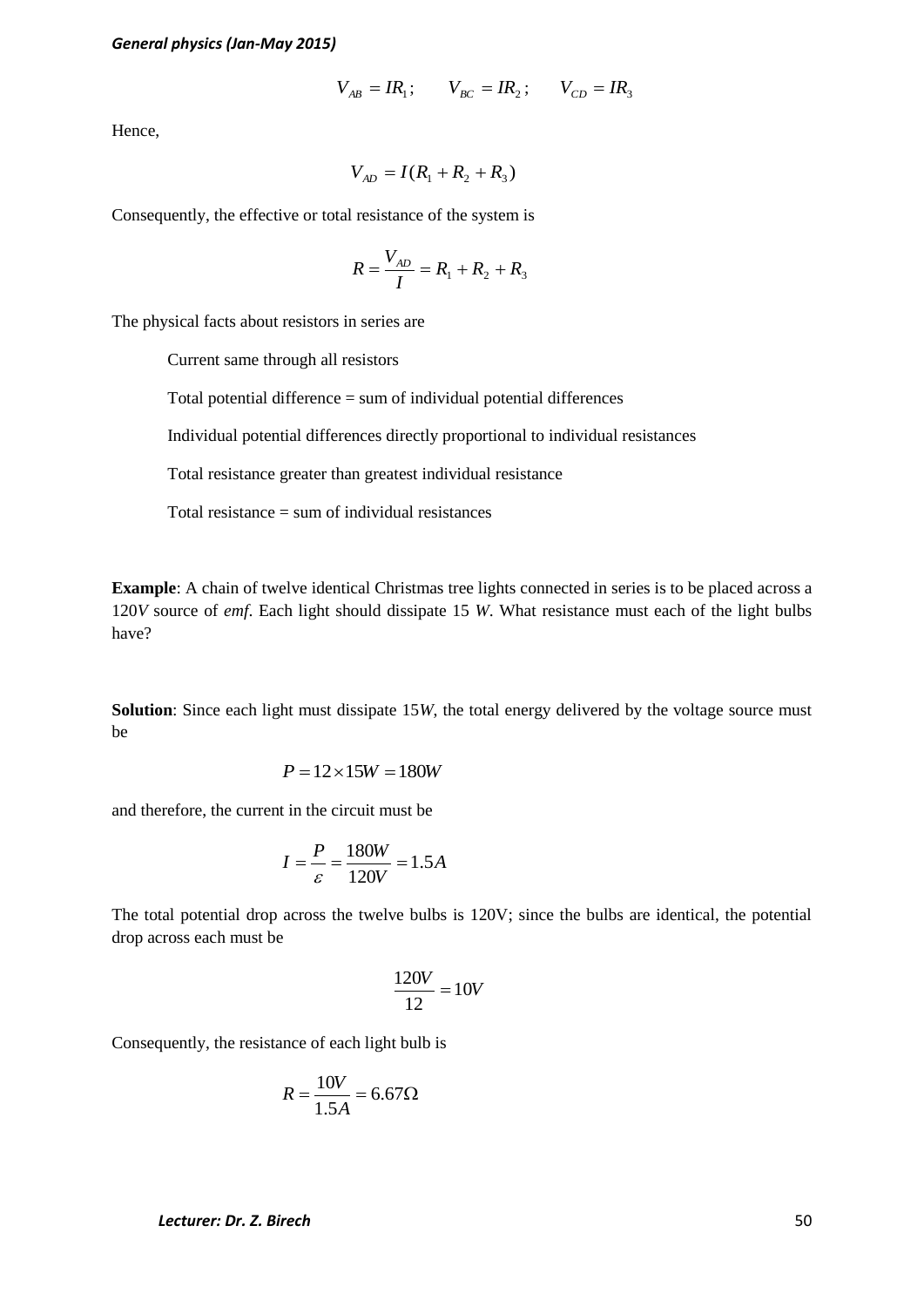$$V_{AB} = IR_1; \qquad V_{BC} = IR_2; \qquad V_{CD} = IR_3$$

Hence,

$$V_{AD} = I(R_1 + R_2 + R_3)$$

Consequently, the effective or total resistance of the system is

$$R = \frac{V_{AD}}{I} = R_1 + R_2 + R_3$$

The physical facts about resistors in series are

Current same through all resistors

Total potential difference = sum of individual potential differences

Individual potential differences directly proportional to individual resistances

Total resistance greater than greatest individual resistance

Total resistance = sum of individual resistances

**Example**: A chain of twelve identical Christmas tree lights connected in series is to be placed across a 120*V* source of *emf*. Each light should dissipate 15 *W*. What resistance must each of the light bulbs have?

**Solution**: Since each light must dissipate 15*W*, the total energy delivered by the voltage source must be

$$P = 12 \times 15W = 180W$$

and therefore, the current in the circuit must be

$$I = \frac{P}{\varepsilon} = \frac{180W}{120V} = 1.5A$$

The total potential drop across the twelve bulbs is 120V; since the bulbs are identical, the potential drop across each must be

$$\frac{120V}{12} = 10V$$

Consequently, the resistance of each light bulb is

$$R = \frac{10V}{1.5A} = 6.67\Omega$$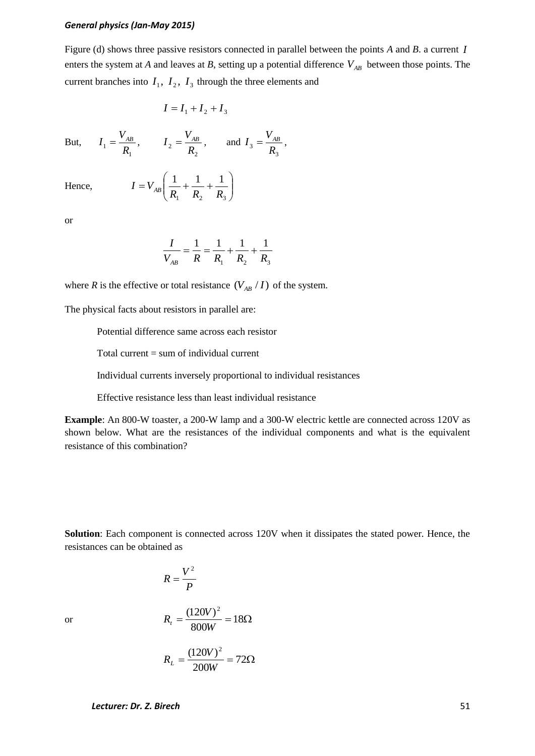Figure (d) shows three passive resistors connected in parallel between the points *A* and *B*. a current $I$ enters the system at *A* and leaves at *B*, setting up a potential difference $V_{AB}$ between those points. The current branches into $I_1$, $I_2$, $I_3$ through the three elements and

$$I = I_1 + I_2 + I_3$$

But, $I_1 = \dfrac{V_{AB}}{R_1}$, $I_2 = \dfrac{V_{AB}}{R_2}$, and $I_3 = \dfrac{V_{AB}}{R_3}$,

Hence, $$I = V_{AB}\left(\frac{1}{R_1} + \frac{1}{R_2} + \frac{1}{R_3}\right)$$

or

$$\frac{I}{V_{AB}} = \frac{1}{R} = \frac{1}{R_1} + \frac{1}{R_2} + \frac{1}{R_3}$$

where *R* is the effective or total resistance $(V_{AB}/I)$ of the system.

The physical facts about resistors in parallel are:

Potential difference same across each resistor

Total current = sum of individual current

Individual currents inversely proportional to individual resistances

Effective resistance less than least individual resistance

**Example**: An 800-W toaster, a 200-W lamp and a 300-W electric kettle are connected across 120V as shown below. What are the resistances of the individual components and what is the equivalent resistance of this combination?

**Solution**: Each component is connected across 120V when it dissipates the stated power. Hence, the resistances can be obtained as

$$R = \frac{V^2}{P}$$

or $$R_t = \frac{(120V)^2}{800W} = 18\Omega$$

$$R_L = \frac{(120V)^2}{200W} = 72\Omega$$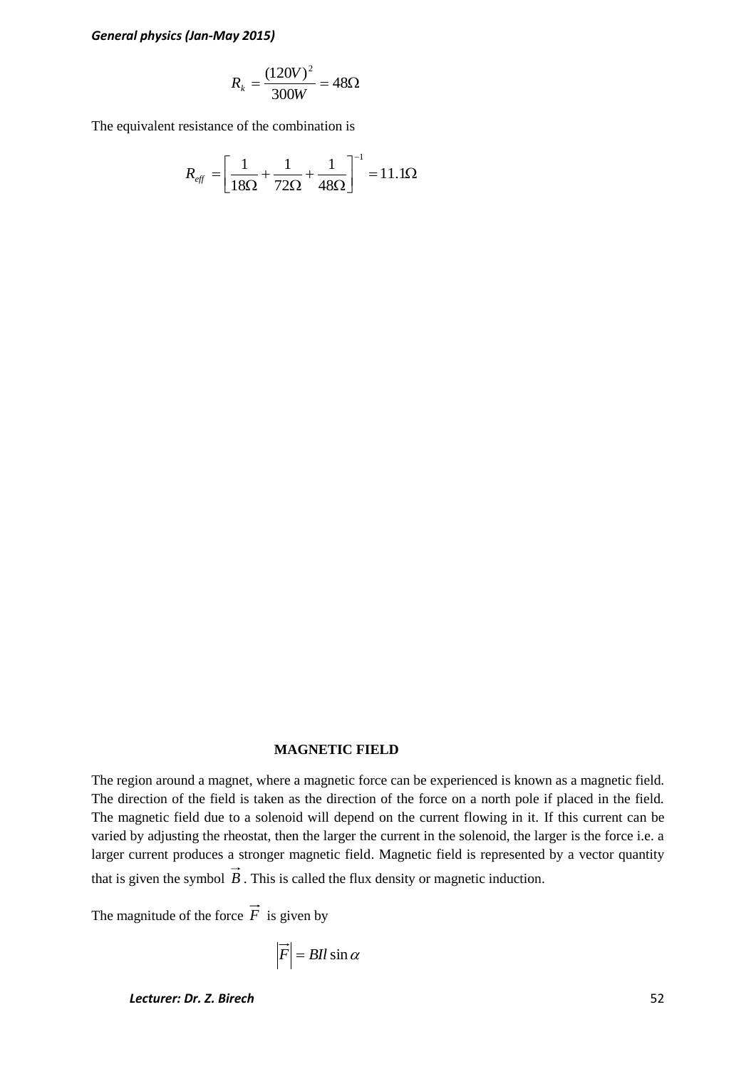$$R_k = \frac{(120V)^2}{300W} = 48\Omega$$

The equivalent resistance of the combination is

$$R_{eff} = \left[\frac{1}{18\Omega} + \frac{1}{72\Omega} + \frac{1}{48\Omega}\right]^{-1} = 11.1\Omega$$

## MAGNETIC FIELD

The region around a magnet, where a magnetic force can be experienced is known as a magnetic field. The direction of the field is taken as the direction of the force on a north pole if placed in the field. The magnetic field due to a solenoid will depend on the current flowing in it. If this current can be varied by adjusting the rheostat, then the larger the current in the solenoid, the larger is the force i.e. a larger current produces a stronger magnetic field. Magnetic field is represented by a vector quantity that is given the symbol $\vec{B}$. This is called the flux density or magnetic induction.

The magnitude of the force $\vec{F}$ is given by

$$\left|\vec{F}\right| = BIl \sin\alpha$$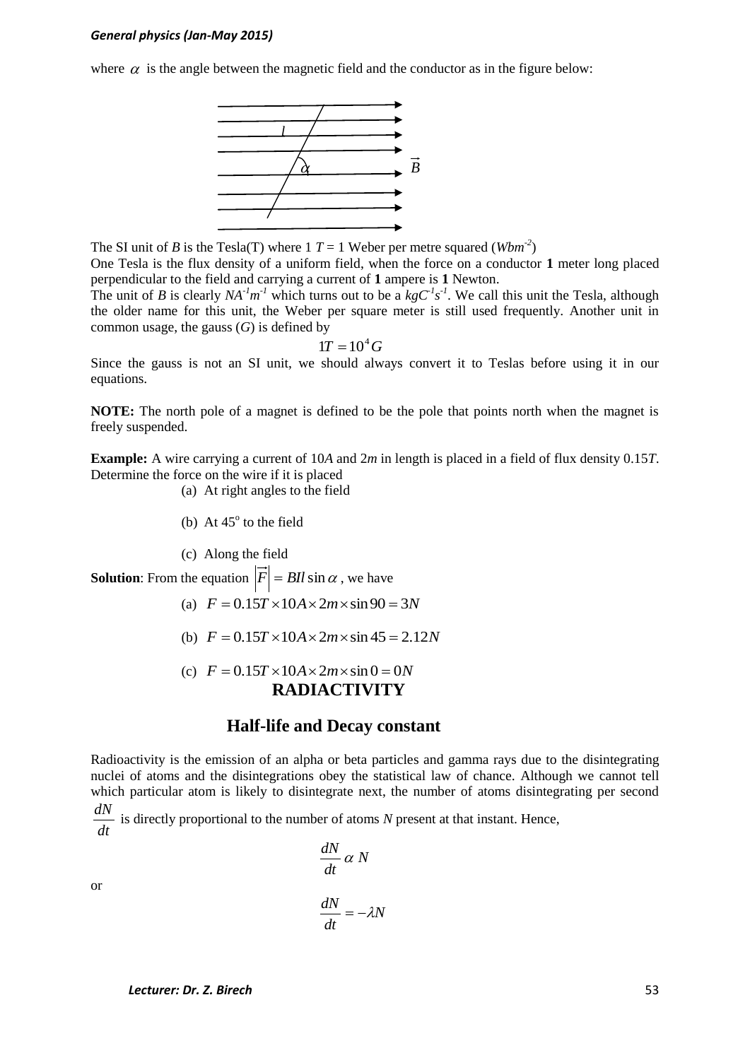where $\alpha$ is the angle between the magnetic field and the conductor as in the figure below:

The SI unit of $B$ is the Tesla(T) where 1 $T$ = 1 Weber per metre squared ($Wbm^{-2}$)

One Tesla is the flux density of a uniform field, when the force on a conductor **1** meter long placed perpendicular to the field and carrying a current of **1** ampere is **1** Newton.

The unit of $B$ is clearly $NA^{-1}m^{-1}$ which turns out to be a $kgC^{-1}s^{-1}$. We call this unit the Tesla, although the older name for this unit, the Weber per square meter is still used frequently. Another unit in common usage, the gauss ($G$) is defined by

$$1T = 10^4 G$$

Since the gauss is not an SI unit, we should always convert it to Teslas before using it in our equations.

**NOTE:** The north pole of a magnet is defined to be the pole that points north when the magnet is freely suspended.

**Example:** A wire carrying a current of $10A$ and $2m$ in length is placed in a field of flux density $0.15T$. Determine the force on the wire if it is placed

(a) At right angles to the field

(b) At $45^o$ to the field

(c) Along the field

**Solution**: From the equation $\left|\vec{F}\right| = BIl\sin\alpha$, we have

(a) $F = 0.15T \times 10A \times 2m \times \sin 90 = 3N$

(b) $F = 0.15T \times 10A \times 2m \times \sin 45 = 2.12N$

(c) $F = 0.15T \times 10A \times 2m \times \sin 0 = 0N$

# RADIACTIVITY

## Half-life and Decay constant

Radioactivity is the emission of an alpha or beta particles and gamma rays due to the disintegrating nuclei of atoms and the disintegrations obey the statistical law of chance. Although we cannot tell which particular atom is likely to disintegrate next, the number of atoms disintegrating per second $\frac{dN}{dt}$ is directly proportional to the number of atoms $N$ present at that instant. Hence,

$$\frac{dN}{dt} \propto N$$

or

$$\frac{dN}{dt} = -\lambda N$$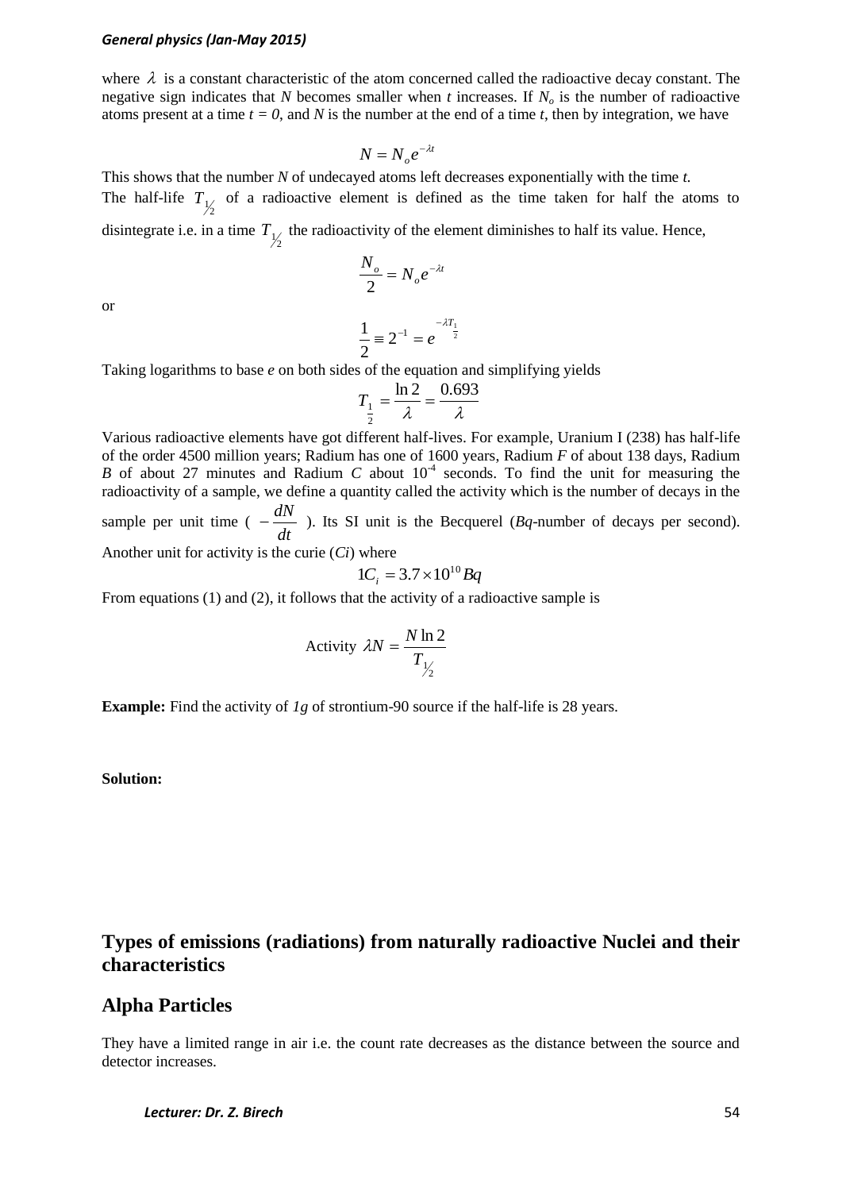where $\lambda$ is a constant characteristic of the atom concerned called the radioactive decay constant. The negative sign indicates that $N$ becomes smaller when $t$ increases. If $N_o$ is the number of radioactive atoms present at a time $t = 0$, and $N$ is the number at the end of a time $t$, then by integration, we have

$$N = N_o e^{-\lambda t}$$

This shows that the number $N$ of undecayed atoms left decreases exponentially with the time $t$.

The half-life $T_{1/2}$ of a radioactive element is defined as the time taken for half the atoms to disintegrate i.e. in a time $T_{1/2}$ the radioactivity of the element diminishes to half its value. Hence,

$$\frac{N_o}{2} = N_o e^{-\lambda t}$$

or

$$\frac{1}{2} \equiv 2^{-1} = e^{-\lambda T_{\frac{1}{2}}}$$

Taking logarithms to base $e$ on both sides of the equation and simplifying yields

$$T_{\frac{1}{2}} = \frac{\ln 2}{\lambda} = \frac{0.693}{\lambda}$$

Various radioactive elements have got different half-lives. For example, Uranium I (238) has half-life of the order 4500 million years; Radium has one of 1600 years, Radium $F$ of about 138 days, Radium $B$ of about 27 minutes and Radium $C$ about $10^{-4}$ seconds. To find the unit for measuring the radioactivity of a sample, we define a quantity called the activity which is the number of decays in the sample per unit time ( $-\frac{dN}{dt}$ ). Its SI unit is the Becquerel (*Bq*-number of decays per second). Another unit for activity is the curie (*Ci*) where

$$1C_i = 3.7 \times 10^{10} Bq$$

From equations (1) and (2), it follows that the activity of a radioactive sample is

$$\text{Activity } \lambda N = \frac{N \ln 2}{T_{1/2}}$$

**Example:** Find the activity of *1g* of strontium-90 source if the half-life is 28 years.

**Solution:**

## Types of emissions (radiations) from naturally radioactive Nuclei and their characteristics

## Alpha Particles

They have a limited range in air i.e. the count rate decreases as the distance between the source and detector increases.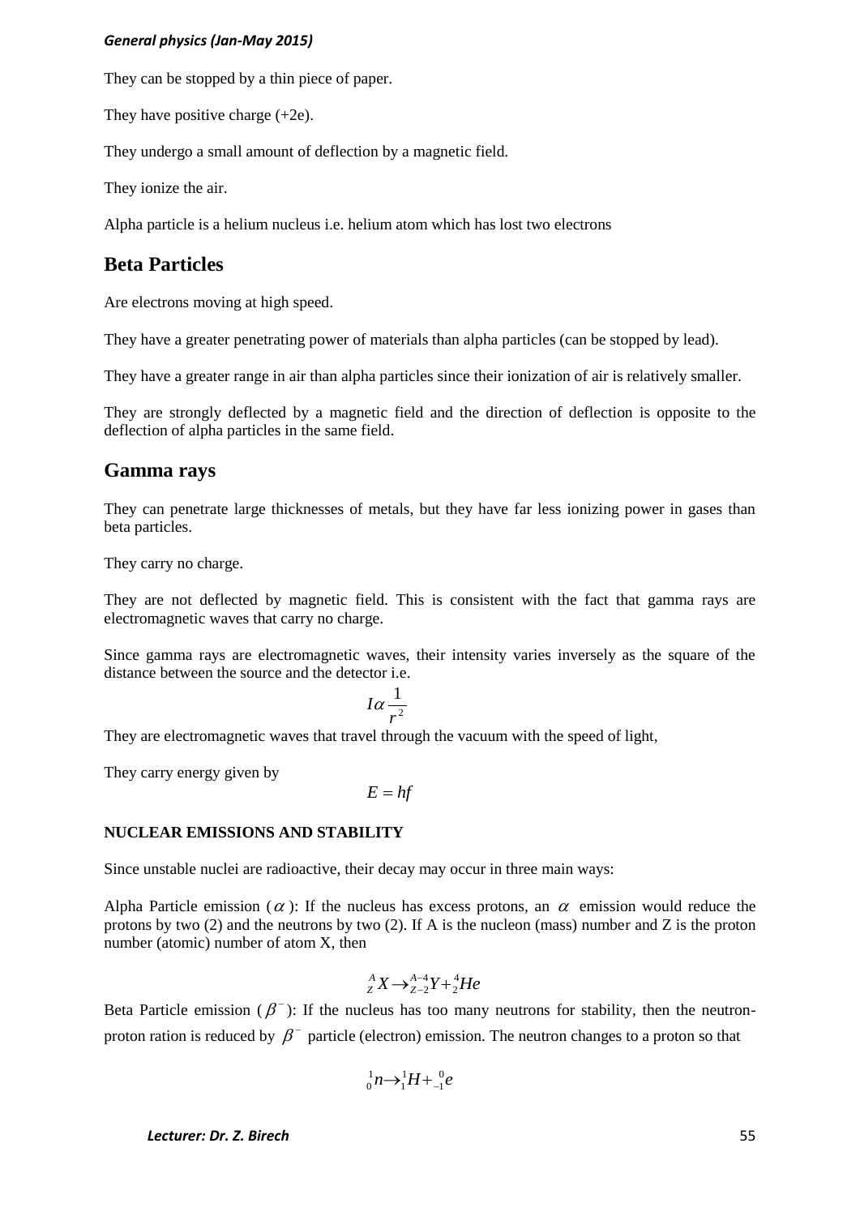They can be stopped by a thin piece of paper.

They have positive charge (+2e).

They undergo a small amount of deflection by a magnetic field.

They ionize the air.

Alpha particle is a helium nucleus i.e. helium atom which has lost two electrons

## Beta Particles

Are electrons moving at high speed.

They have a greater penetrating power of materials than alpha particles (can be stopped by lead).

They have a greater range in air than alpha particles since their ionization of air is relatively smaller.

They are strongly deflected by a magnetic field and the direction of deflection is opposite to the deflection of alpha particles in the same field.

## Gamma rays

They can penetrate large thicknesses of metals, but they have far less ionizing power in gases than beta particles.

They carry no charge.

They are not deflected by magnetic field. This is consistent with the fact that gamma rays are electromagnetic waves that carry no charge.

Since gamma rays are electromagnetic waves, their intensity varies inversely as the square of the distance between the source and the detector i.e.

$$I \alpha \frac{1}{r^2}$$

They are electromagnetic waves that travel through the vacuum with the speed of light,

They carry energy given by

$$E = hf$$

**NUCLEAR EMISSIONS AND STABILITY**

Since unstable nuclei are radioactive, their decay may occur in three main ways:

Alpha Particle emission ($\alpha$): If the nucleus has excess protons, an $\alpha$ emission would reduce the protons by two (2) and the neutrons by two (2). If A is the nucleon (mass) number and Z is the proton number (atomic) number of atom X, then

$${}^{A}_{Z}X \rightarrow {}^{A-4}_{Z-2}Y + {}^{4}_{2}He$$

Beta Particle emission ($\beta^-$): If the nucleus has too many neutrons for stability, then the neutron-proton ration is reduced by $\beta^-$ particle (electron) emission. The neutron changes to a proton so that

$${}^{1}_{0}n \rightarrow {}^{1}_{1}H + {}^{0}_{-1}e$$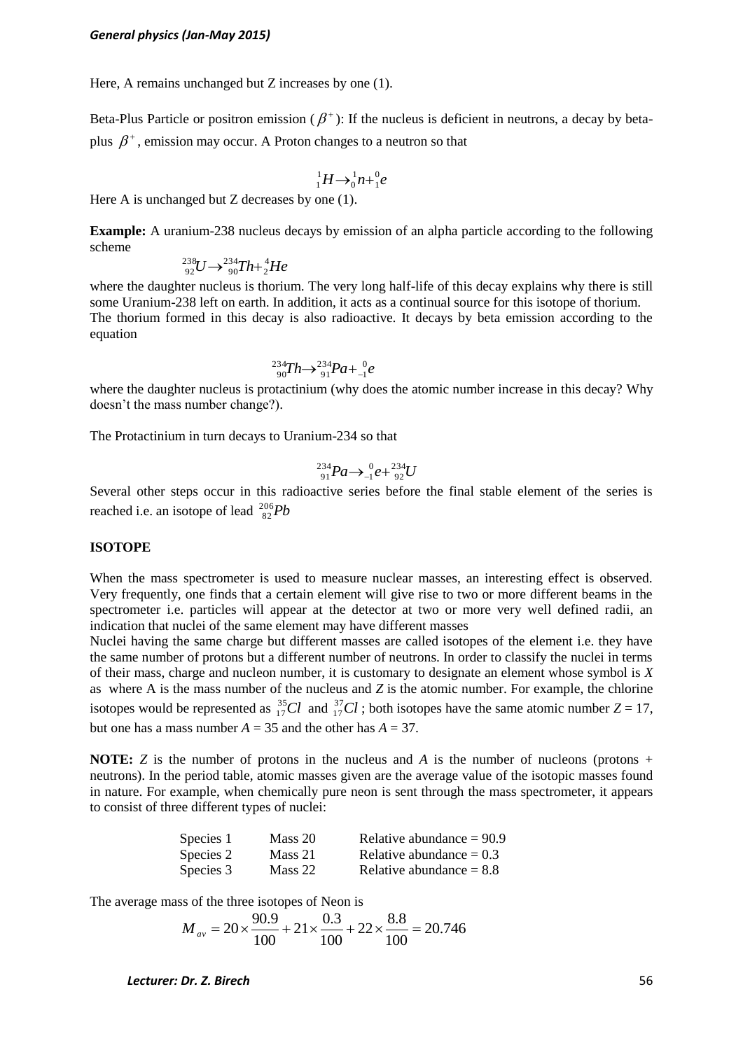Here, A remains unchanged but Z increases by one (1).

Beta-Plus Particle or positron emission ($\beta^+$): If the nucleus is deficient in neutrons, a decay by beta-plus $\beta^+$, emission may occur. A Proton changes to a neutron so that

$$^{1}_{1}H \rightarrow ^{1}_{0}n + ^{0}_{1}e$$

Here A is unchanged but Z decreases by one (1).

**Example:** A uranium-238 nucleus decays by emission of an alpha particle according to the following scheme

$$^{238}_{92}U \rightarrow ^{234}_{90}Th + ^{4}_{2}He$$

where the daughter nucleus is thorium. The very long half-life of this decay explains why there is still some Uranium-238 left on earth. In addition, it acts as a continual source for this isotope of thorium.
The thorium formed in this decay is also radioactive. It decays by beta emission according to the equation

$$^{234}_{90}Th \rightarrow ^{234}_{91}Pa + ^{0}_{-1}e$$

where the daughter nucleus is protactinium (why does the atomic number increase in this decay? Why doesn't the mass number change?).

The Protactinium in turn decays to Uranium-234 so that

$$^{234}_{91}Pa \rightarrow ^{0}_{-1}e + ^{234}_{92}U$$

Several other steps occur in this radioactive series before the final stable element of the series is reached i.e. an isotope of lead $^{206}_{82}Pb$

**ISOTOPE**

When the mass spectrometer is used to measure nuclear masses, an interesting effect is observed. Very frequently, one finds that a certain element will give rise to two or more different beams in the spectrometer i.e. particles will appear at the detector at two or more very well defined radii, an indication that nuclei of the same element may have different masses
Nuclei having the same charge but different masses are called isotopes of the element i.e. they have the same number of protons but a different number of neutrons. In order to classify the nuclei in terms of their mass, charge and nucleon number, it is customary to designate an element whose symbol is *X* as where A is the mass number of the nucleus and *Z* is the atomic number. For example, the chlorine isotopes would be represented as $^{35}_{17}Cl$ and $^{37}_{17}Cl$; both isotopes have the same atomic number $Z = 17$, but one has a mass number $A = 35$ and the other has $A = 37$.

**NOTE:** *Z* is the number of protons in the nucleus and *A* is the number of nucleons (protons + neutrons). In the period table, atomic masses given are the average value of the isotopic masses found in nature. For example, when chemically pure neon is sent through the mass spectrometer, it appears to consist of three different types of nuclei:

| | | |
|---|---|---|
| Species 1 | Mass 20 | Relative abundance = 90.9 |
| Species 2 | Mass 21 | Relative abundance = 0.3 |
| Species 3 | Mass 22 | Relative abundance = 8.8 |

The average mass of the three isotopes of Neon is

$$M_{av} = 20 \times \frac{90.9}{100} + 21 \times \frac{0.3}{100} + 22 \times \frac{8.8}{100} = 20.746$$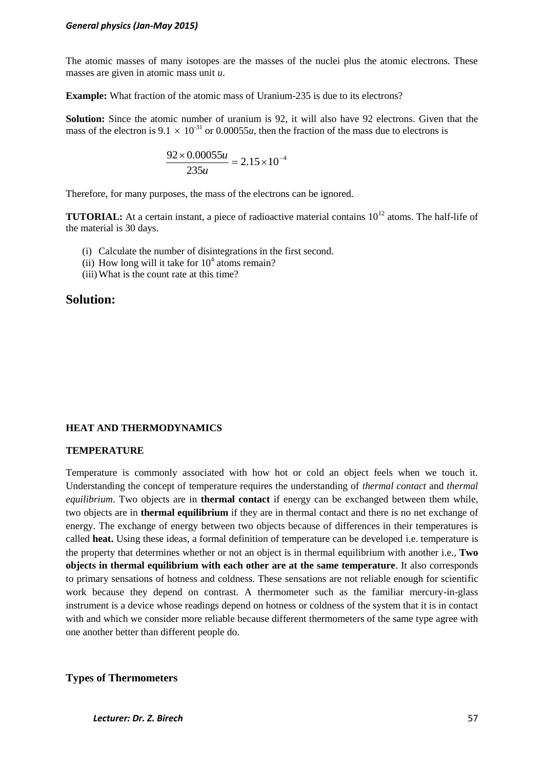The atomic masses of many isotopes are the masses of the nuclei plus the atomic electrons. These masses are given in atomic mass unit *u*.

**Example:** What fraction of the atomic mass of Uranium-235 is due to its electrons?

**Solution:** Since the atomic number of uranium is 92, it will also have 92 electrons. Given that the mass of the electron is $9.1 \times 10^{-31}$ or $0.00055u$, then the fraction of the mass due to electrons is

$$\frac{92 \times 0.00055u}{235u} = 2.15 \times 10^{-4}$$

Therefore, for many purposes, the mass of the electrons can be ignored.

**TUTORIAL:** At a certain instant, a piece of radioactive material contains $10^{12}$ atoms. The half-life of the material is 30 days.

(i) Calculate the number of disintegrations in the first second.
(ii) How long will it take for $10^4$ atoms remain?
(iii) What is the count rate at this time?

## Solution:

**HEAT AND THERMODYNAMICS**

**TEMPERATURE**

Temperature is commonly associated with how hot or cold an object feels when we touch it. Understanding the concept of temperature requires the understanding of *thermal contact* and *thermal equilibrium*. Two objects are in **thermal contact** if energy can be exchanged between them while, two objects are in **thermal equilibrium** if they are in thermal contact and there is no net exchange of energy. The exchange of energy between two objects because of differences in their temperatures is called **heat.** Using these ideas, a formal definition of temperature can be developed i.e. temperature is the property that determines whether or not an object is in thermal equilibrium with another i.e., **Two objects in thermal equilibrium with each other are at the same temperature**. It also corresponds to primary sensations of hotness and coldness. These sensations are not reliable enough for scientific work because they depend on contrast. A thermometer such as the familiar mercury-in-glass instrument is a device whose readings depend on hotness or coldness of the system that it is in contact with and which we consider more reliable because different thermometers of the same type agree with one another better than different people do.

### Types of Thermometers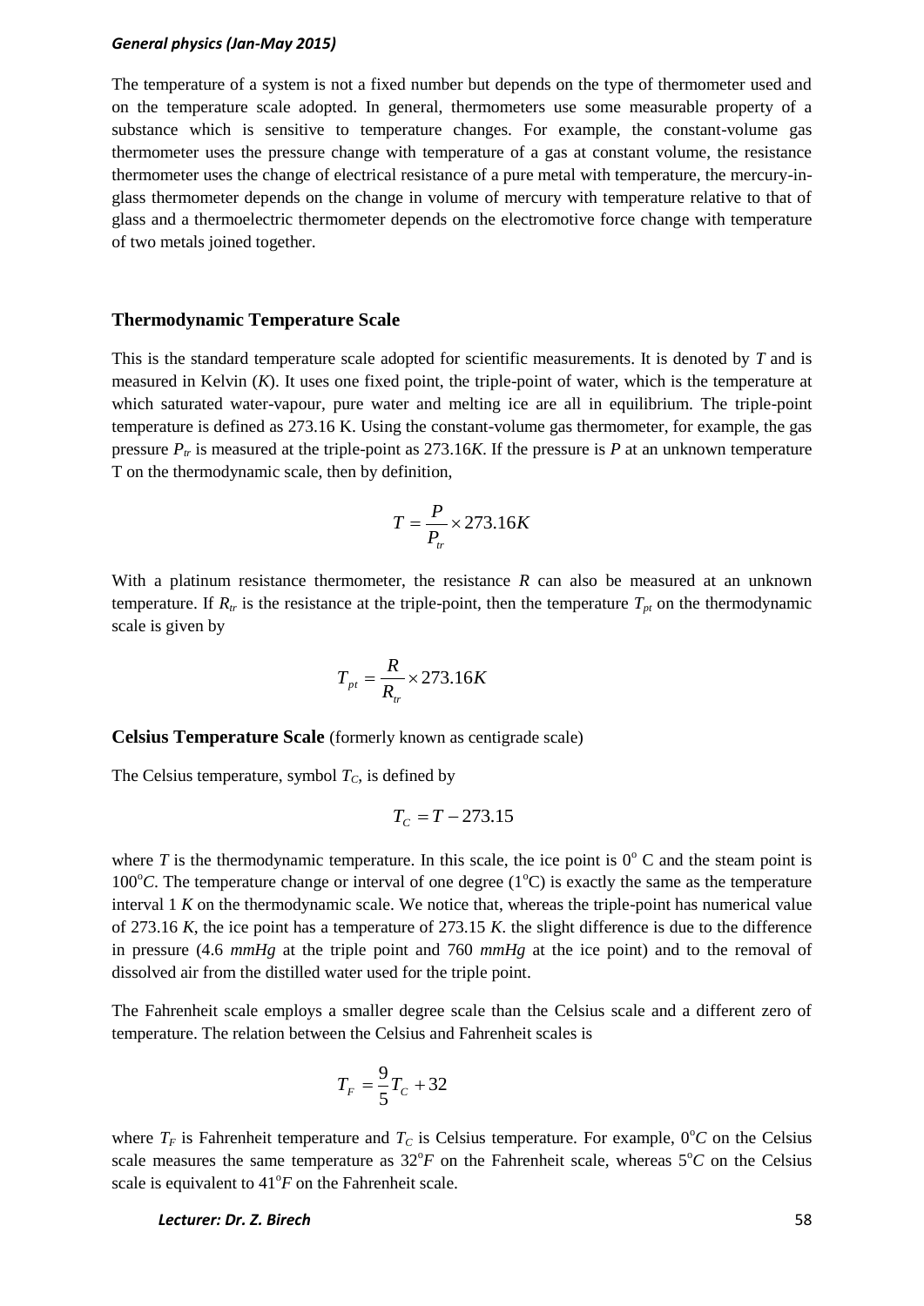The temperature of a system is not a fixed number but depends on the type of thermometer used and on the temperature scale adopted. In general, thermometers use some measurable property of a substance which is sensitive to temperature changes. For example, the constant-volume gas thermometer uses the pressure change with temperature of a gas at constant volume, the resistance thermometer uses the change of electrical resistance of a pure metal with temperature, the mercury-in-glass thermometer depends on the change in volume of mercury with temperature relative to that of glass and a thermoelectric thermometer depends on the electromotive force change with temperature of two metals joined together.

### Thermodynamic Temperature Scale

This is the standard temperature scale adopted for scientific measurements. It is denoted by $T$ and is measured in Kelvin ($K$). It uses one fixed point, the triple-point of water, which is the temperature at which saturated water-vapour, pure water and melting ice are all in equilibrium. The triple-point temperature is defined as 273.16 K. Using the constant-volume gas thermometer, for example, the gas pressure $P_{tr}$ is measured at the triple-point as 273.16$K$. If the pressure is $P$ at an unknown temperature T on the thermodynamic scale, then by definition,

$$T = \frac{P}{P_{tr}} \times 273.16K$$

With a platinum resistance thermometer, the resistance $R$ can also be measured at an unknown temperature. If $R_{tr}$ is the resistance at the triple-point, then the temperature $T_{pt}$ on the thermodynamic scale is given by

$$T_{pt} = \frac{R}{R_{tr}} \times 273.16K$$

**Celsius Temperature Scale** (formerly known as centigrade scale)

The Celsius temperature, symbol $T_C$, is defined by

$$T_C = T - 273.15$$

where $T$ is the thermodynamic temperature. In this scale, the ice point is $0^o$ C and the steam point is $100^oC$. The temperature change or interval of one degree ($1^o$C) is exactly the same as the temperature interval 1 $K$ on the thermodynamic scale. We notice that, whereas the triple-point has numerical value of 273.16 $K$, the ice point has a temperature of 273.15 $K$. the slight difference is due to the difference in pressure (4.6 $mmHg$ at the triple point and 760 $mmHg$ at the ice point) and to the removal of dissolved air from the distilled water used for the triple point.

The Fahrenheit scale employs a smaller degree scale than the Celsius scale and a different zero of temperature. The relation between the Celsius and Fahrenheit scales is

$$T_F = \frac{9}{5}T_C + 32$$

where $T_F$ is Fahrenheit temperature and $T_C$ is Celsius temperature. For example, $0^oC$ on the Celsius scale measures the same temperature as $32^oF$ on the Fahrenheit scale, whereas $5^oC$ on the Celsius scale is equivalent to $41^oF$ on the Fahrenheit scale.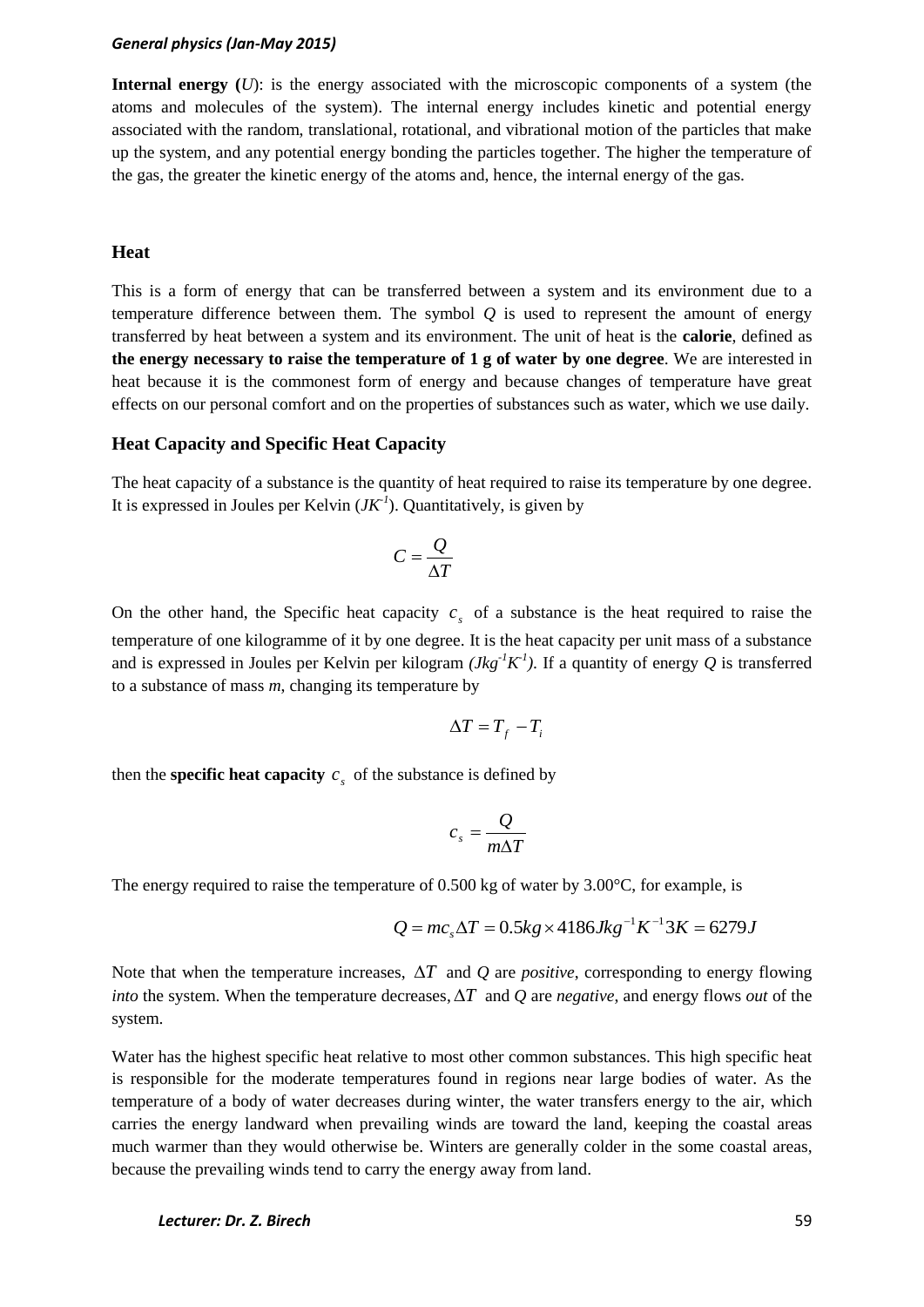**Internal energy (*U*)**: is the energy associated with the microscopic components of a system (the atoms and molecules of the system). The internal energy includes kinetic and potential energy associated with the random, translational, rotational, and vibrational motion of the particles that make up the system, and any potential energy bonding the particles together. The higher the temperature of the gas, the greater the kinetic energy of the atoms and, hence, the internal energy of the gas.

## Heat

This is a form of energy that can be transferred between a system and its environment due to a temperature difference between them. The symbol *Q* is used to represent the amount of energy transferred by heat between a system and its environment. The unit of heat is the **calorie**, defined as **the energy necessary to raise the temperature of 1 g of water by one degree**. We are interested in heat because it is the commonest form of energy and because changes of temperature have great effects on our personal comfort and on the properties of substances such as water, which we use daily.

## Heat Capacity and Specific Heat Capacity

The heat capacity of a substance is the quantity of heat required to raise its temperature by one degree. It is expressed in Joules per Kelvin ($JK^{-1}$). Quantitatively, is given by

$$C = \frac{Q}{\Delta T}$$

On the other hand, the Specific heat capacity $c_s$ of a substance is the heat required to raise the temperature of one kilogramme of it by one degree. It is the heat capacity per unit mass of a substance and is expressed in Joules per Kelvin per kilogram ($Jkg^{-1}K^{-1}$). If a quantity of energy *Q* is transferred to a substance of mass *m*, changing its temperature by

$$\Delta T = T_f - T_i$$

then the **specific heat capacity** $c_s$ of the substance is defined by

$$c_s = \frac{Q}{m\Delta T}$$

The energy required to raise the temperature of 0.500 kg of water by 3.00°C, for example, is

$$Q = mc_s\Delta T = 0.5kg \times 4186Jkg^{-1}K^{-1}3K = 6279J$$

Note that when the temperature increases, $\Delta T$ and *Q* are *positive*, corresponding to energy flowing *into* the system. When the temperature decreases, $\Delta T$ and *Q* are *negative*, and energy flows *out* of the system.

Water has the highest specific heat relative to most other common substances. This high specific heat is responsible for the moderate temperatures found in regions near large bodies of water. As the temperature of a body of water decreases during winter, the water transfers energy to the air, which carries the energy landward when prevailing winds are toward the land, keeping the coastal areas much warmer than they would otherwise be. Winters are generally colder in the some coastal areas, because the prevailing winds tend to carry the energy away from land.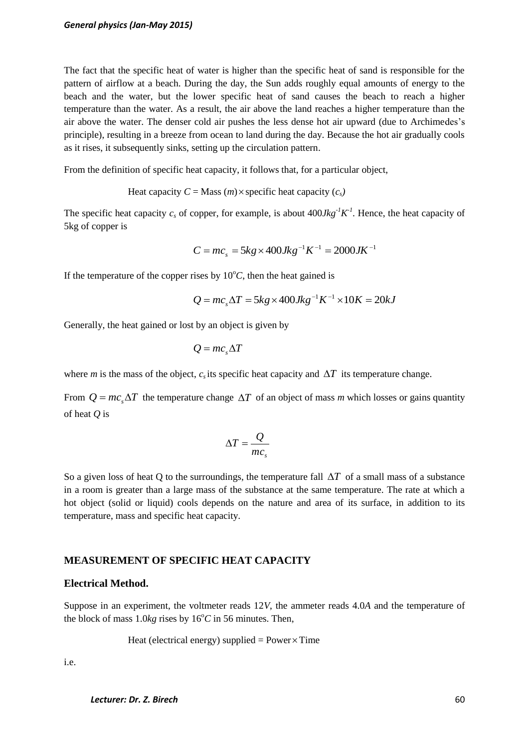The fact that the specific heat of water is higher than the specific heat of sand is responsible for the pattern of airflow at a beach. During the day, the Sun adds roughly equal amounts of energy to the beach and the water, but the lower specific heat of sand causes the beach to reach a higher temperature than the water. As a result, the air above the land reaches a higher temperature than the air above the water. The denser cold air pushes the less dense hot air upward (due to Archimedes's principle), resulting in a breeze from ocean to land during the day. Because the hot air gradually cools as it rises, it subsequently sinks, setting up the circulation pattern.

From the definition of specific heat capacity, it follows that, for a particular object,

Heat capacity $C$ = Mass ($m$)$\times$specific heat capacity ($c_s$)

The specific heat capacity $c_s$ of copper, for example, is about $400Jkg^{-1}K^{-1}$. Hence, the heat capacity of 5kg of copper is

$$C = mc_s = 5kg \times 400Jkg^{-1}K^{-1} = 2000JK^{-1}$$

If the temperature of the copper rises by $10^oC$, then the heat gained is

$$Q = mc_s\Delta T = 5kg \times 400Jkg^{-1}K^{-1} \times 10K = 20kJ$$

Generally, the heat gained or lost by an object is given by

$$Q = mc_s\Delta T$$

where $m$ is the mass of the object, $c_s$ its specific heat capacity and $\Delta T$ its temperature change.

From $Q = mc_s\Delta T$ the temperature change $\Delta T$ of an object of mass $m$ which losses or gains quantity of heat $Q$ is

$$\Delta T = \frac{Q}{mc_s}$$

So a given loss of heat Q to the surroundings, the temperature fall $\Delta T$ of a small mass of a substance in a room is greater than a large mass of the substance at the same temperature. The rate at which a hot object (solid or liquid) cools depends on the nature and area of its surface, in addition to its temperature, mass and specific heat capacity.

## MEASUREMENT OF SPECIFIC HEAT CAPACITY

### Electrical Method.

Suppose in an experiment, the voltmeter reads $12V$, the ammeter reads $4.0A$ and the temperature of the block of mass $1.0kg$ rises by $16^oC$ in 56 minutes. Then,

Heat (electrical energy) supplied = Power$\times$Time

i.e.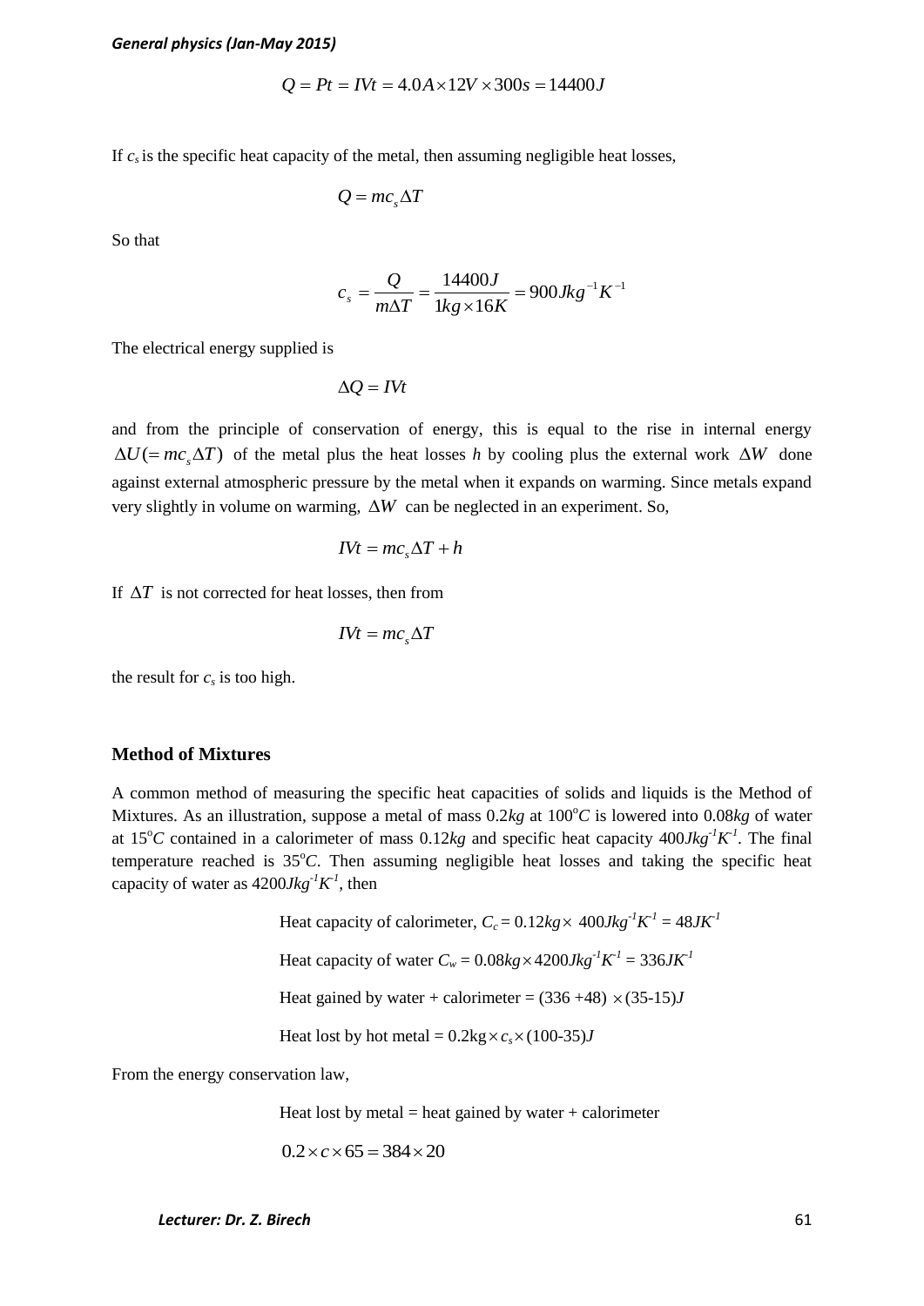$$Q = Pt = IVt = 4.0A \times 12V \times 300s = 14400J$$

If $c_s$ is the specific heat capacity of the metal, then assuming negligible heat losses,

$$Q = mc_s \Delta T$$

So that

$$c_s = \frac{Q}{m\Delta T} = \frac{14400J}{1kg \times 16K} = 900Jkg^{-1}K^{-1}$$

The electrical energy supplied is

$$\Delta Q = IVt$$

and from the principle of conservation of energy, this is equal to the rise in internal energy $\Delta U (= mc_s \Delta T)$ of the metal plus the heat losses $h$ by cooling plus the external work $\Delta W$ done against external atmospheric pressure by the metal when it expands on warming. Since metals expand very slightly in volume on warming, $\Delta W$ can be neglected in an experiment. So,

$$IVt = mc_s \Delta T + h$$

If $\Delta T$ is not corrected for heat losses, then from

$$IVt = mc_s \Delta T$$

the result for $c_s$ is too high.

## Method of Mixtures

A common method of measuring the specific heat capacities of solids and liquids is the Method of Mixtures. As an illustration, suppose a metal of mass $0.2kg$ at $100^oC$ is lowered into $0.08kg$ of water at $15^oC$ contained in a calorimeter of mass $0.12kg$ and specific heat capacity $400Jkg^{-1}K^{-1}$. The final temperature reached is $35^oC$. Then assuming negligible heat losses and taking the specific heat capacity of water as $4200Jkg^{-1}K^{-1}$, then

Heat capacity of calorimeter, $C_c = 0.12kg \times 400Jkg^{-1}K^{-1} = 48JK^{-1}$

Heat capacity of water $C_w = 0.08kg \times 4200Jkg^{-1}K^{-1} = 336JK^{-1}$

Heat gained by water + calorimeter = $(336 + 48) \times (35\text{-}15)J$

Heat lost by hot metal = $0.2\text{kg} \times c_s \times (100\text{-}35)J$

From the energy conservation law,

Heat lost by metal = heat gained by water + calorimeter

$$0.2 \times c \times 65 = 384 \times 20$$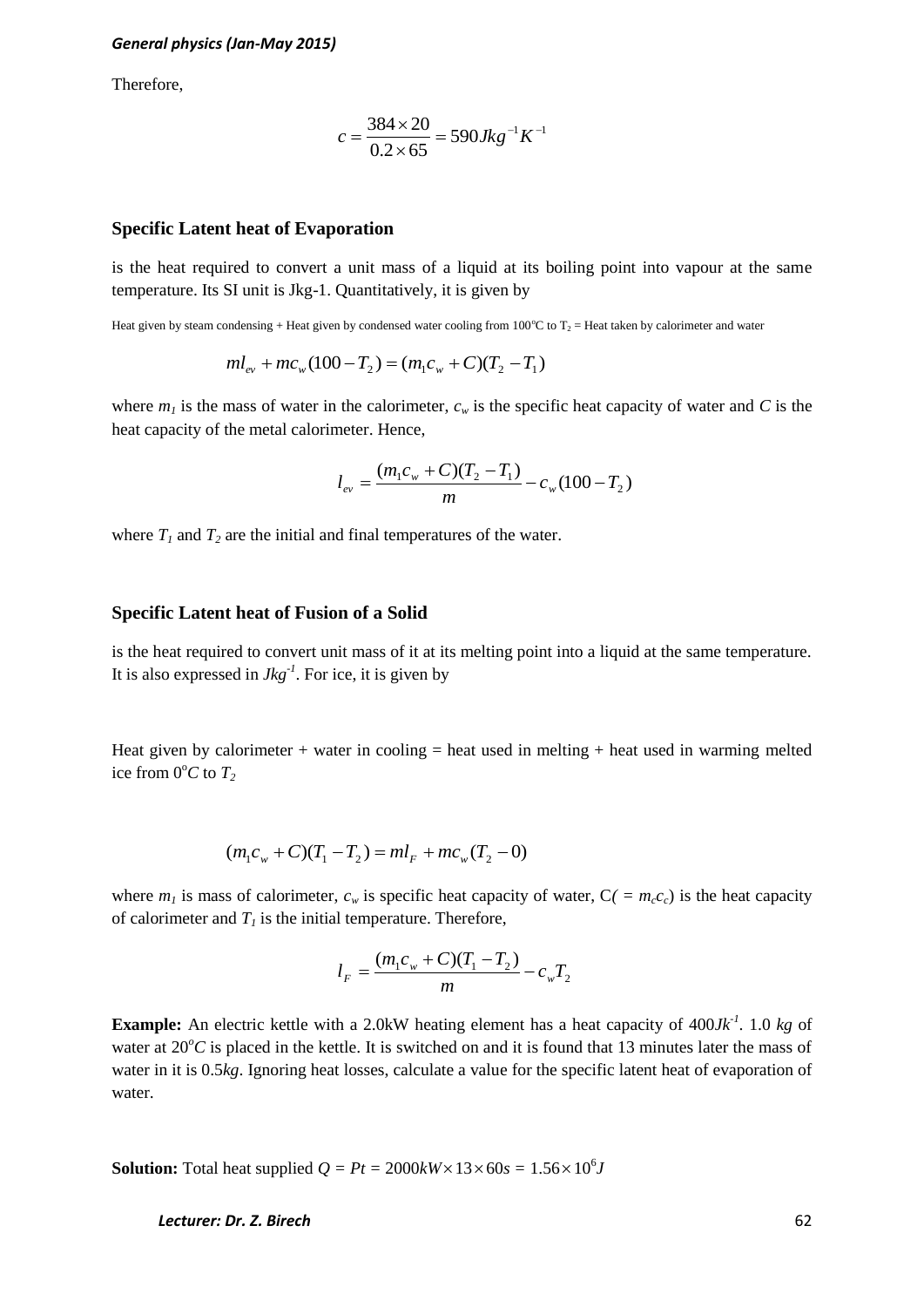Therefore,

$$c = \frac{384 \times 20}{0.2 \times 65} = 590 Jkg^{-1}K^{-1}$$

### Specific Latent heat of Evaporation

is the heat required to convert a unit mass of a liquid at its boiling point into vapour at the same temperature. Its SI unit is Jkg-1. Quantitatively, it is given by

Heat given by steam condensing + Heat given by condensed water cooling from 100°C to $T_2$ = Heat taken by calorimeter and water

$$ml_{ev} + mc_w(100 - T_2) = (m_1c_w + C)(T_2 - T_1)$$

where $m_1$ is the mass of water in the calorimeter, $c_w$ is the specific heat capacity of water and $C$ is the heat capacity of the metal calorimeter. Hence,

$$l_{ev} = \frac{(m_1c_w + C)(T_2 - T_1)}{m} - c_w(100 - T_2)$$

where $T_1$ and $T_2$ are the initial and final temperatures of the water.

### Specific Latent heat of Fusion of a Solid

is the heat required to convert unit mass of it at its melting point into a liquid at the same temperature. It is also expressed in $Jkg^{-1}$. For ice, it is given by

Heat given by calorimeter + water in cooling = heat used in melting + heat used in warming melted ice from $0^oC$ to $T_2$

$$(m_1c_w + C)(T_1 - T_2) = ml_F + mc_w(T_2 - 0)$$

where $m_1$ is mass of calorimeter, $c_w$ is specific heat capacity of water, C$( = m_cc_c)$ is the heat capacity of calorimeter and $T_1$ is the initial temperature. Therefore,

$$l_F = \frac{(m_1c_w + C)(T_1 - T_2)}{m} - c_wT_2$$

**Example:** An electric kettle with a 2.0kW heating element has a heat capacity of $400Jk^{-1}$. 1.0 $kg$ of water at $20^oC$ is placed in the kettle. It is switched on and it is found that 13 minutes later the mass of water in it is 0.5$kg$. Ignoring heat losses, calculate a value for the specific latent heat of evaporation of water.

**Solution:** Total heat supplied $Q = Pt = 2000kW \times 13 \times 60s = 1.56 \times 10^6 J$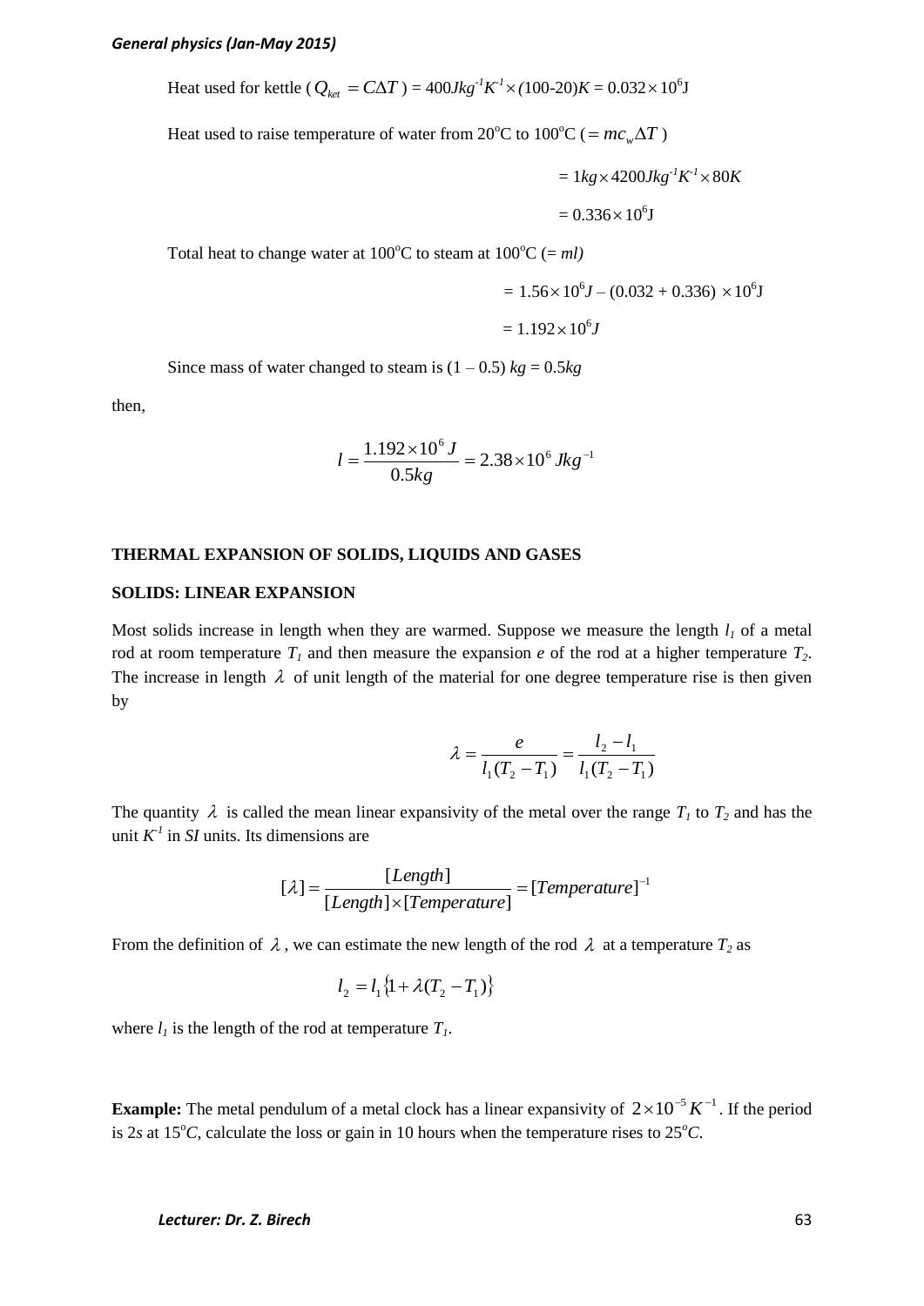Heat used for kettle ( $Q_{ket} = C\Delta T$ ) = $400 Jkg^{-1}K^{-1} \times (100\text{-}20)K = 0.032 \times 10^6$J

Heat used to raise temperature of water from 20°C to 100°C ( $= mc_w \Delta T$ )

$$= 1kg \times 4200 Jkg^{-1}K^{-1} \times 80K$$

$$= 0.336 \times 10^6 \text{J}$$

Total heat to change water at 100°C to steam at 100°C (= *ml)*

$$= 1.56 \times 10^6 J - (0.032 + 0.336) \times 10^6 \text{J}$$

$$= 1.192 \times 10^6 J$$

Since mass of water changed to steam is $(1 - 0.5)\ kg = 0.5kg$

then,

$$l = \frac{1.192 \times 10^6 J}{0.5kg} = 2.38 \times 10^6 Jkg^{-1}$$

**THERMAL EXPANSION OF SOLIDS, LIQUIDS AND GASES**

**SOLIDS: LINEAR EXPANSION**

Most solids increase in length when they are warmed. Suppose we measure the length $l_1$ of a metal rod at room temperature $T_1$ and then measure the expansion $e$ of the rod at a higher temperature $T_2$. The increase in length $\lambda$ of unit length of the material for one degree temperature rise is then given by

$$\lambda = \frac{e}{l_1(T_2 - T_1)} = \frac{l_2 - l_1}{l_1(T_2 - T_1)}$$

The quantity $\lambda$ is called the mean linear expansivity of the metal over the range $T_1$ to $T_2$ and has the unit $K^{-1}$ in *SI* units. Its dimensions are

$$[\lambda] = \frac{[Length]}{[Length] \times [Temperature]} = [Temperature]^{-1}$$

From the definition of $\lambda$, we can estimate the new length of the rod $\lambda$ at a temperature $T_2$ as

$$l_2 = l_1\{1 + \lambda(T_2 - T_1)\}$$

where $l_1$ is the length of the rod at temperature $T_1$.

**Example:** The metal pendulum of a metal clock has a linear expansivity of $2 \times 10^{-5} K^{-1}$. If the period is 2*s* at 15°*C*, calculate the loss or gain in 10 hours when the temperature rises to 25°*C*.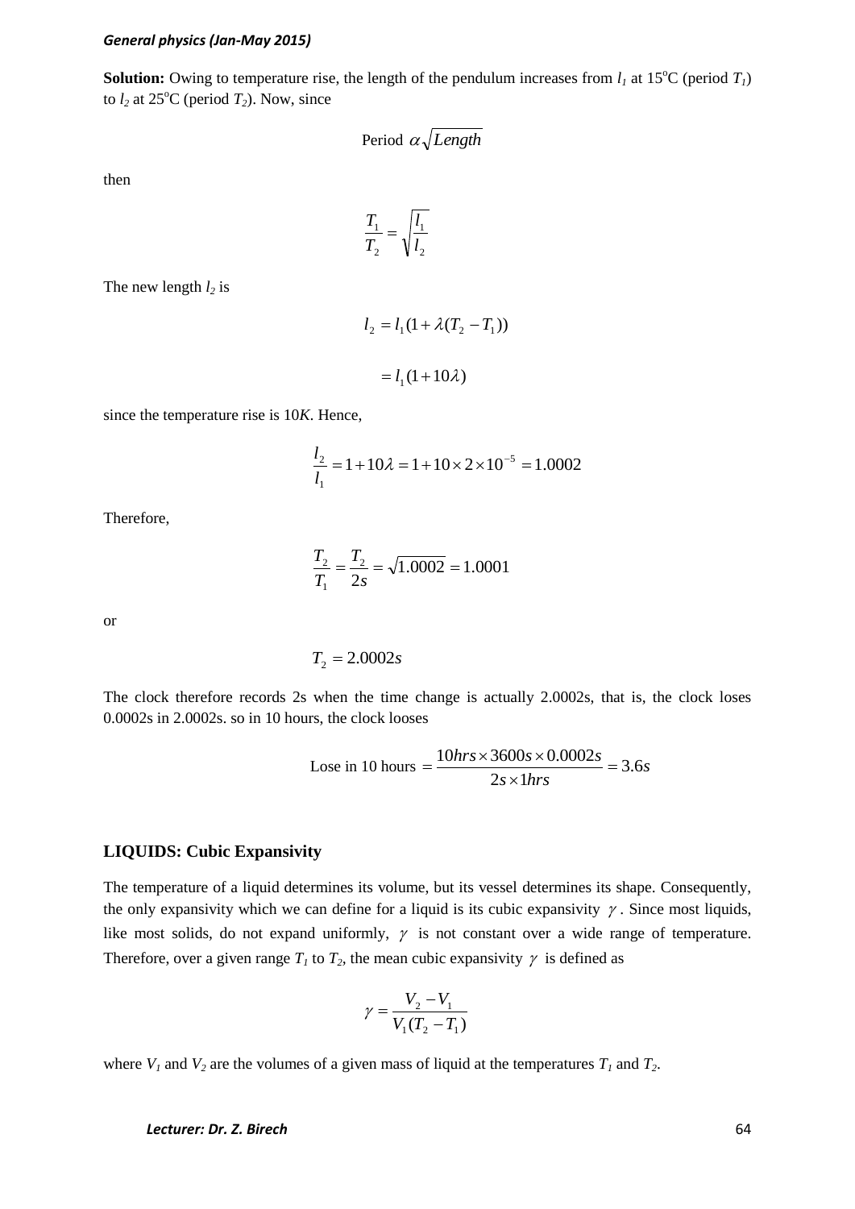**Solution:** Owing to temperature rise, the length of the pendulum increases from $l_1$ at 15°C (period $T_1$) to $l_2$ at 25°C (period $T_2$). Now, since

$$\text{Period } \alpha \sqrt{Length}$$

then

$$\frac{T_1}{T_2} = \sqrt{\frac{l_1}{l_2}}$$

The new length $l_2$ is

$$l_2 = l_1(1 + \lambda(T_2 - T_1))$$

$$= l_1(1 + 10\lambda)$$

since the temperature rise is 10*K*. Hence,

$$\frac{l_2}{l_1} = 1 + 10\lambda = 1 + 10 \times 2 \times 10^{-5} = 1.0002$$

Therefore,

$$\frac{T_2}{T_1} = \frac{T_2}{2s} = \sqrt{1.0002} = 1.0001$$

or

$$T_2 = 2.0002s$$

The clock therefore records 2s when the time change is actually 2.0002s, that is, the clock loses 0.0002s in 2.0002s. so in 10 hours, the clock looses

$$\text{Lose in 10 hours } = \frac{10hrs \times 3600s \times 0.0002s}{2s \times 1hrs} = 3.6s$$

### LIQUIDS: Cubic Expansivity

The temperature of a liquid determines its volume, but its vessel determines its shape. Consequently, the only expansivity which we can define for a liquid is its cubic expansivity $\gamma$. Since most liquids, like most solids, do not expand uniformly, $\gamma$ is not constant over a wide range of temperature. Therefore, over a given range $T_1$ to $T_2$, the mean cubic expansivity $\gamma$ is defined as

$$\gamma = \frac{V_2 - V_1}{V_1(T_2 - T_1)}$$

where $V_1$ and $V_2$ are the volumes of a given mass of liquid at the temperatures $T_1$ and $T_2$.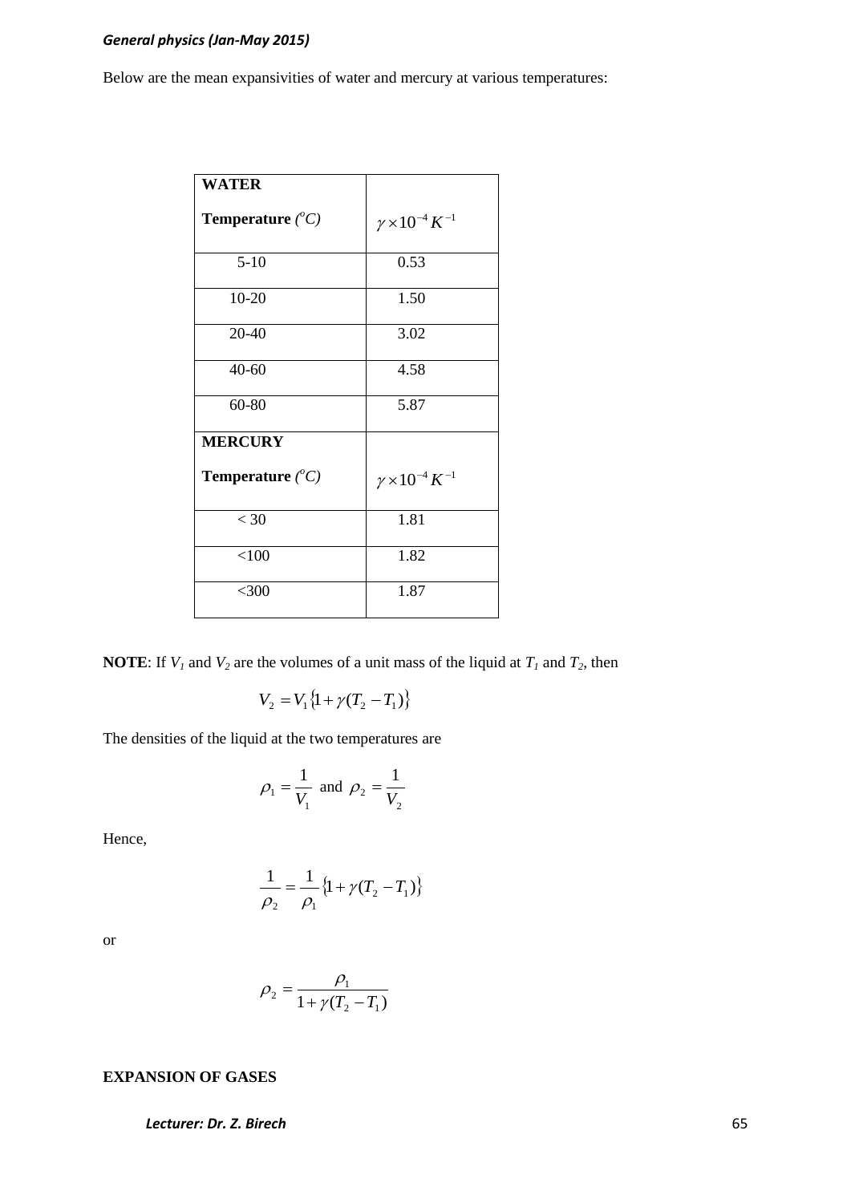Below are the mean expansivities of water and mercury at various temperatures:

| **WATER** Temperature ($^oC$) | $\gamma \times 10^{-4} K^{-1}$ |
|---|---|
| 5-10 | 0.53 |
| 10-20 | 1.50 |
| 20-40 | 3.02 |
| 40-60 | 4.58 |
| 60-80 | 5.87 |
| **MERCURY** Temperature ($^oC$) | $\gamma \times 10^{-4} K^{-1}$ |
| < 30 | 1.81 |
| <100 | 1.82 |
| <300 | 1.87 |

**NOTE**: If $V_1$ and $V_2$ are the volumes of a unit mass of the liquid at $T_1$ and $T_2$, then

$$V_2 = V_1\{1 + \gamma(T_2 - T_1)\}$$

The densities of the liquid at the two temperatures are

$$\rho_1 = \frac{1}{V_1} \text{ and } \rho_2 = \frac{1}{V_2}$$

Hence,

$$\frac{1}{\rho_2} = \frac{1}{\rho_1}\{1 + \gamma(T_2 - T_1)\}$$

or

$$\rho_2 = \frac{\rho_1}{1 + \gamma(T_2 - T_1)}$$

**EXPANSION OF GASES**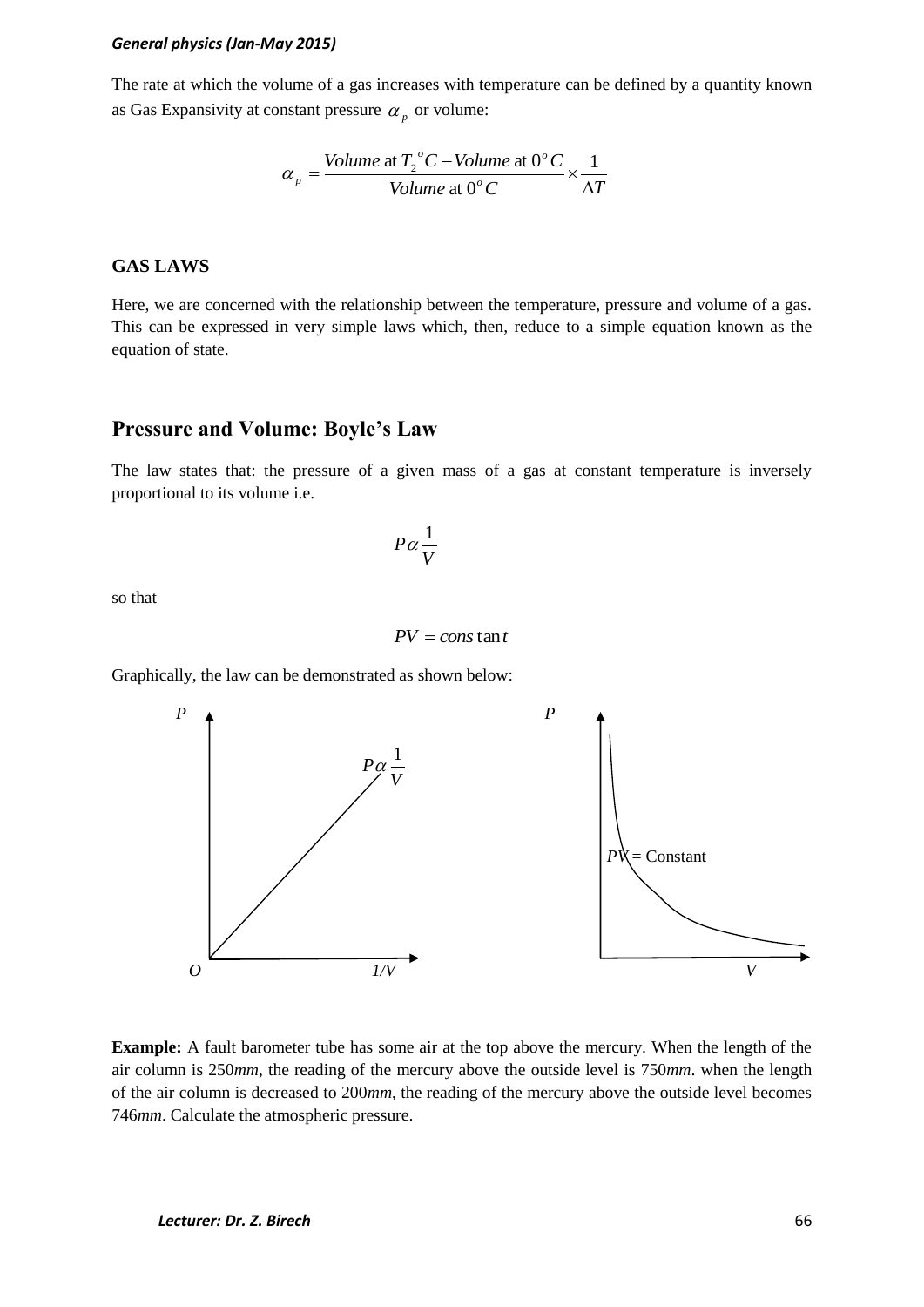The rate at which the volume of a gas increases with temperature can be defined by a quantity known as Gas Expansivity at constant pressure $\alpha_p$ or volume:

$$\alpha_p = \frac{Volume \text{ at } T_2{}^o C - Volume \text{ at } 0^o C}{Volume \text{ at } 0^o C} \times \frac{1}{\Delta T}$$

## GAS LAWS

Here, we are concerned with the relationship between the temperature, pressure and volume of a gas. This can be expressed in very simple laws which, then, reduce to a simple equation known as the equation of state.

## Pressure and Volume: Boyle's Law

The law states that: the pressure of a given mass of a gas at constant temperature is inversely proportional to its volume i.e.

$$P \alpha \frac{1}{V}$$

so that

$$PV = constant$$

Graphically, the law can be demonstrated as shown below:

**Example:** A fault barometer tube has some air at the top above the mercury. When the length of the air column is 250*mm*, the reading of the mercury above the outside level is 750*mm*. when the length of the air column is decreased to 200*mm*, the reading of the mercury above the outside level becomes 746*mm*. Calculate the atmospheric pressure.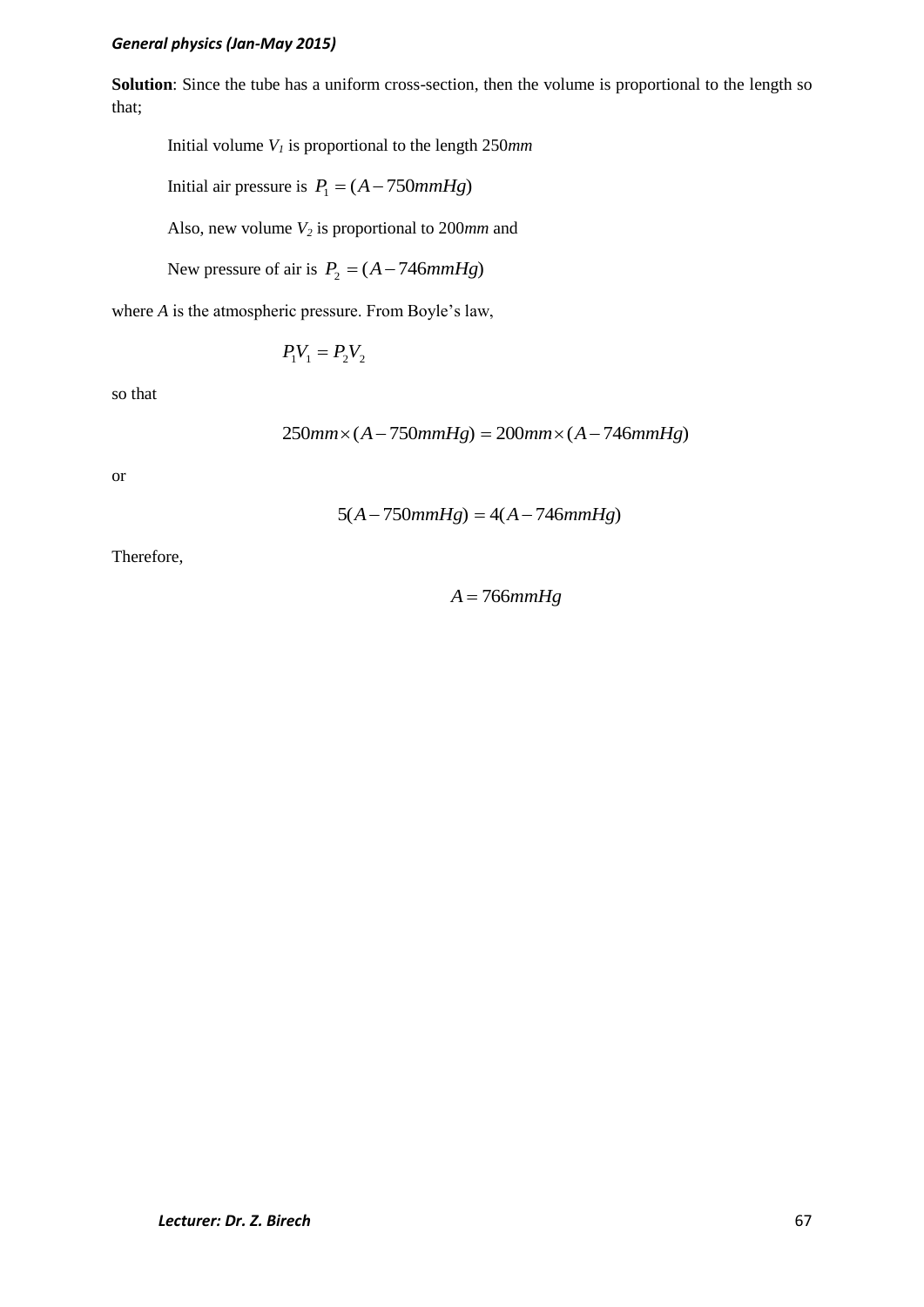**Solution**: Since the tube has a uniform cross-section, then the volume is proportional to the length so that;

Initial volume $V_1$ is proportional to the length 250*mm*

Initial air pressure is $P_1 = (A - 750mmHg)$

Also, new volume $V_2$ is proportional to 200*mm* and

New pressure of air is $P_2 = (A - 746mmHg)$

where *A* is the atmospheric pressure. From Boyle's law,

$$P_1V_1 = P_2V_2$$

so that

$$250mm \times (A - 750mmHg) = 200mm \times (A - 746mmHg)$$

or

$$5(A - 750mmHg) = 4(A - 746mmHg)$$

Therefore,

$$A = 766mmHg$$